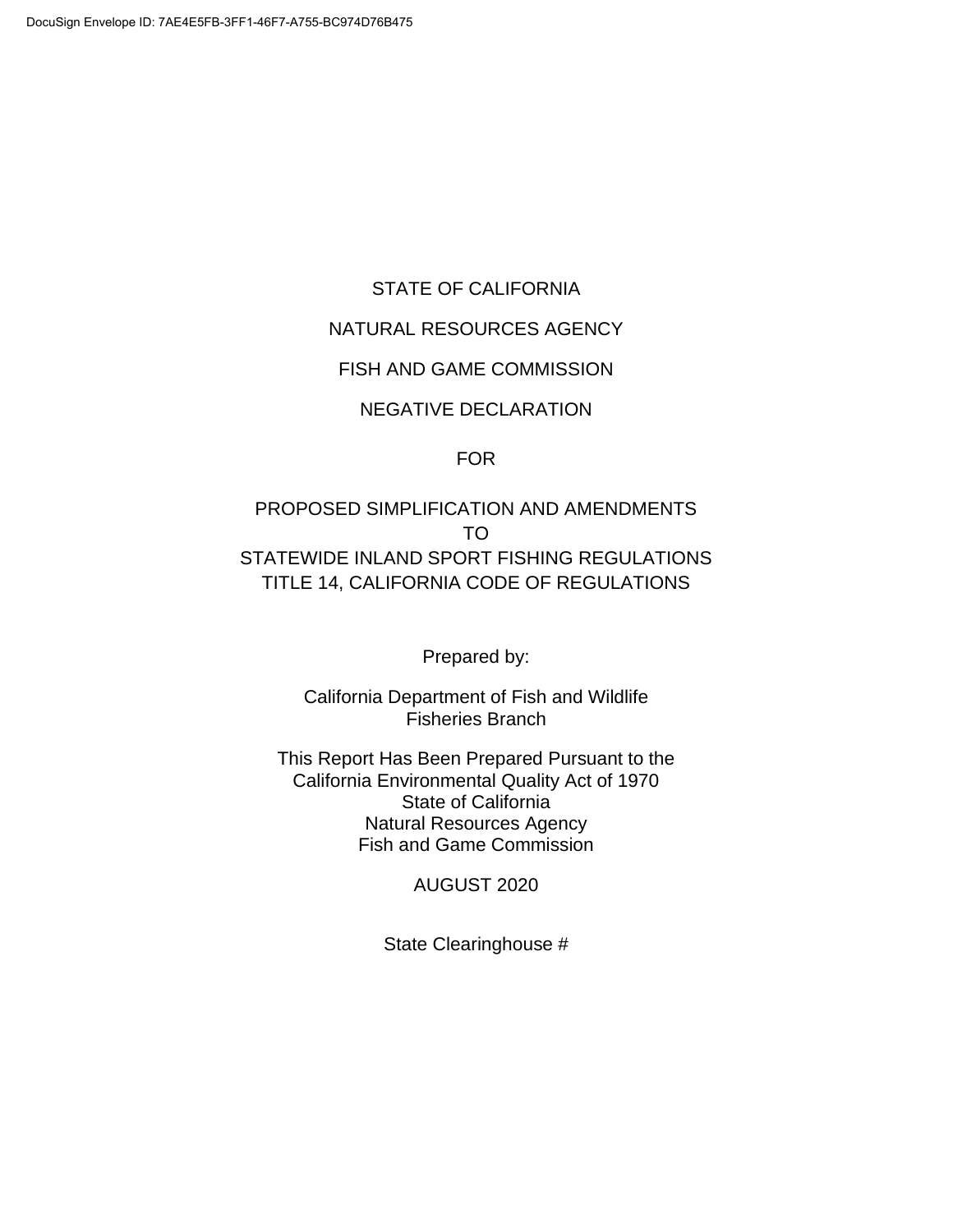DocuSign Envelope ID: 7AE4E5FB-3FF1-46F7-A755-BC974D76B475

# STATE OF CALIFORNIA

# NATURAL RESOURCES AGENCY

# FISH AND GAME COMMISSION

# NEGATIVE DECLARATION

FOR

# PROPOSED SIMPLIFICATION AND AMENDMENTS TO STATEWIDE INLAND SPORT FISHING REGULATIONS TITLE 14, CALIFORNIA CODE OF REGULATIONS

Prepared by:

California Department of Fish and Wildlife
Fisheries Branch

This Report Has Been Prepared Pursuant to the
California Environmental Quality Act of 1970
State of California
Natural Resources Agency
Fish and Game Commission

AUGUST 2020

State Clearinghouse #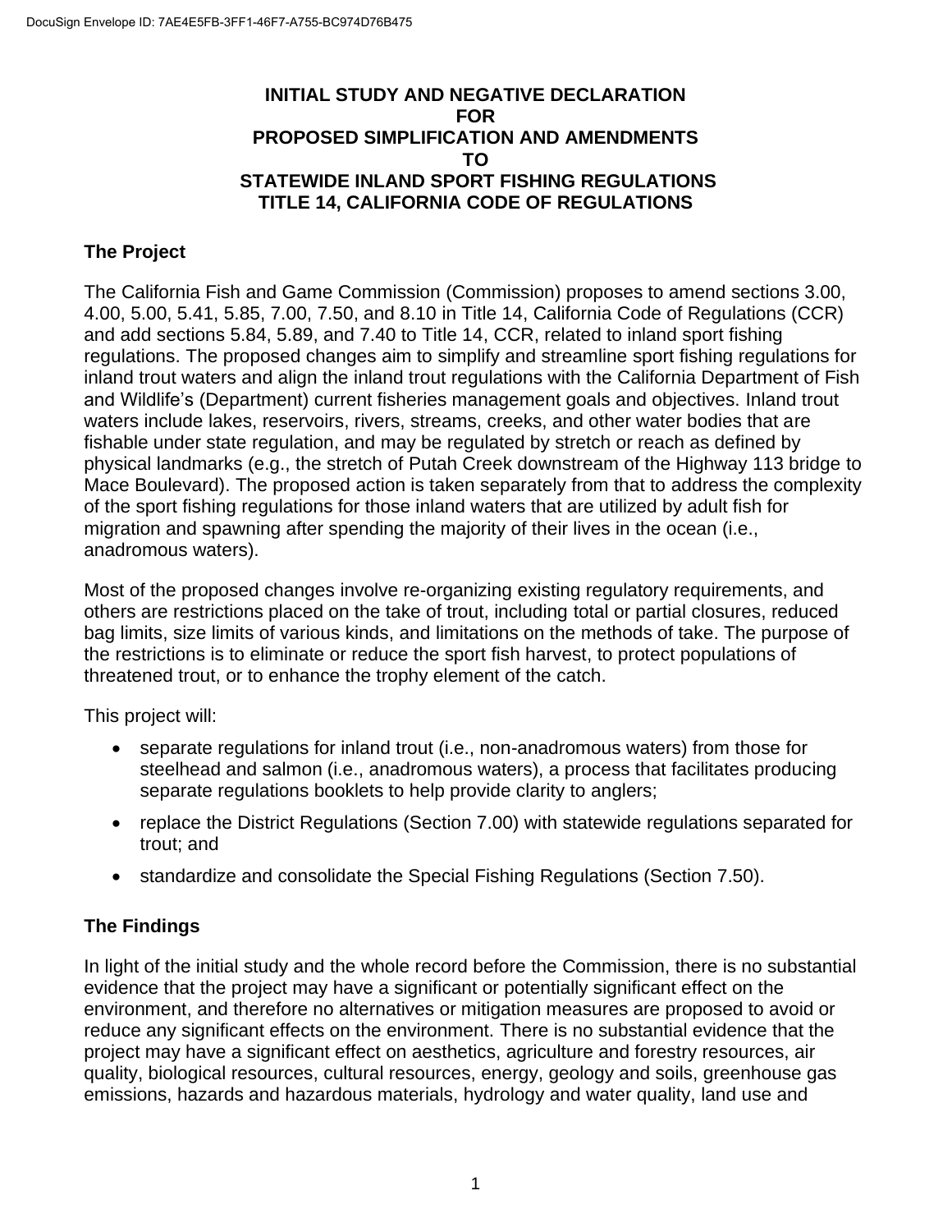# INITIAL STUDY AND NEGATIVE DECLARATION FOR PROPOSED SIMPLIFICATION AND AMENDMENTS TO STATEWIDE INLAND SPORT FISHING REGULATIONS TITLE 14, CALIFORNIA CODE OF REGULATIONS

## The Project

The California Fish and Game Commission (Commission) proposes to amend sections 3.00, 4.00, 5.00, 5.41, 5.85, 7.00, 7.50, and 8.10 in Title 14, California Code of Regulations (CCR) and add sections 5.84, 5.89, and 7.40 to Title 14, CCR, related to inland sport fishing regulations. The proposed changes aim to simplify and streamline sport fishing regulations for inland trout waters and align the inland trout regulations with the California Department of Fish and Wildlife's (Department) current fisheries management goals and objectives. Inland trout waters include lakes, reservoirs, rivers, streams, creeks, and other water bodies that are fishable under state regulation, and may be regulated by stretch or reach as defined by physical landmarks (e.g., the stretch of Putah Creek downstream of the Highway 113 bridge to Mace Boulevard). The proposed action is taken separately from that to address the complexity of the sport fishing regulations for those inland waters that are utilized by adult fish for migration and spawning after spending the majority of their lives in the ocean (i.e., anadromous waters).

Most of the proposed changes involve re-organizing existing regulatory requirements, and others are restrictions placed on the take of trout, including total or partial closures, reduced bag limits, size limits of various kinds, and limitations on the methods of take. The purpose of the restrictions is to eliminate or reduce the sport fish harvest, to protect populations of threatened trout, or to enhance the trophy element of the catch.

This project will:

- separate regulations for inland trout (i.e., non-anadromous waters) from those for steelhead and salmon (i.e., anadromous waters), a process that facilitates producing separate regulations booklets to help provide clarity to anglers;
- replace the District Regulations (Section 7.00) with statewide regulations separated for trout; and
- standardize and consolidate the Special Fishing Regulations (Section 7.50).

## The Findings

In light of the initial study and the whole record before the Commission, there is no substantial evidence that the project may have a significant or potentially significant effect on the environment, and therefore no alternatives or mitigation measures are proposed to avoid or reduce any significant effects on the environment. There is no substantial evidence that the project may have a significant effect on aesthetics, agriculture and forestry resources, air quality, biological resources, cultural resources, energy, geology and soils, greenhouse gas emissions, hazards and hazardous materials, hydrology and water quality, land use and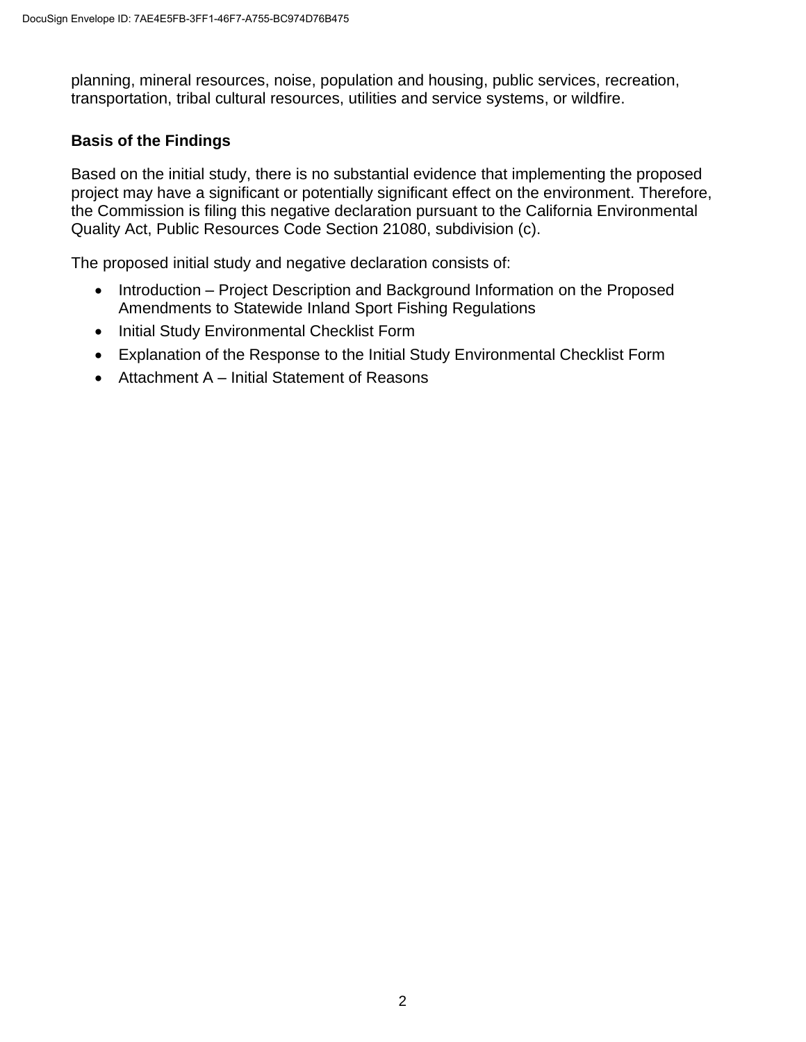planning, mineral resources, noise, population and housing, public services, recreation, transportation, tribal cultural resources, utilities and service systems, or wildfire.

### Basis of the Findings

Based on the initial study, there is no substantial evidence that implementing the proposed project may have a significant or potentially significant effect on the environment. Therefore, the Commission is filing this negative declaration pursuant to the California Environmental Quality Act, Public Resources Code Section 21080, subdivision (c).

The proposed initial study and negative declaration consists of:

- Introduction – Project Description and Background Information on the Proposed Amendments to Statewide Inland Sport Fishing Regulations
- Initial Study Environmental Checklist Form
- Explanation of the Response to the Initial Study Environmental Checklist Form
- Attachment A – Initial Statement of Reasons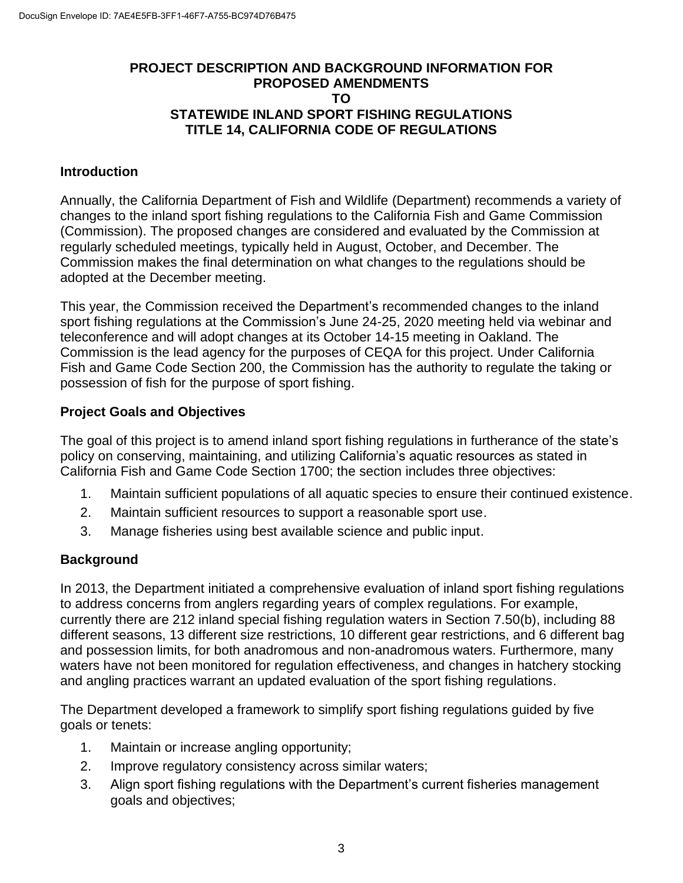**PROJECT DESCRIPTION AND BACKGROUND INFORMATION FOR PROPOSED AMENDMENTS TO STATEWIDE INLAND SPORT FISHING REGULATIONS TITLE 14, CALIFORNIA CODE OF REGULATIONS**

## Introduction

Annually, the California Department of Fish and Wildlife (Department) recommends a variety of changes to the inland sport fishing regulations to the California Fish and Game Commission (Commission). The proposed changes are considered and evaluated by the Commission at regularly scheduled meetings, typically held in August, October, and December. The Commission makes the final determination on what changes to the regulations should be adopted at the December meeting.

This year, the Commission received the Department's recommended changes to the inland sport fishing regulations at the Commission's June 24-25, 2020 meeting held via webinar and teleconference and will adopt changes at its October 14-15 meeting in Oakland. The Commission is the lead agency for the purposes of CEQA for this project. Under California Fish and Game Code Section 200, the Commission has the authority to regulate the taking or possession of fish for the purpose of sport fishing.

## Project Goals and Objectives

The goal of this project is to amend inland sport fishing regulations in furtherance of the state's policy on conserving, maintaining, and utilizing California's aquatic resources as stated in California Fish and Game Code Section 1700; the section includes three objectives:

1. Maintain sufficient populations of all aquatic species to ensure their continued existence.
2. Maintain sufficient resources to support a reasonable sport use.
3. Manage fisheries using best available science and public input.

## Background

In 2013, the Department initiated a comprehensive evaluation of inland sport fishing regulations to address concerns from anglers regarding years of complex regulations. For example, currently there are 212 inland special fishing regulation waters in Section 7.50(b), including 88 different seasons, 13 different size restrictions, 10 different gear restrictions, and 6 different bag and possession limits, for both anadromous and non-anadromous waters. Furthermore, many waters have not been monitored for regulation effectiveness, and changes in hatchery stocking and angling practices warrant an updated evaluation of the sport fishing regulations.

The Department developed a framework to simplify sport fishing regulations guided by five goals or tenets:

1. Maintain or increase angling opportunity;
2. Improve regulatory consistency across similar waters;
3. Align sport fishing regulations with the Department's current fisheries management goals and objectives;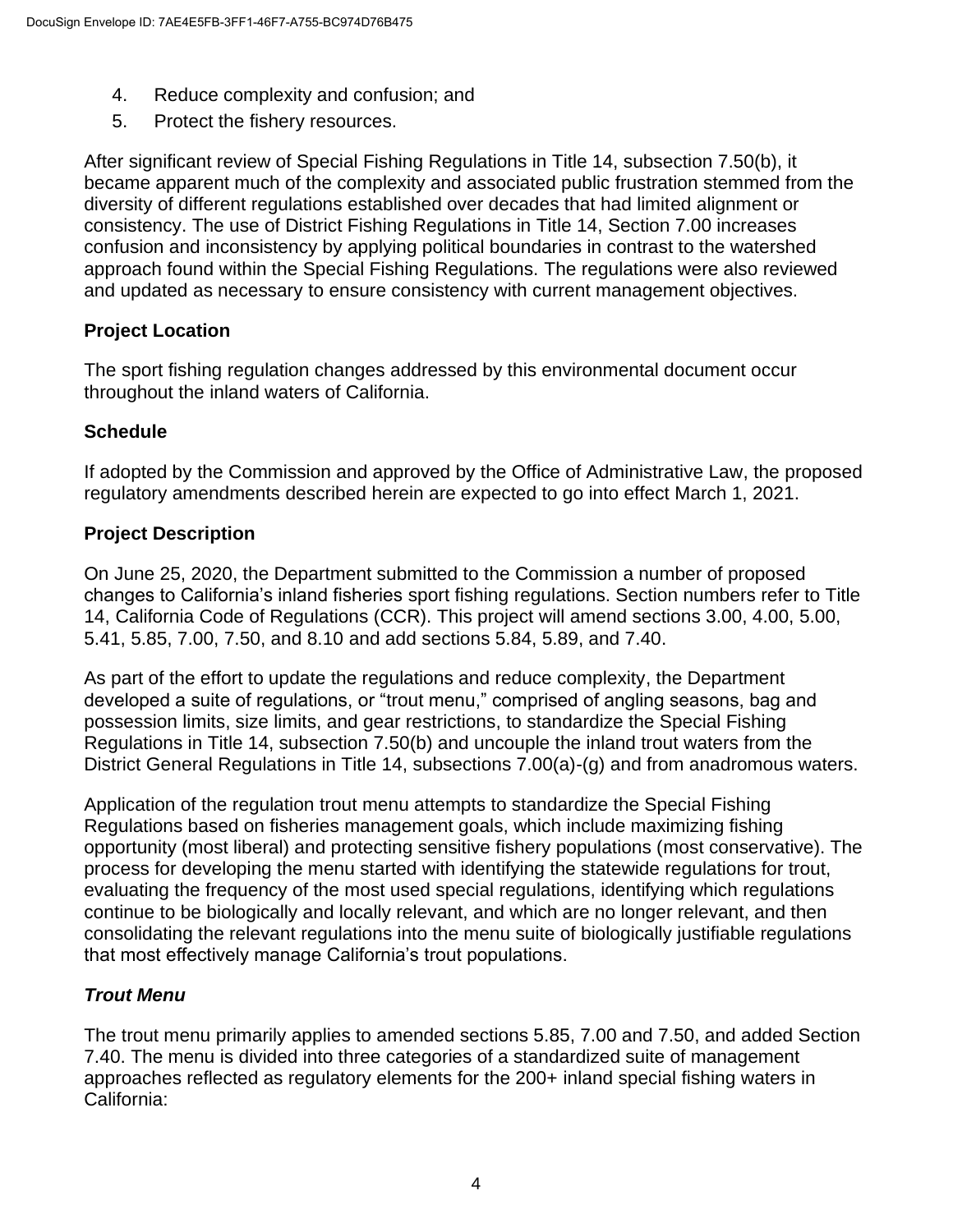4. Reduce complexity and confusion; and
5. Protect the fishery resources.

After significant review of Special Fishing Regulations in Title 14, subsection 7.50(b), it became apparent much of the complexity and associated public frustration stemmed from the diversity of different regulations established over decades that had limited alignment or consistency. The use of District Fishing Regulations in Title 14, Section 7.00 increases confusion and inconsistency by applying political boundaries in contrast to the watershed approach found within the Special Fishing Regulations. The regulations were also reviewed and updated as necessary to ensure consistency with current management objectives.

**Project Location**

The sport fishing regulation changes addressed by this environmental document occur throughout the inland waters of California.

**Schedule**

If adopted by the Commission and approved by the Office of Administrative Law, the proposed regulatory amendments described herein are expected to go into effect March 1, 2021.

**Project Description**

On June 25, 2020, the Department submitted to the Commission a number of proposed changes to California's inland fisheries sport fishing regulations. Section numbers refer to Title 14, California Code of Regulations (CCR). This project will amend sections 3.00, 4.00, 5.00, 5.41, 5.85, 7.00, 7.50, and 8.10 and add sections 5.84, 5.89, and 7.40.

As part of the effort to update the regulations and reduce complexity, the Department developed a suite of regulations, or "trout menu," comprised of angling seasons, bag and possession limits, size limits, and gear restrictions, to standardize the Special Fishing Regulations in Title 14, subsection 7.50(b) and uncouple the inland trout waters from the District General Regulations in Title 14, subsections 7.00(a)-(g) and from anadromous waters.

Application of the regulation trout menu attempts to standardize the Special Fishing Regulations based on fisheries management goals, which include maximizing fishing opportunity (most liberal) and protecting sensitive fishery populations (most conservative). The process for developing the menu started with identifying the statewide regulations for trout, evaluating the frequency of the most used special regulations, identifying which regulations continue to be biologically and locally relevant, and which are no longer relevant, and then consolidating the relevant regulations into the menu suite of biologically justifiable regulations that most effectively manage California's trout populations.

***Trout Menu***

The trout menu primarily applies to amended sections 5.85, 7.00 and 7.50, and added Section 7.40. The menu is divided into three categories of a standardized suite of management approaches reflected as regulatory elements for the 200+ inland special fishing waters in California: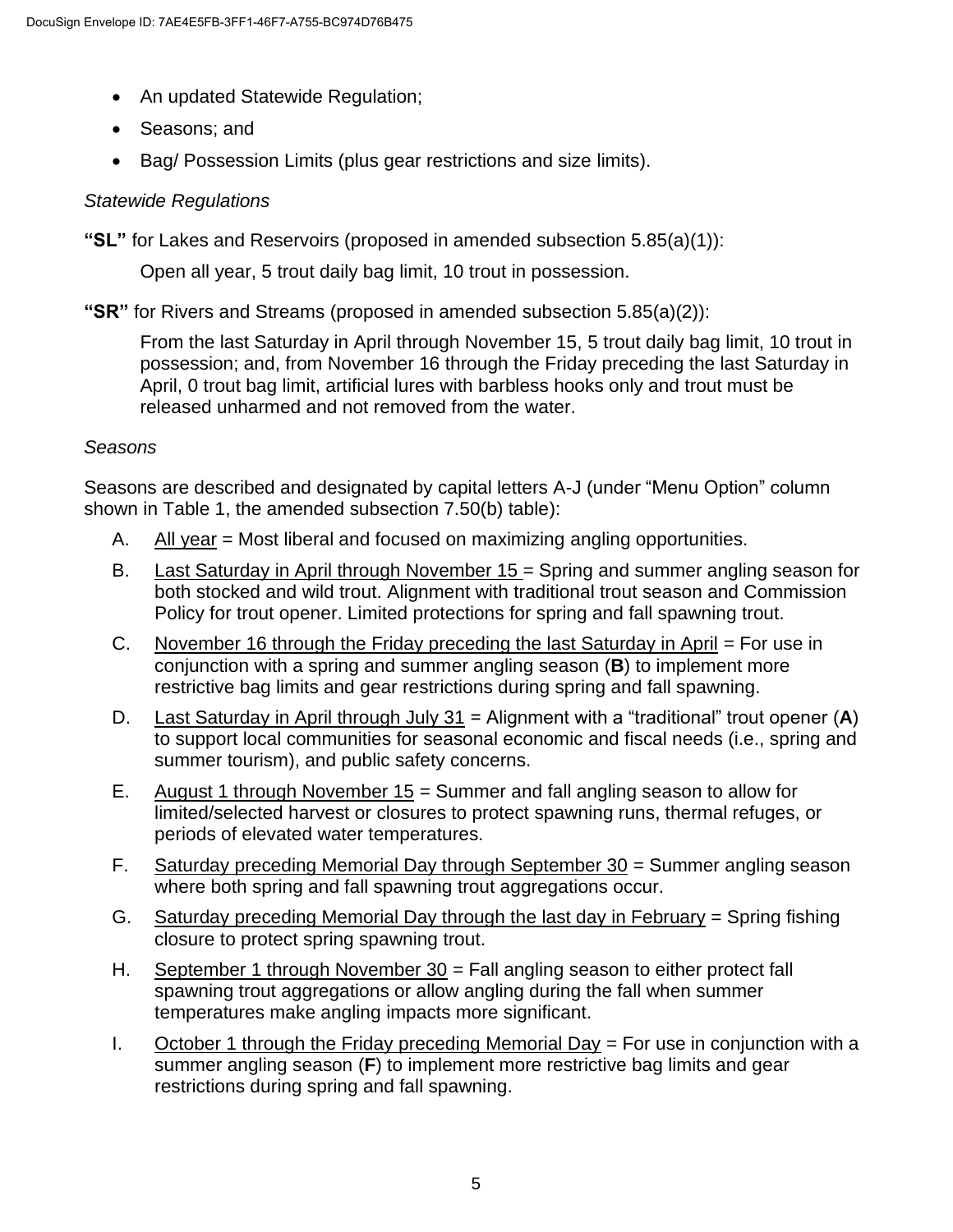- An updated Statewide Regulation;
- Seasons; and
- Bag/ Possession Limits (plus gear restrictions and size limits).

*Statewide Regulations*

**"SL"** for Lakes and Reservoirs (proposed in amended subsection 5.85(a)(1)):

Open all year, 5 trout daily bag limit, 10 trout in possession.

**"SR"** for Rivers and Streams (proposed in amended subsection 5.85(a)(2)):

From the last Saturday in April through November 15, 5 trout daily bag limit, 10 trout in possession; and, from November 16 through the Friday preceding the last Saturday in April, 0 trout bag limit, artificial lures with barbless hooks only and trout must be released unharmed and not removed from the water.

*Seasons*

Seasons are described and designated by capital letters A-J (under "Menu Option" column shown in Table 1, the amended subsection 7.50(b) table):

A. All year = Most liberal and focused on maximizing angling opportunities.

B. Last Saturday in April through November 15 = Spring and summer angling season for both stocked and wild trout. Alignment with traditional trout season and Commission Policy for trout opener. Limited protections for spring and fall spawning trout.

C. November 16 through the Friday preceding the last Saturday in April = For use in conjunction with a spring and summer angling season (**B**) to implement more restrictive bag limits and gear restrictions during spring and fall spawning.

D. Last Saturday in April through July 31 = Alignment with a "traditional" trout opener (**A**) to support local communities for seasonal economic and fiscal needs (i.e., spring and summer tourism), and public safety concerns.

E. August 1 through November 15 = Summer and fall angling season to allow for limited/selected harvest or closures to protect spawning runs, thermal refuges, or periods of elevated water temperatures.

F. Saturday preceding Memorial Day through September 30 = Summer angling season where both spring and fall spawning trout aggregations occur.

G. Saturday preceding Memorial Day through the last day in February = Spring fishing closure to protect spring spawning trout.

H. September 1 through November 30 = Fall angling season to either protect fall spawning trout aggregations or allow angling during the fall when summer temperatures make angling impacts more significant.

I. October 1 through the Friday preceding Memorial Day = For use in conjunction with a summer angling season (**F**) to implement more restrictive bag limits and gear restrictions during spring and fall spawning.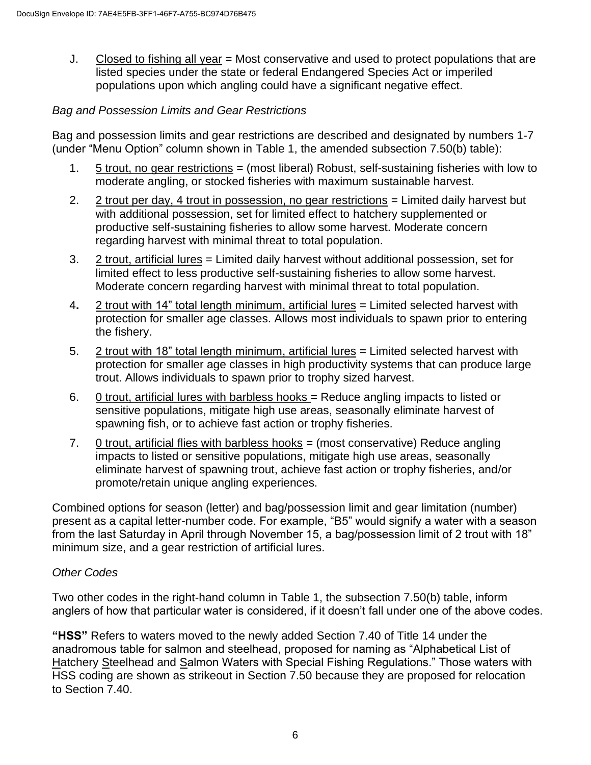J. <u>Closed to fishing all year</u> = Most conservative and used to protect populations that are listed species under the state or federal Endangered Species Act or imperiled populations upon which angling could have a significant negative effect.

*Bag and Possession Limits and Gear Restrictions*

Bag and possession limits and gear restrictions are described and designated by numbers 1-7 (under "Menu Option" column shown in Table 1, the amended subsection 7.50(b) table):

1. <u>5 trout, no gear restrictions</u> = (most liberal) Robust, self-sustaining fisheries with low to moderate angling, or stocked fisheries with maximum sustainable harvest.
2. <u>2 trout per day, 4 trout in possession, no gear restrictions</u> = Limited daily harvest but with additional possession, set for limited effect to hatchery supplemented or productive self-sustaining fisheries to allow some harvest. Moderate concern regarding harvest with minimal threat to total population.
3. <u>2 trout, artificial lures</u> = Limited daily harvest without additional possession, set for limited effect to less productive self-sustaining fisheries to allow some harvest. Moderate concern regarding harvest with minimal threat to total population.
4. <u>2 trout with 14" total length minimum, artificial lures</u> = Limited selected harvest with protection for smaller age classes. Allows most individuals to spawn prior to entering the fishery.
5. <u>2 trout with 18" total length minimum, artificial lures</u> = Limited selected harvest with protection for smaller age classes in high productivity systems that can produce large trout. Allows individuals to spawn prior to trophy sized harvest.
6. <u>0 trout, artificial lures with barbless hooks</u> = Reduce angling impacts to listed or sensitive populations, mitigate high use areas, seasonally eliminate harvest of spawning fish, or to achieve fast action or trophy fisheries.
7. <u>0 trout, artificial flies with barbless hooks</u> = (most conservative) Reduce angling impacts to listed or sensitive populations, mitigate high use areas, seasonally eliminate harvest of spawning trout, achieve fast action or trophy fisheries, and/or promote/retain unique angling experiences.

Combined options for season (letter) and bag/possession limit and gear limitation (number) present as a capital letter-number code. For example, "B5" would signify a water with a season from the last Saturday in April through November 15, a bag/possession limit of 2 trout with 18" minimum size, and a gear restriction of artificial lures.

*Other Codes*

Two other codes in the right-hand column in Table 1, the subsection 7.50(b) table, inform anglers of how that particular water is considered, if it doesn't fall under one of the above codes.

**"HSS"** Refers to waters moved to the newly added Section 7.40 of Title 14 under the anadromous table for salmon and steelhead, proposed for naming as "Alphabetical List of <u>H</u>atchery <u>S</u>teelhead and <u>S</u>almon Waters with Special Fishing Regulations." Those waters with HSS coding are shown as strikeout in Section 7.50 because they are proposed for relocation to Section 7.40.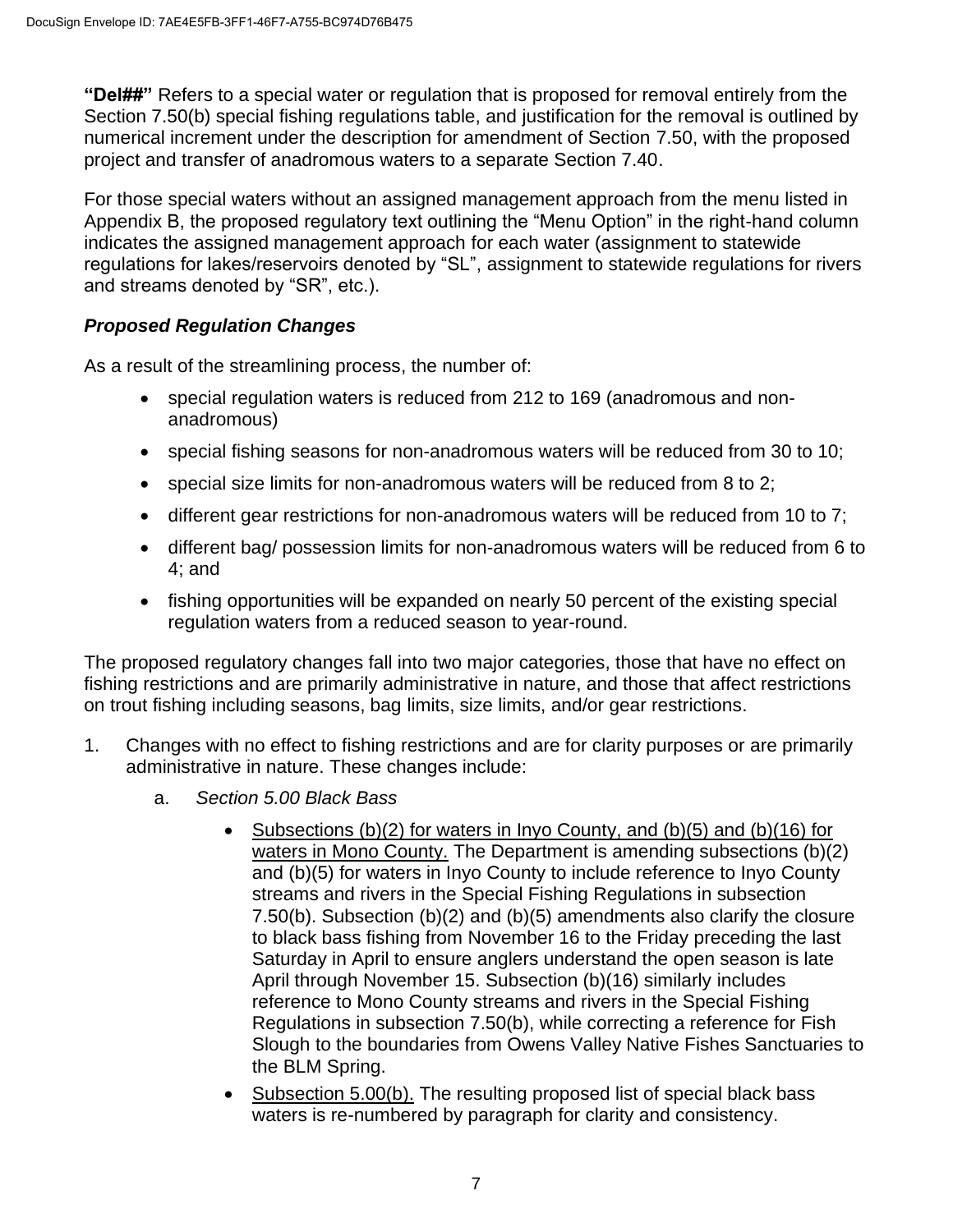**"Del##"** Refers to a special water or regulation that is proposed for removal entirely from the Section 7.50(b) special fishing regulations table, and justification for the removal is outlined by numerical increment under the description for amendment of Section 7.50, with the proposed project and transfer of anadromous waters to a separate Section 7.40.

For those special waters without an assigned management approach from the menu listed in Appendix B, the proposed regulatory text outlining the "Menu Option" in the right-hand column indicates the assigned management approach for each water (assignment to statewide regulations for lakes/reservoirs denoted by "SL", assignment to statewide regulations for rivers and streams denoted by "SR", etc.).

### *Proposed Regulation Changes*

As a result of the streamlining process, the number of:

- special regulation waters is reduced from 212 to 169 (anadromous and non-anadromous)
- special fishing seasons for non-anadromous waters will be reduced from 30 to 10;
- special size limits for non-anadromous waters will be reduced from 8 to 2;
- different gear restrictions for non-anadromous waters will be reduced from 10 to 7;
- different bag/ possession limits for non-anadromous waters will be reduced from 6 to 4; and
- fishing opportunities will be expanded on nearly 50 percent of the existing special regulation waters from a reduced season to year-round.

The proposed regulatory changes fall into two major categories, those that have no effect on fishing restrictions and are primarily administrative in nature, and those that affect restrictions on trout fishing including seasons, bag limits, size limits, and/or gear restrictions.

1. Changes with no effect to fishing restrictions and are for clarity purposes or are primarily administrative in nature. These changes include:

   a. *Section 5.00 Black Bass*

      - Subsections (b)(2) for waters in Inyo County, and (b)(5) and (b)(16) for waters in Mono County. The Department is amending subsections (b)(2) and (b)(5) for waters in Inyo County to include reference to Inyo County streams and rivers in the Special Fishing Regulations in subsection 7.50(b). Subsection (b)(2) and (b)(5) amendments also clarify the closure to black bass fishing from November 16 to the Friday preceding the last Saturday in April to ensure anglers understand the open season is late April through November 15. Subsection (b)(16) similarly includes reference to Mono County streams and rivers in the Special Fishing Regulations in subsection 7.50(b), while correcting a reference for Fish Slough to the boundaries from Owens Valley Native Fishes Sanctuaries to the BLM Spring.
      - Subsection 5.00(b). The resulting proposed list of special black bass waters is re-numbered by paragraph for clarity and consistency.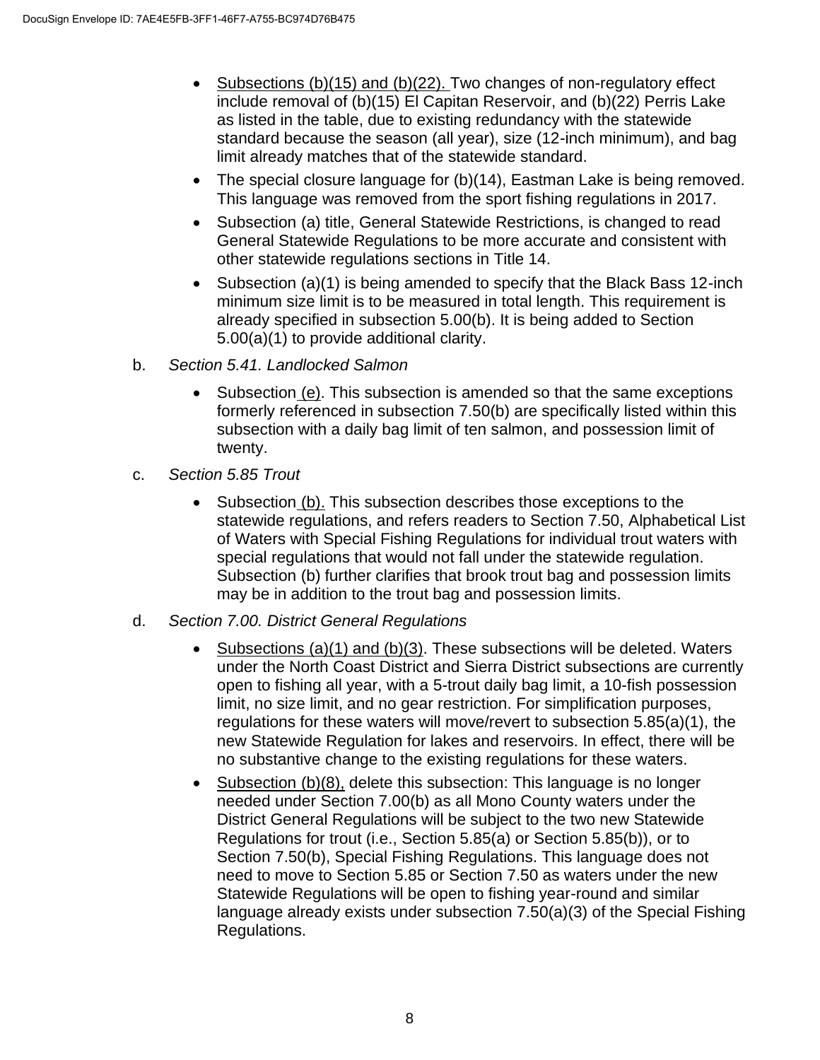- Subsections (b)(15) and (b)(22). Two changes of non-regulatory effect include removal of (b)(15) El Capitan Reservoir, and (b)(22) Perris Lake as listed in the table, due to existing redundancy with the statewide standard because the season (all year), size (12-inch minimum), and bag limit already matches that of the statewide standard.
- The special closure language for (b)(14), Eastman Lake is being removed. This language was removed from the sport fishing regulations in 2017.
- Subsection (a) title, General Statewide Restrictions, is changed to read General Statewide Regulations to be more accurate and consistent with other statewide regulations sections in Title 14.
- Subsection (a)(1) is being amended to specify that the Black Bass 12-inch minimum size limit is to be measured in total length. This requirement is already specified in subsection 5.00(b). It is being added to Section 5.00(a)(1) to provide additional clarity.

b. *Section 5.41. Landlocked Salmon*

- Subsection (e). This subsection is amended so that the same exceptions formerly referenced in subsection 7.50(b) are specifically listed within this subsection with a daily bag limit of ten salmon, and possession limit of twenty.

c. *Section 5.85 Trout*

- Subsection (b). This subsection describes those exceptions to the statewide regulations, and refers readers to Section 7.50, Alphabetical List of Waters with Special Fishing Regulations for individual trout waters with special regulations that would not fall under the statewide regulation. Subsection (b) further clarifies that brook trout bag and possession limits may be in addition to the trout bag and possession limits.

d. *Section 7.00. District General Regulations*

- Subsections (a)(1) and (b)(3). These subsections will be deleted. Waters under the North Coast District and Sierra District subsections are currently open to fishing all year, with a 5-trout daily bag limit, a 10-fish possession limit, no size limit, and no gear restriction. For simplification purposes, regulations for these waters will move/revert to subsection 5.85(a)(1), the new Statewide Regulation for lakes and reservoirs. In effect, there will be no substantive change to the existing regulations for these waters.
- Subsection (b)(8), delete this subsection: This language is no longer needed under Section 7.00(b) as all Mono County waters under the District General Regulations will be subject to the two new Statewide Regulations for trout (i.e., Section 5.85(a) or Section 5.85(b)), or to Section 7.50(b), Special Fishing Regulations. This language does not need to move to Section 5.85 or Section 7.50 as waters under the new Statewide Regulations will be open to fishing year-round and similar language already exists under subsection 7.50(a)(3) of the Special Fishing Regulations.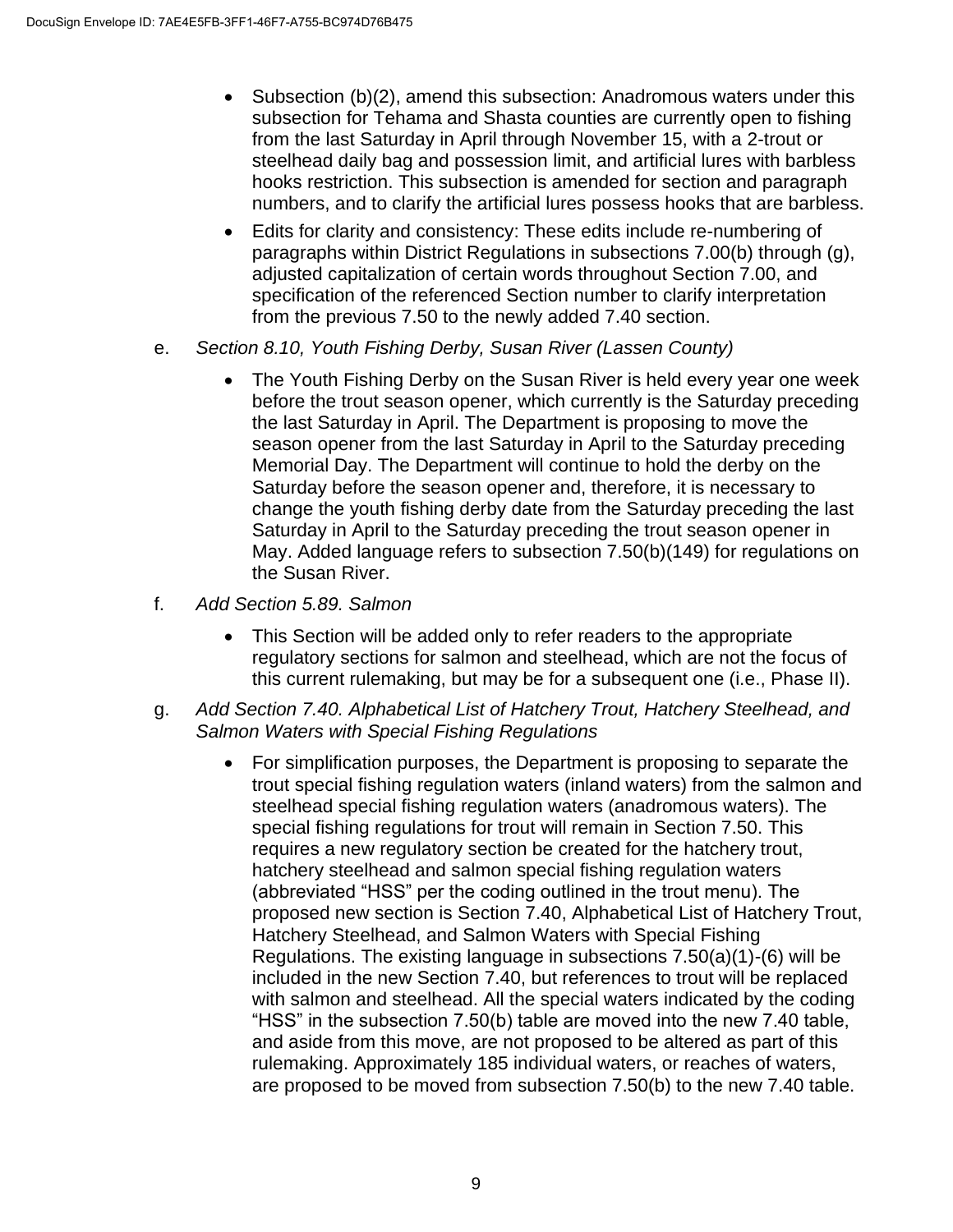- Subsection (b)(2), amend this subsection: Anadromous waters under this subsection for Tehama and Shasta counties are currently open to fishing from the last Saturday in April through November 15, with a 2-trout or steelhead daily bag and possession limit, and artificial lures with barbless hooks restriction. This subsection is amended for section and paragraph numbers, and to clarify the artificial lures possess hooks that are barbless.
- Edits for clarity and consistency: These edits include re-numbering of paragraphs within District Regulations in subsections 7.00(b) through (g), adjusted capitalization of certain words throughout Section 7.00, and specification of the referenced Section number to clarify interpretation from the previous 7.50 to the newly added 7.40 section.

e. *Section 8.10, Youth Fishing Derby, Susan River (Lassen County)*

- The Youth Fishing Derby on the Susan River is held every year one week before the trout season opener, which currently is the Saturday preceding the last Saturday in April. The Department is proposing to move the season opener from the last Saturday in April to the Saturday preceding Memorial Day. The Department will continue to hold the derby on the Saturday before the season opener and, therefore, it is necessary to change the youth fishing derby date from the Saturday preceding the last Saturday in April to the Saturday preceding the trout season opener in May. Added language refers to subsection 7.50(b)(149) for regulations on the Susan River.

f. *Add Section 5.89. Salmon*

- This Section will be added only to refer readers to the appropriate regulatory sections for salmon and steelhead, which are not the focus of this current rulemaking, but may be for a subsequent one (i.e., Phase II).

g. *Add Section 7.40. Alphabetical List of Hatchery Trout, Hatchery Steelhead, and Salmon Waters with Special Fishing Regulations*

- For simplification purposes, the Department is proposing to separate the trout special fishing regulation waters (inland waters) from the salmon and steelhead special fishing regulation waters (anadromous waters). The special fishing regulations for trout will remain in Section 7.50. This requires a new regulatory section be created for the hatchery trout, hatchery steelhead and salmon special fishing regulation waters (abbreviated "HSS" per the coding outlined in the trout menu). The proposed new section is Section 7.40, Alphabetical List of Hatchery Trout, Hatchery Steelhead, and Salmon Waters with Special Fishing Regulations. The existing language in subsections 7.50(a)(1)-(6) will be included in the new Section 7.40, but references to trout will be replaced with salmon and steelhead. All the special waters indicated by the coding "HSS" in the subsection 7.50(b) table are moved into the new 7.40 table, and aside from this move, are not proposed to be altered as part of this rulemaking. Approximately 185 individual waters, or reaches of waters, are proposed to be moved from subsection 7.50(b) to the new 7.40 table.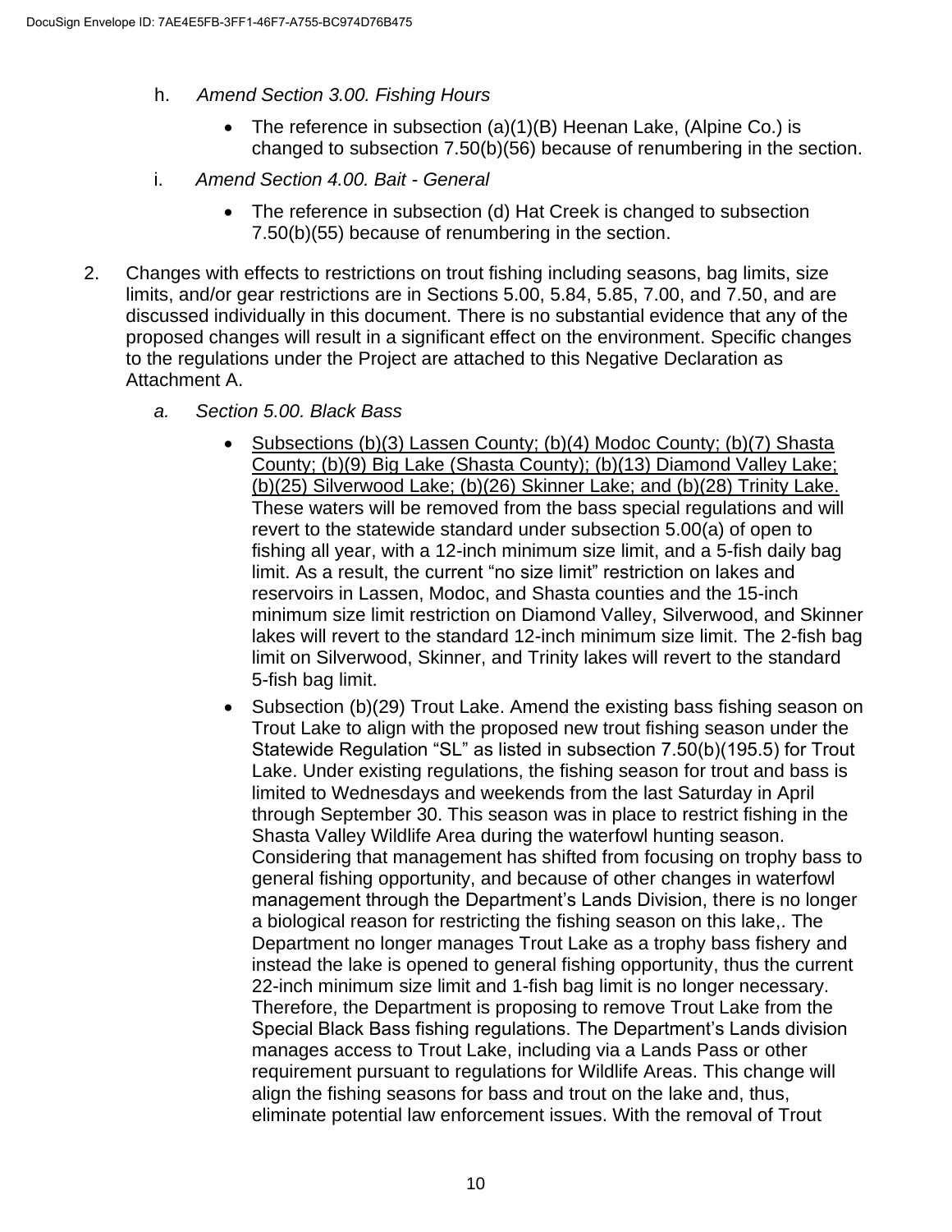h. *Amend Section 3.00. Fishing Hours*

- The reference in subsection (a)(1)(B) Heenan Lake, (Alpine Co.) is changed to subsection 7.50(b)(56) because of renumbering in the section.

i. *Amend Section 4.00. Bait - General*

- The reference in subsection (d) Hat Creek is changed to subsection 7.50(b)(55) because of renumbering in the section.

2. Changes with effects to restrictions on trout fishing including seasons, bag limits, size limits, and/or gear restrictions are in Sections 5.00, 5.84, 5.85, 7.00, and 7.50, and are discussed individually in this document. There is no substantial evidence that any of the proposed changes will result in a significant effect on the environment. Specific changes to the regulations under the Project are attached to this Negative Declaration as Attachment A.

   a. *Section 5.00. Black Bass*

   - <u>Subsections (b)(3) Lassen County; (b)(4) Modoc County; (b)(7) Shasta County; (b)(9) Big Lake (Shasta County); (b)(13) Diamond Valley Lake; (b)(25) Silverwood Lake; (b)(26) Skinner Lake; and (b)(28) Trinity Lake.</u> These waters will be removed from the bass special regulations and will revert to the statewide standard under subsection 5.00(a) of open to fishing all year, with a 12-inch minimum size limit, and a 5-fish daily bag limit. As a result, the current "no size limit" restriction on lakes and reservoirs in Lassen, Modoc, and Shasta counties and the 15-inch minimum size limit restriction on Diamond Valley, Silverwood, and Skinner lakes will revert to the standard 12-inch minimum size limit. The 2-fish bag limit on Silverwood, Skinner, and Trinity lakes will revert to the standard 5-fish bag limit.
   - Subsection (b)(29) Trout Lake. Amend the existing bass fishing season on Trout Lake to align with the proposed new trout fishing season under the Statewide Regulation "SL" as listed in subsection 7.50(b)(195.5) for Trout Lake. Under existing regulations, the fishing season for trout and bass is limited to Wednesdays and weekends from the last Saturday in April through September 30. This season was in place to restrict fishing in the Shasta Valley Wildlife Area during the waterfowl hunting season. Considering that management has shifted from focusing on trophy bass to general fishing opportunity, and because of other changes in waterfowl management through the Department's Lands Division, there is no longer a biological reason for restricting the fishing season on this lake,. The Department no longer manages Trout Lake as a trophy bass fishery and instead the lake is opened to general fishing opportunity, thus the current 22-inch minimum size limit and 1-fish bag limit is no longer necessary. Therefore, the Department is proposing to remove Trout Lake from the Special Black Bass fishing regulations. The Department's Lands division manages access to Trout Lake, including via a Lands Pass or other requirement pursuant to regulations for Wildlife Areas. This change will align the fishing seasons for bass and trout on the lake and, thus, eliminate potential law enforcement issues. With the removal of Trout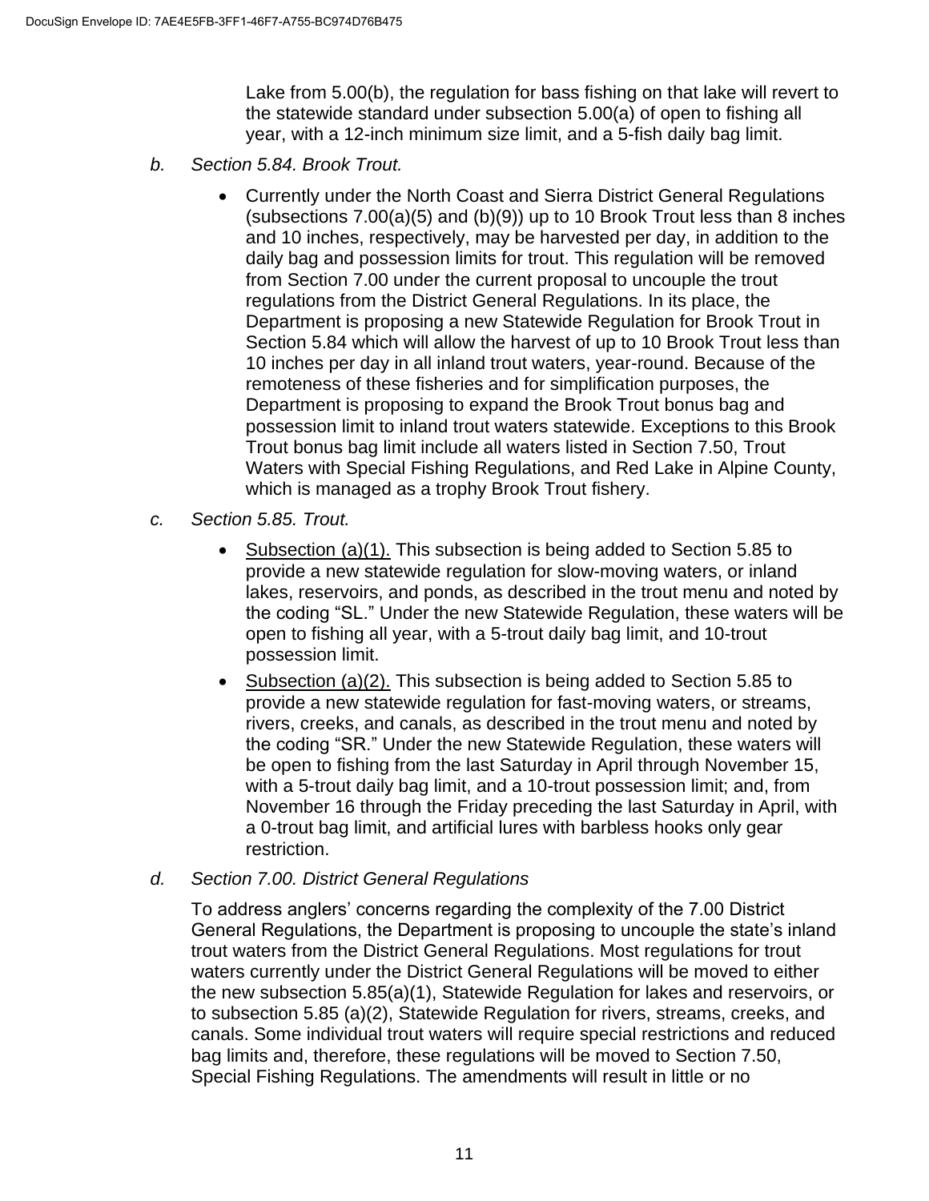Lake from 5.00(b), the regulation for bass fishing on that lake will revert to the statewide standard under subsection 5.00(a) of open to fishing all year, with a 12-inch minimum size limit, and a 5-fish daily bag limit.

*b. Section 5.84. Brook Trout.*

- Currently under the North Coast and Sierra District General Regulations (subsections 7.00(a)(5) and (b)(9)) up to 10 Brook Trout less than 8 inches and 10 inches, respectively, may be harvested per day, in addition to the daily bag and possession limits for trout. This regulation will be removed from Section 7.00 under the current proposal to uncouple the trout regulations from the District General Regulations. In its place, the Department is proposing a new Statewide Regulation for Brook Trout in Section 5.84 which will allow the harvest of up to 10 Brook Trout less than 10 inches per day in all inland trout waters, year-round. Because of the remoteness of these fisheries and for simplification purposes, the Department is proposing to expand the Brook Trout bonus bag and possession limit to inland trout waters statewide. Exceptions to this Brook Trout bonus bag limit include all waters listed in Section 7.50, Trout Waters with Special Fishing Regulations, and Red Lake in Alpine County, which is managed as a trophy Brook Trout fishery.

*c. Section 5.85. Trout.*

- Subsection (a)(1). This subsection is being added to Section 5.85 to provide a new statewide regulation for slow-moving waters, or inland lakes, reservoirs, and ponds, as described in the trout menu and noted by the coding "SL." Under the new Statewide Regulation, these waters will be open to fishing all year, with a 5-trout daily bag limit, and 10-trout possession limit.
- Subsection (a)(2). This subsection is being added to Section 5.85 to provide a new statewide regulation for fast-moving waters, or streams, rivers, creeks, and canals, as described in the trout menu and noted by the coding "SR." Under the new Statewide Regulation, these waters will be open to fishing from the last Saturday in April through November 15, with a 5-trout daily bag limit, and a 10-trout possession limit; and, from November 16 through the Friday preceding the last Saturday in April, with a 0-trout bag limit, and artificial lures with barbless hooks only gear restriction.

*d. Section 7.00. District General Regulations*

To address anglers' concerns regarding the complexity of the 7.00 District General Regulations, the Department is proposing to uncouple the state's inland trout waters from the District General Regulations. Most regulations for trout waters currently under the District General Regulations will be moved to either the new subsection 5.85(a)(1), Statewide Regulation for lakes and reservoirs, or to subsection 5.85 (a)(2), Statewide Regulation for rivers, streams, creeks, and canals. Some individual trout waters will require special restrictions and reduced bag limits and, therefore, these regulations will be moved to Section 7.50, Special Fishing Regulations. The amendments will result in little or no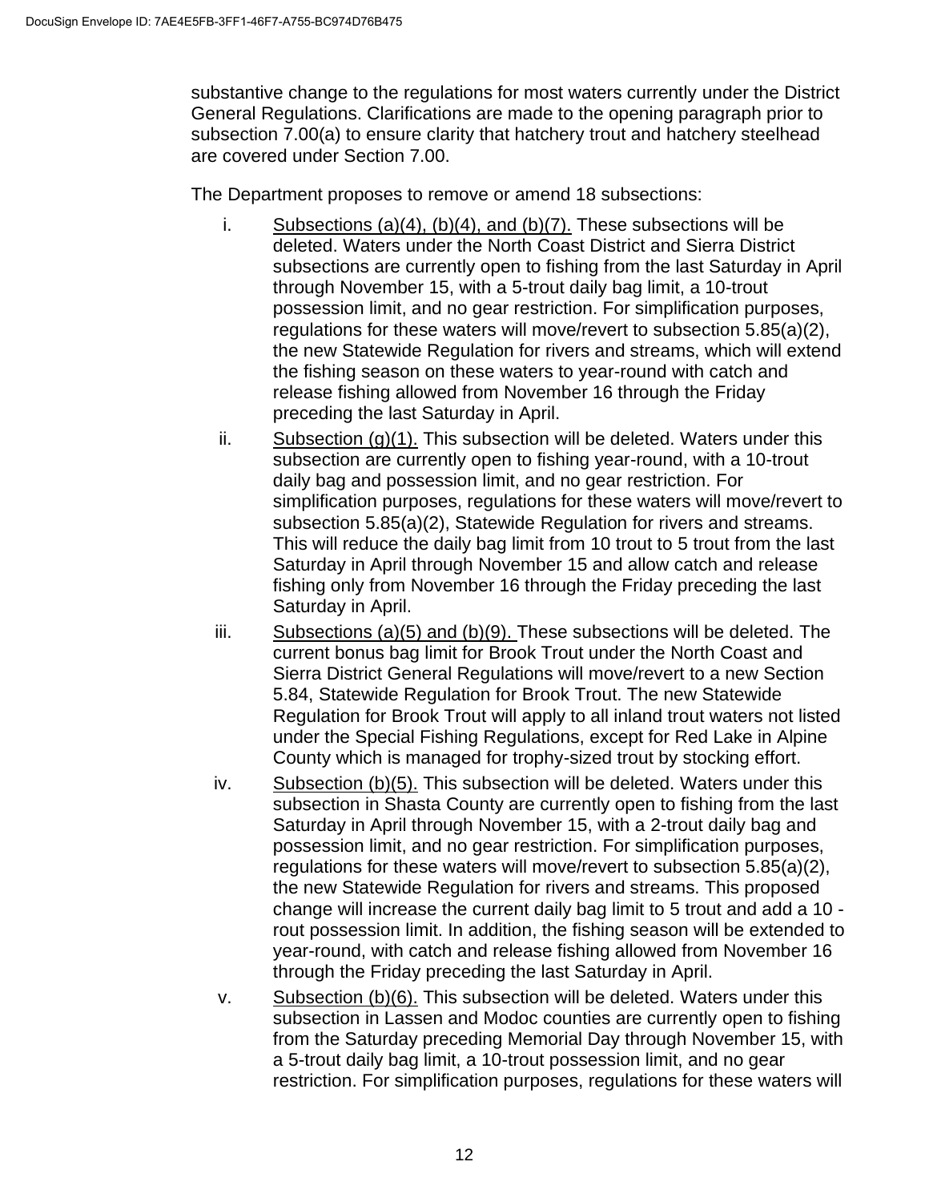substantive change to the regulations for most waters currently under the District General Regulations. Clarifications are made to the opening paragraph prior to subsection 7.00(a) to ensure clarity that hatchery trout and hatchery steelhead are covered under Section 7.00.

The Department proposes to remove or amend 18 subsections:

i. Subsections (a)(4), (b)(4), and (b)(7). These subsections will be deleted. Waters under the North Coast District and Sierra District subsections are currently open to fishing from the last Saturday in April through November 15, with a 5-trout daily bag limit, a 10-trout possession limit, and no gear restriction. For simplification purposes, regulations for these waters will move/revert to subsection 5.85(a)(2), the new Statewide Regulation for rivers and streams, which will extend the fishing season on these waters to year-round with catch and release fishing allowed from November 16 through the Friday preceding the last Saturday in April.

ii. Subsection (g)(1). This subsection will be deleted. Waters under this subsection are currently open to fishing year-round, with a 10-trout daily bag and possession limit, and no gear restriction. For simplification purposes, regulations for these waters will move/revert to subsection 5.85(a)(2), Statewide Regulation for rivers and streams. This will reduce the daily bag limit from 10 trout to 5 trout from the last Saturday in April through November 15 and allow catch and release fishing only from November 16 through the Friday preceding the last Saturday in April.

iii. Subsections (a)(5) and (b)(9). These subsections will be deleted. The current bonus bag limit for Brook Trout under the North Coast and Sierra District General Regulations will move/revert to a new Section 5.84, Statewide Regulation for Brook Trout. The new Statewide Regulation for Brook Trout will apply to all inland trout waters not listed under the Special Fishing Regulations, except for Red Lake in Alpine County which is managed for trophy-sized trout by stocking effort.

iv. Subsection (b)(5). This subsection will be deleted. Waters under this subsection in Shasta County are currently open to fishing from the last Saturday in April through November 15, with a 2-trout daily bag and possession limit, and no gear restriction. For simplification purposes, regulations for these waters will move/revert to subsection 5.85(a)(2), the new Statewide Regulation for rivers and streams. This proposed change will increase the current daily bag limit to 5 trout and add a 10 - rout possession limit. In addition, the fishing season will be extended to year-round, with catch and release fishing allowed from November 16 through the Friday preceding the last Saturday in April.

v. Subsection (b)(6). This subsection will be deleted. Waters under this subsection in Lassen and Modoc counties are currently open to fishing from the Saturday preceding Memorial Day through November 15, with a 5-trout daily bag limit, a 10-trout possession limit, and no gear restriction. For simplification purposes, regulations for these waters will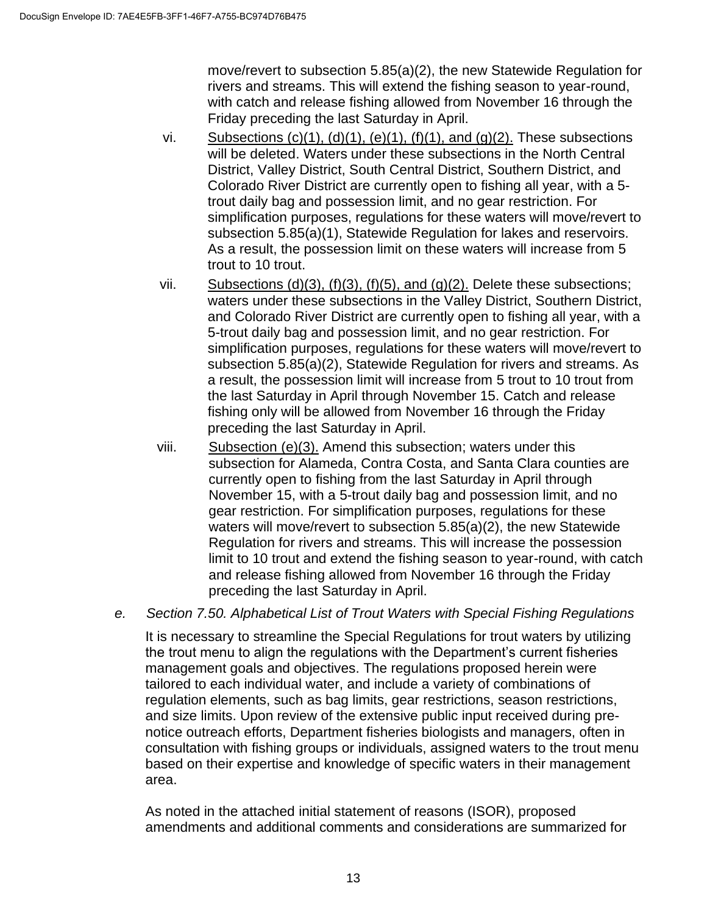move/revert to subsection 5.85(a)(2), the new Statewide Regulation for rivers and streams. This will extend the fishing season to year-round, with catch and release fishing allowed from November 16 through the Friday preceding the last Saturday in April.

vi. Subsections (c)(1), (d)(1), (e)(1), (f)(1), and (g)(2). These subsections will be deleted. Waters under these subsections in the North Central District, Valley District, South Central District, Southern District, and Colorado River District are currently open to fishing all year, with a 5-trout daily bag and possession limit, and no gear restriction. For simplification purposes, regulations for these waters will move/revert to subsection 5.85(a)(1), Statewide Regulation for lakes and reservoirs. As a result, the possession limit on these waters will increase from 5 trout to 10 trout.

vii. Subsections (d)(3), (f)(3), (f)(5), and (g)(2). Delete these subsections; waters under these subsections in the Valley District, Southern District, and Colorado River District are currently open to fishing all year, with a 5-trout daily bag and possession limit, and no gear restriction. For simplification purposes, regulations for these waters will move/revert to subsection 5.85(a)(2), Statewide Regulation for rivers and streams. As a result, the possession limit will increase from 5 trout to 10 trout from the last Saturday in April through November 15. Catch and release fishing only will be allowed from November 16 through the Friday preceding the last Saturday in April.

viii. Subsection (e)(3). Amend this subsection; waters under this subsection for Alameda, Contra Costa, and Santa Clara counties are currently open to fishing from the last Saturday in April through November 15, with a 5-trout daily bag and possession limit, and no gear restriction. For simplification purposes, regulations for these waters will move/revert to subsection 5.85(a)(2), the new Statewide Regulation for rivers and streams. This will increase the possession limit to 10 trout and extend the fishing season to year-round, with catch and release fishing allowed from November 16 through the Friday preceding the last Saturday in April.

e. *Section 7.50. Alphabetical List of Trout Waters with Special Fishing Regulations*

It is necessary to streamline the Special Regulations for trout waters by utilizing the trout menu to align the regulations with the Department's current fisheries management goals and objectives. The regulations proposed herein were tailored to each individual water, and include a variety of combinations of regulation elements, such as bag limits, gear restrictions, season restrictions, and size limits. Upon review of the extensive public input received during pre-notice outreach efforts, Department fisheries biologists and managers, often in consultation with fishing groups or individuals, assigned waters to the trout menu based on their expertise and knowledge of specific waters in their management area.

As noted in the attached initial statement of reasons (ISOR), proposed amendments and additional comments and considerations are summarized for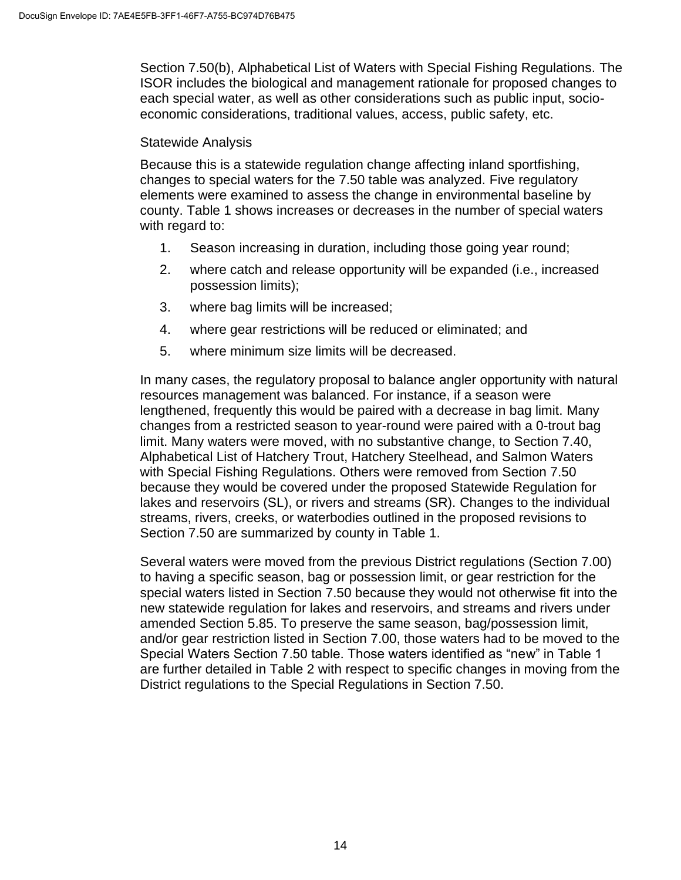Section 7.50(b), Alphabetical List of Waters with Special Fishing Regulations. The ISOR includes the biological and management rationale for proposed changes to each special water, as well as other considerations such as public input, socio-economic considerations, traditional values, access, public safety, etc.

### Statewide Analysis

Because this is a statewide regulation change affecting inland sportfishing, changes to special waters for the 7.50 table was analyzed. Five regulatory elements were examined to assess the change in environmental baseline by county. Table 1 shows increases or decreases in the number of special waters with regard to:

1. Season increasing in duration, including those going year round;
2. where catch and release opportunity will be expanded (i.e., increased possession limits);
3. where bag limits will be increased;
4. where gear restrictions will be reduced or eliminated; and
5. where minimum size limits will be decreased.

In many cases, the regulatory proposal to balance angler opportunity with natural resources management was balanced. For instance, if a season were lengthened, frequently this would be paired with a decrease in bag limit. Many changes from a restricted season to year-round were paired with a 0-trout bag limit. Many waters were moved, with no substantive change, to Section 7.40, Alphabetical List of Hatchery Trout, Hatchery Steelhead, and Salmon Waters with Special Fishing Regulations. Others were removed from Section 7.50 because they would be covered under the proposed Statewide Regulation for lakes and reservoirs (SL), or rivers and streams (SR). Changes to the individual streams, rivers, creeks, or waterbodies outlined in the proposed revisions to Section 7.50 are summarized by county in Table 1.

Several waters were moved from the previous District regulations (Section 7.00) to having a specific season, bag or possession limit, or gear restriction for the special waters listed in Section 7.50 because they would not otherwise fit into the new statewide regulation for lakes and reservoirs, and streams and rivers under amended Section 5.85. To preserve the same season, bag/possession limit, and/or gear restriction listed in Section 7.00, those waters had to be moved to the Special Waters Section 7.50 table. Those waters identified as "new" in Table 1 are further detailed in Table 2 with respect to specific changes in moving from the District regulations to the Special Regulations in Section 7.50.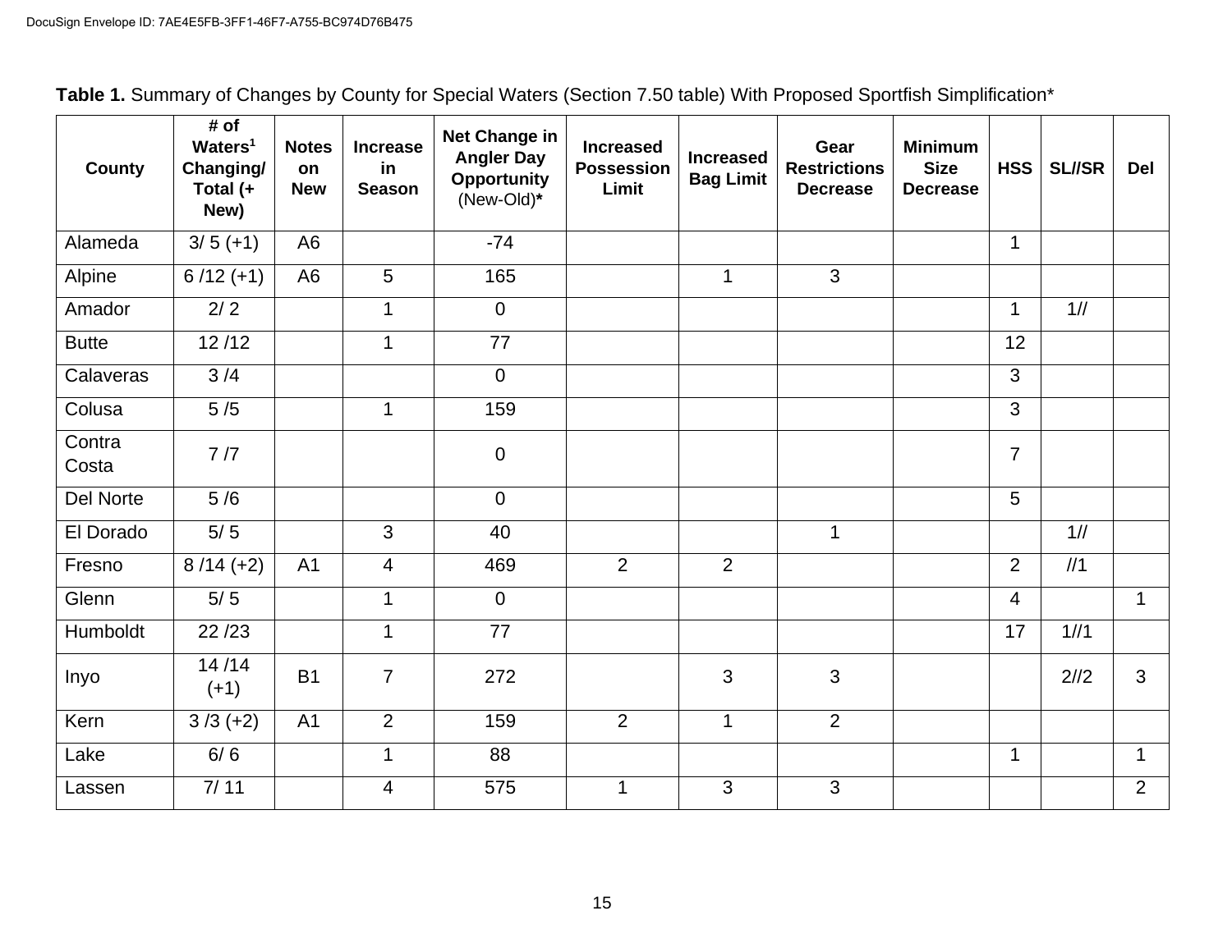**Table 1.** Summary of Changes by County for Special Waters (Section 7.50 table) With Proposed Sportfish Simplification*

| County | # of Waters[1] Changing/ Total (+ New) | Notes on New | Increase in Season | Net Change in Angler Day Opportunity (New-Old)* | Increased Possession Limit | Increased Bag Limit | Gear Restrictions Decrease | Minimum Size Decrease | HSS | SL//SR | Del |
|---|---|---|---|---|---|---|---|---|---|---|---|
| Alameda | 3/ 5 (+1) | A6 | | -74 | | | | | 1 | | |
| Alpine | 6 /12 (+1) | A6 | 5 | 165 | | 1 | 3 | | | | |
| Amador | 2/ 2 | | 1 | 0 | | | | | 1 | 1// | |
| Butte | 12 /12 | | 1 | 77 | | | | | 12 | | |
| Calaveras | 3 /4 | | | 0 | | | | | 3 | | |
| Colusa | 5 /5 | | 1 | 159 | | | | | 3 | | |
| Contra Costa | 7 /7 | | | 0 | | | | | 7 | | |
| Del Norte | 5 /6 | | | 0 | | | | | 5 | | |
| El Dorado | 5/ 5 | | 3 | 40 | | | 1 | | | 1// | |
| Fresno | 8 /14 (+2) | A1 | 4 | 469 | 2 | 2 | | | 2 | //1 | |
| Glenn | 5/ 5 | | 1 | 0 | | | | | 4 | | 1 |
| Humboldt | 22 /23 | | 1 | 77 | | | | | 17 | 1//1 | |
| Inyo | 14 /14 (+1) | B1 | 7 | 272 | | 3 | 3 | | | 2//2 | 3 |
| Kern | 3 /3 (+2) | A1 | 2 | 159 | 2 | 1 | 2 | | | | |
| Lake | 6/ 6 | | 1 | 88 | | | | | 1 | | 1 |
| Lassen | 7/ 11 | | 4 | 575 | 1 | 3 | 3 | | | | 2 |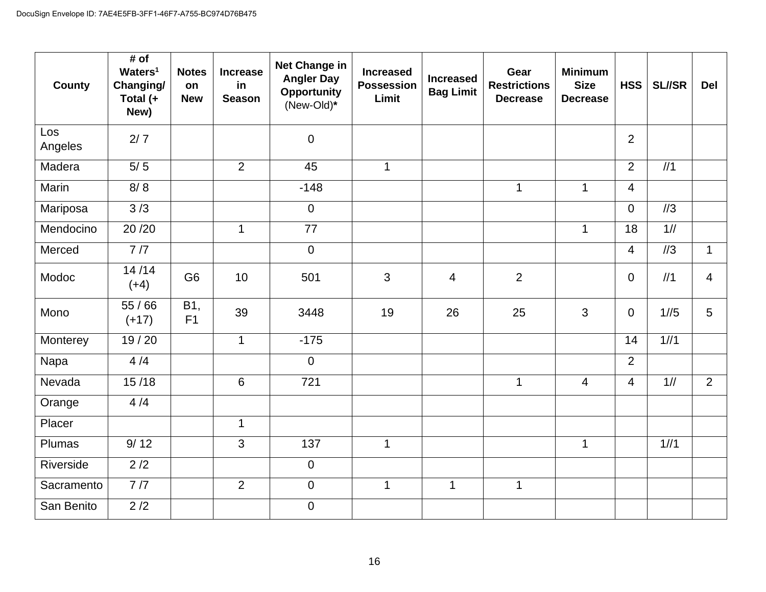| County | # of Waters[1] Changing/ Total (+ New) | Notes on New | Increase in Season | Net Change in Angler Day Opportunity (New-Old)* | Increased Possession Limit | Increased Bag Limit | Gear Restrictions Decrease | Minimum Size Decrease | HSS | SL//SR | Del |
|---|---|---|---|---|---|---|---|---|---|---|---|
| Los Angeles | 2/ 7 | | | 0 | | | | | 2 | | |
| Madera | 5/ 5 | | 2 | 45 | 1 | | | | 2 | //1 | |
| Marin | 8/ 8 | | | -148 | | | 1 | 1 | 4 | | |
| Mariposa | 3 /3 | | | 0 | | | | | 0 | //3 | |
| Mendocino | 20 /20 | | 1 | 77 | | | | 1 | 18 | 1// | |
| Merced | 7 /7 | | | 0 | | | | | 4 | //3 | 1 |
| Modoc | 14 /14 (+4) | G6 | 10 | 501 | 3 | 4 | 2 | | 0 | //1 | 4 |
| Mono | 55 / 66 (+17) | B1, F1 | 39 | 3448 | 19 | 26 | 25 | 3 | 0 | 1//5 | 5 |
| Monterey | 19 / 20 | | 1 | -175 | | | | | 14 | 1//1 | |
| Napa | 4 /4 | | | 0 | | | | | 2 | | |
| Nevada | 15 /18 | | 6 | 721 | | | 1 | 4 | 4 | 1// | 2 |
| Orange | 4 /4 | | | | | | | | | | |
| Placer | | | 1 | | | | | | | | |
| Plumas | 9/ 12 | | 3 | 137 | 1 | | | 1 | | 1//1 | |
| Riverside | 2 /2 | | | 0 | | | | | | | |
| Sacramento | 7 /7 | | 2 | 0 | 1 | 1 | 1 | | | | |
| San Benito | 2 /2 | | | 0 | | | | | | | |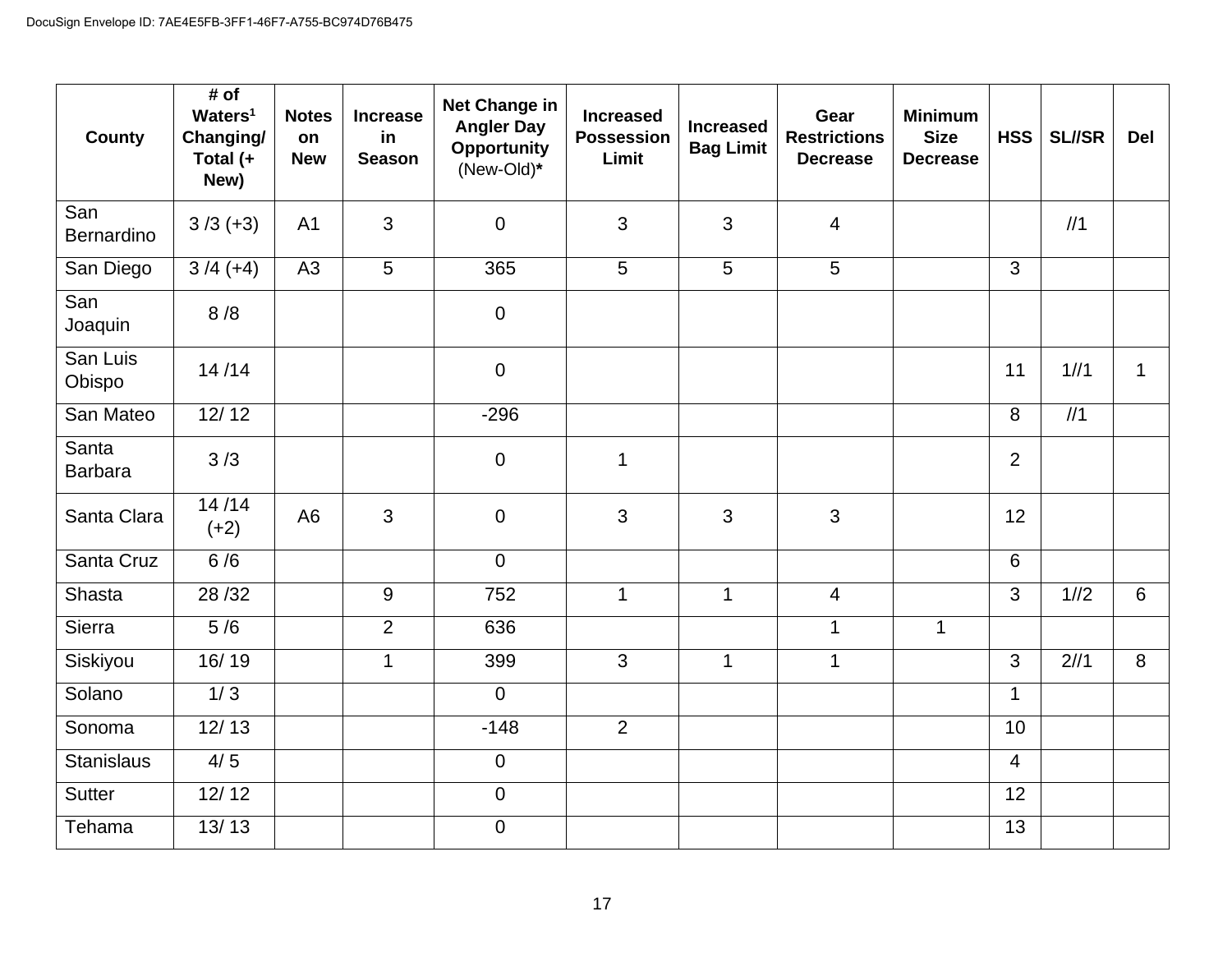| County | # of Waters[1] Changing/ Total (+ New) | Notes on New | Increase in Season | Net Change in Angler Day Opportunity (New-Old)* | Increased Possession Limit | Increased Bag Limit | Gear Restrictions Decrease | Minimum Size Decrease | HSS | SL//SR | Del |
|---|---|---|---|---|---|---|---|---|---|---|---|
| San Bernardino | 3 /3 (+3) | A1 | 3 | 0 | 3 | 3 | 4 | | | //1 | |
| San Diego | 3 /4 (+4) | A3 | 5 | 365 | 5 | 5 | 5 | | 3 | | |
| San Joaquin | 8 /8 | | | 0 | | | | | | | |
| San Luis Obispo | 14 /14 | | | 0 | | | | | 11 | 1//1 | 1 |
| San Mateo | 12/ 12 | | | -296 | | | | | 8 | //1 | |
| Santa Barbara | 3 /3 | | | 0 | 1 | | | | 2 | | |
| Santa Clara | 14 /14 (+2) | A6 | 3 | 0 | 3 | 3 | 3 | | 12 | | |
| Santa Cruz | 6 /6 | | | 0 | | | | | 6 | | |
| Shasta | 28 /32 | | 9 | 752 | 1 | 1 | 4 | | 3 | 1//2 | 6 |
| Sierra | 5 /6 | | 2 | 636 | | | 1 | 1 | | | |
| Siskiyou | 16/ 19 | | 1 | 399 | 3 | 1 | 1 | | 3 | 2//1 | 8 |
| Solano | 1/ 3 | | | 0 | | | | | 1 | | |
| Sonoma | 12/ 13 | | | -148 | 2 | | | | 10 | | |
| Stanislaus | 4/ 5 | | | 0 | | | | | 4 | | |
| Sutter | 12/ 12 | | | 0 | | | | | 12 | | |
| Tehama | 13/ 13 | | | 0 | | | | | 13 | | |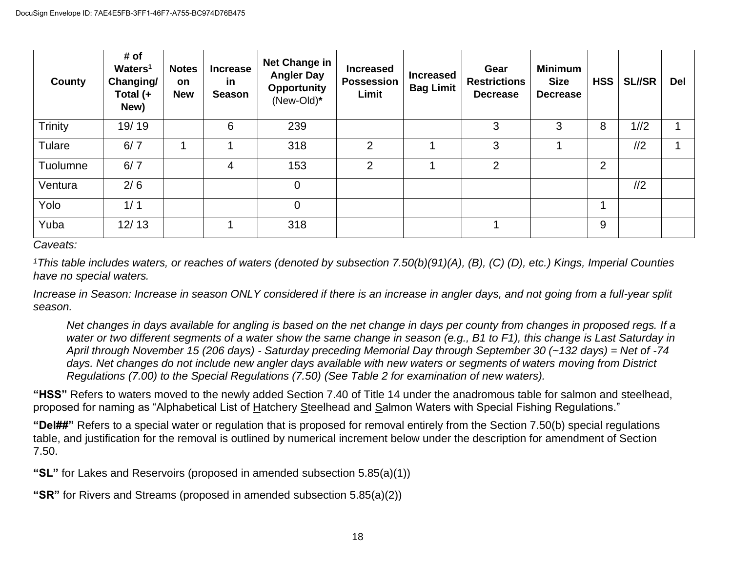| County | # of Waters[1] Changing/ Total (+ New) | Notes on New | Increase in Season | Net Change in Angler Day Opportunity (New-Old)* | Increased Possession Limit | Increased Bag Limit | Gear Restrictions Decrease | Minimum Size Decrease | HSS | SL//SR | Del |
|---|---|---|---|---|---|---|---|---|---|---|---|
| Trinity | 19/ 19 | | 6 | 239 | | | 3 | 3 | 8 | 1//2 | 1 |
| Tulare | 6/ 7 | 1 | 1 | 318 | 2 | 1 | 3 | 1 | | //2 | 1 |
| Tuolumne | 6/ 7 | | 4 | 153 | 2 | 1 | 2 | | 2 | | |
| Ventura | 2/ 6 | | | 0 | | | | | | //2 | |
| Yolo | 1/ 1 | | | 0 | | | | | 1 | | |
| Yuba | 12/ 13 | | 1 | 318 | | | 1 | | 9 | | |

*Caveats:*

*[1]This table includes waters, or reaches of waters (denoted by subsection 7.50(b)(91)(A), (B), (C) (D), etc.) Kings, Imperial Counties have no special waters.*

*Increase in Season: Increase in season ONLY considered if there is an increase in angler days, and not going from a full-year split season.*

> *Net changes in days available for angling is based on the net change in days per county from changes in proposed regs. If a water or two different segments of a water show the same change in season (e.g., B1 to F1), this change is Last Saturday in April through November 15 (206 days) - Saturday preceding Memorial Day through September 30 (~132 days) = Net of -74 days. Net changes do not include new angler days available with new waters or segments of waters moving from District Regulations (7.00) to the Special Regulations (7.50) (See Table 2 for examination of new waters).*

**"HSS"** Refers to waters moved to the newly added Section 7.40 of Title 14 under the anadromous table for salmon and steelhead, proposed for naming as "Alphabetical List of Hatchery Steelhead and Salmon Waters with Special Fishing Regulations."

**"Del##"** Refers to a special water or regulation that is proposed for removal entirely from the Section 7.50(b) special regulations table, and justification for the removal is outlined by numerical increment below under the description for amendment of Section 7.50.

**"SL"** for Lakes and Reservoirs (proposed in amended subsection 5.85(a)(1))

**"SR"** for Rivers and Streams (proposed in amended subsection 5.85(a)(2))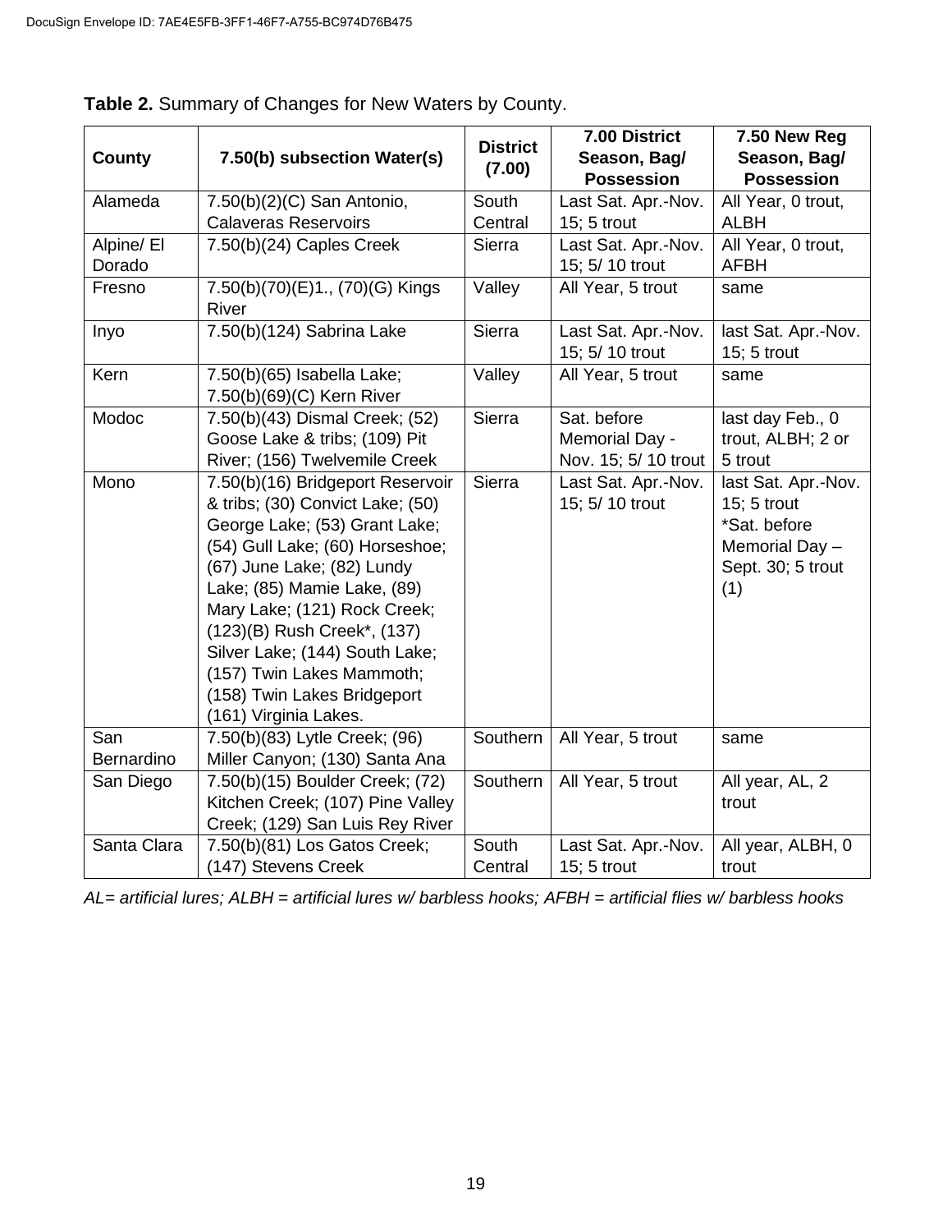**Table 2.** Summary of Changes for New Waters by County.

| County | 7.50(b) subsection Water(s) | District (7.00) | 7.00 District Season, Bag/ Possession | 7.50 New Reg Season, Bag/ Possession |
|---|---|---|---|---|
| Alameda | 7.50(b)(2)(C) San Antonio, Calaveras Reservoirs | South Central | Last Sat. Apr.-Nov. 15; 5 trout | All Year, 0 trout, ALBH |
| Alpine/ El Dorado | 7.50(b)(24) Caples Creek | Sierra | Last Sat. Apr.-Nov. 15; 5/ 10 trout | All Year, 0 trout, AFBH |
| Fresno | 7.50(b)(70)(E)1., (70)(G) Kings River | Valley | All Year, 5 trout | same |
| Inyo | 7.50(b)(124) Sabrina Lake | Sierra | Last Sat. Apr.-Nov. 15; 5/ 10 trout | last Sat. Apr.-Nov. 15; 5 trout |
| Kern | 7.50(b)(65) Isabella Lake; 7.50(b)(69)(C) Kern River | Valley | All Year, 5 trout | same |
| Modoc | 7.50(b)(43) Dismal Creek; (52) Goose Lake & tribs; (109) Pit River; (156) Twelvemile Creek | Sierra | Sat. before Memorial Day - Nov. 15; 5/ 10 trout | last day Feb., 0 trout, ALBH; 2 or 5 trout |
| Mono | 7.50(b)(16) Bridgeport Reservoir & tribs; (30) Convict Lake; (50) George Lake; (53) Grant Lake; (54) Gull Lake; (60) Horseshoe; (67) June Lake; (82) Lundy Lake; (85) Mamie Lake, (89) Mary Lake; (121) Rock Creek; (123)(B) Rush Creek*, (137) Silver Lake; (144) South Lake; (157) Twin Lakes Mammoth; (158) Twin Lakes Bridgeport (161) Virginia Lakes. | Sierra | Last Sat. Apr.-Nov. 15; 5/ 10 trout | last Sat. Apr.-Nov. 15; 5 trout *Sat. before Memorial Day – Sept. 30; 5 trout (1) |
| San Bernardino | 7.50(b)(83) Lytle Creek; (96) Miller Canyon; (130) Santa Ana | Southern | All Year, 5 trout | same |
| San Diego | 7.50(b)(15) Boulder Creek; (72) Kitchen Creek; (107) Pine Valley Creek; (129) San Luis Rey River | Southern | All Year, 5 trout | All year, AL, 2 trout |
| Santa Clara | 7.50(b)(81) Los Gatos Creek; (147) Stevens Creek | South Central | Last Sat. Apr.-Nov. 15; 5 trout | All year, ALBH, 0 trout |

*AL= artificial lures; ALBH = artificial lures w/ barbless hooks; AFBH = artificial flies w/ barbless hooks*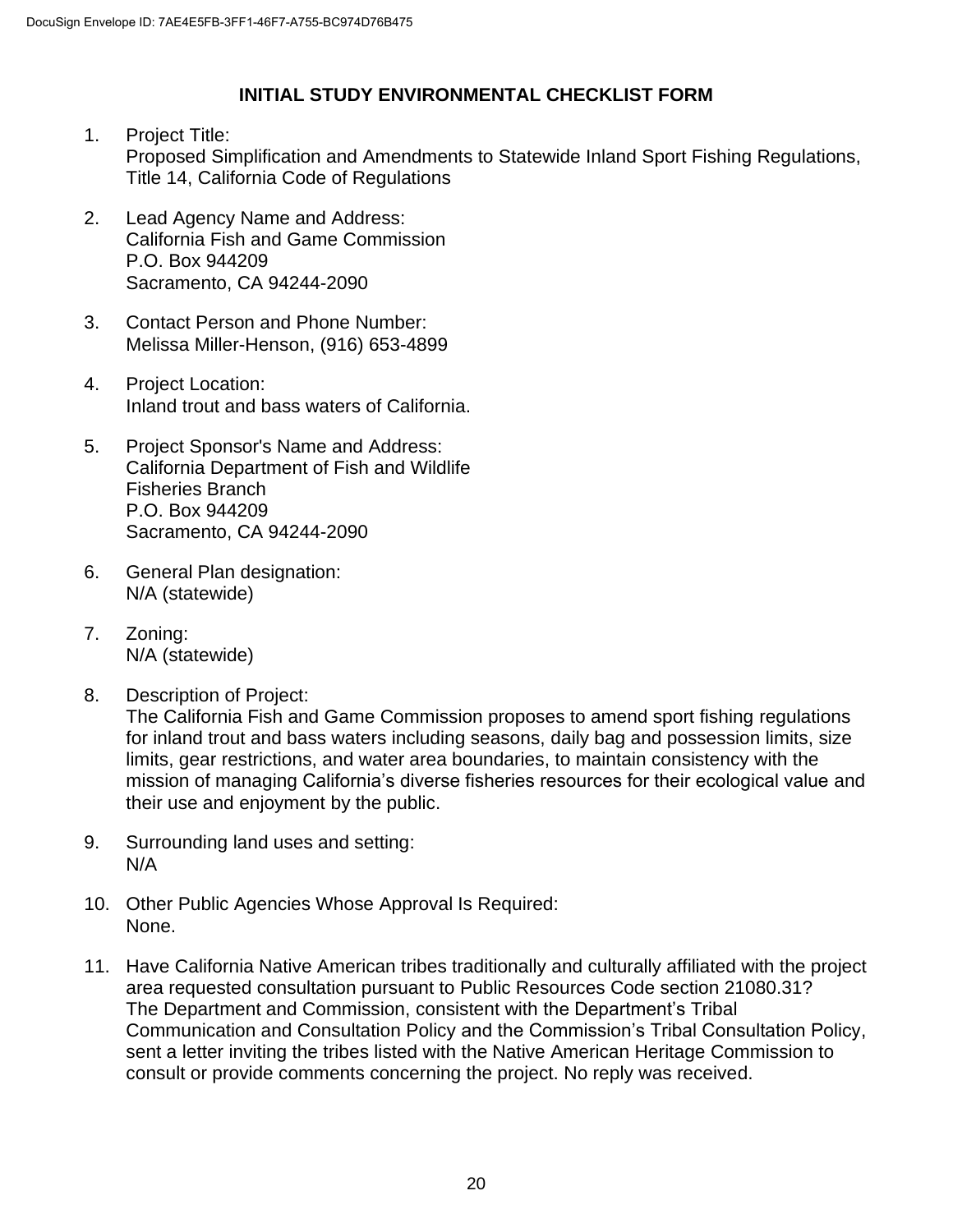# INITIAL STUDY ENVIRONMENTAL CHECKLIST FORM

1. Project Title:
   Proposed Simplification and Amendments to Statewide Inland Sport Fishing Regulations, Title 14, California Code of Regulations

2. Lead Agency Name and Address:
   California Fish and Game Commission
   P.O. Box 944209
   Sacramento, CA 94244-2090

3. Contact Person and Phone Number:
   Melissa Miller-Henson, (916) 653-4899

4. Project Location:
   Inland trout and bass waters of California.

5. Project Sponsor's Name and Address:
   California Department of Fish and Wildlife
   Fisheries Branch
   P.O. Box 944209
   Sacramento, CA 94244-2090

6. General Plan designation:
   N/A (statewide)

7. Zoning:
   N/A (statewide)

8. Description of Project:
   The California Fish and Game Commission proposes to amend sport fishing regulations for inland trout and bass waters including seasons, daily bag and possession limits, size limits, gear restrictions, and water area boundaries, to maintain consistency with the mission of managing California's diverse fisheries resources for their ecological value and their use and enjoyment by the public.

9. Surrounding land uses and setting:
   N/A

10. Other Public Agencies Whose Approval Is Required:
    None.

11. Have California Native American tribes traditionally and culturally affiliated with the project area requested consultation pursuant to Public Resources Code section 21080.31?
    The Department and Commission, consistent with the Department's Tribal Communication and Consultation Policy and the Commission's Tribal Consultation Policy, sent a letter inviting the tribes listed with the Native American Heritage Commission to consult or provide comments concerning the project. No reply was received.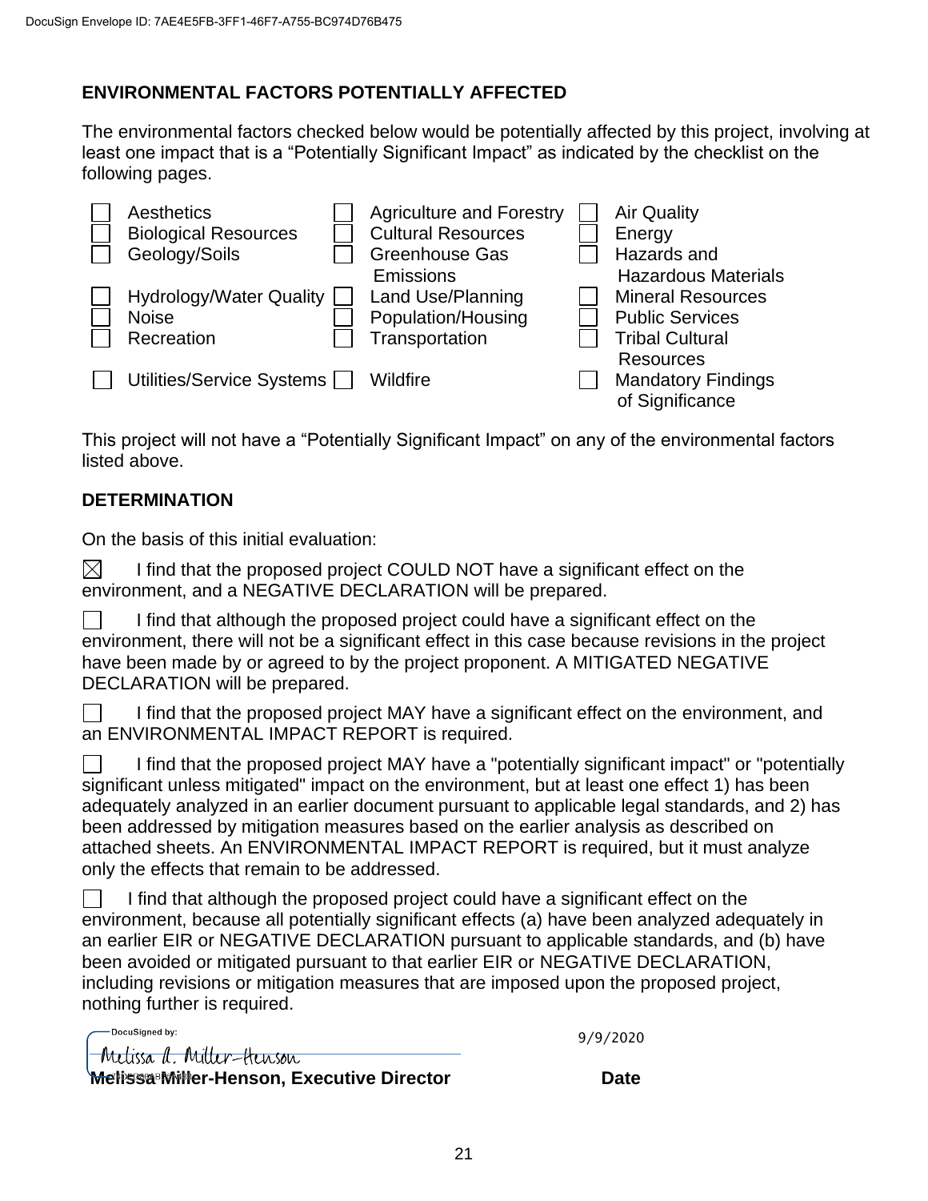## ENVIRONMENTAL FACTORS POTENTIALLY AFFECTED

The environmental factors checked below would be potentially affected by this project, involving at least one impact that is a "Potentially Significant Impact" as indicated by the checklist on the following pages.

| | | | | | |
|---|---|---|---|---|---|
| ☐ | Aesthetics | ☐ | Agriculture and Forestry | ☐ | Air Quality |
| ☐ | Biological Resources | ☐ | Cultural Resources | ☐ | Energy |
| ☐ | Geology/Soils | ☐ | Greenhouse Gas Emissions | ☐ | Hazards and Hazardous Materials |
| ☐ | Hydrology/Water Quality | ☐ | Land Use/Planning | ☐ | Mineral Resources |
| ☐ | Noise | ☐ | Population/Housing | ☐ | Public Services |
| ☐ | Recreation | ☐ | Transportation | ☐ | Tribal Cultural Resources |
| ☐ | Utilities/Service Systems | ☐ | Wildfire | ☐ | Mandatory Findings of Significance |

This project will not have a "Potentially Significant Impact" on any of the environmental factors listed above.

## DETERMINATION

On the basis of this initial evaluation:

☒ I find that the proposed project COULD NOT have a significant effect on the environment, and a NEGATIVE DECLARATION will be prepared.

☐ I find that although the proposed project could have a significant effect on the environment, there will not be a significant effect in this case because revisions in the project have been made by or agreed to by the project proponent. A MITIGATED NEGATIVE DECLARATION will be prepared.

☐ I find that the proposed project MAY have a significant effect on the environment, and an ENVIRONMENTAL IMPACT REPORT is required.

☐ I find that the proposed project MAY have a "potentially significant impact" or "potentially significant unless mitigated" impact on the environment, but at least one effect 1) has been adequately analyzed in an earlier document pursuant to applicable legal standards, and 2) has been addressed by mitigation measures based on the earlier analysis as described on attached sheets. An ENVIRONMENTAL IMPACT REPORT is required, but it must analyze only the effects that remain to be addressed.

☐ I find that although the proposed project could have a significant effect on the environment, because all potentially significant effects (a) have been analyzed adequately in an earlier EIR or NEGATIVE DECLARATION pursuant to applicable standards, and (b) have been avoided or mitigated pursuant to that earlier EIR or NEGATIVE DECLARATION, including revisions or mitigation measures that are imposed upon the proposed project, nothing further is required.

DocuSigned by: Melissa A. Miller-Henson

9/9/2020

**Melissa Miller-Henson, Executive Director** **Date**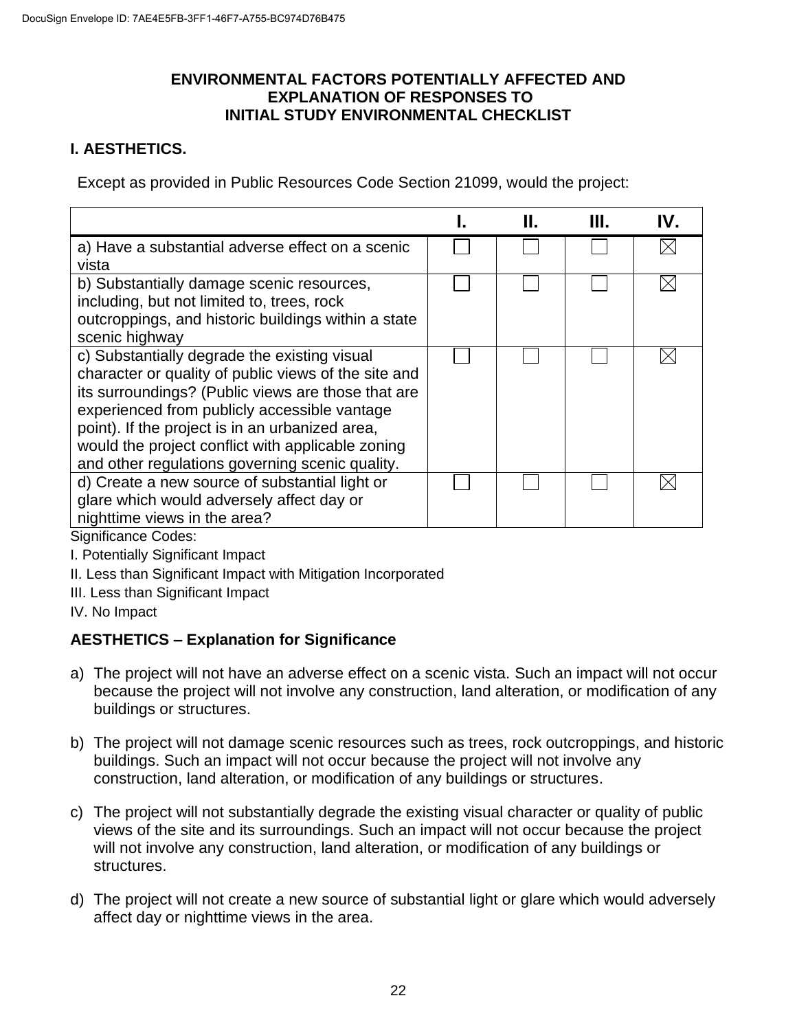# ENVIRONMENTAL FACTORS POTENTIALLY AFFECTED AND EXPLANATION OF RESPONSES TO INITIAL STUDY ENVIRONMENTAL CHECKLIST

## I. AESTHETICS.

Except as provided in Public Resources Code Section 21099, would the project:

| | I. | II. | III. | IV. |
|---|---|---|---|---|
| a) Have a substantial adverse effect on a scenic vista | ☐ | ☐ | ☐ | ☒ |
| b) Substantially damage scenic resources, including, but not limited to, trees, rock outcroppings, and historic buildings within a state scenic highway | ☐ | ☐ | ☐ | ☒ |
| c) Substantially degrade the existing visual character or quality of public views of the site and its surroundings? (Public views are those that are experienced from publicly accessible vantage point). If the project is in an urbanized area, would the project conflict with applicable zoning and other regulations governing scenic quality. | ☐ | ☐ | ☐ | ☒ |
| d) Create a new source of substantial light or glare which would adversely affect day or nighttime views in the area? | ☐ | ☐ | ☐ | ☒ |

Significance Codes:

I. Potentially Significant Impact

II. Less than Significant Impact with Mitigation Incorporated

III. Less than Significant Impact

IV. No Impact

### AESTHETICS – Explanation for Significance

a) The project will not have an adverse effect on a scenic vista. Such an impact will not occur because the project will not involve any construction, land alteration, or modification of any buildings or structures.

b) The project will not damage scenic resources such as trees, rock outcroppings, and historic buildings. Such an impact will not occur because the project will not involve any construction, land alteration, or modification of any buildings or structures.

c) The project will not substantially degrade the existing visual character or quality of public views of the site and its surroundings. Such an impact will not occur because the project will not involve any construction, land alteration, or modification of any buildings or structures.

d) The project will not create a new source of substantial light or glare which would adversely affect day or nighttime views in the area.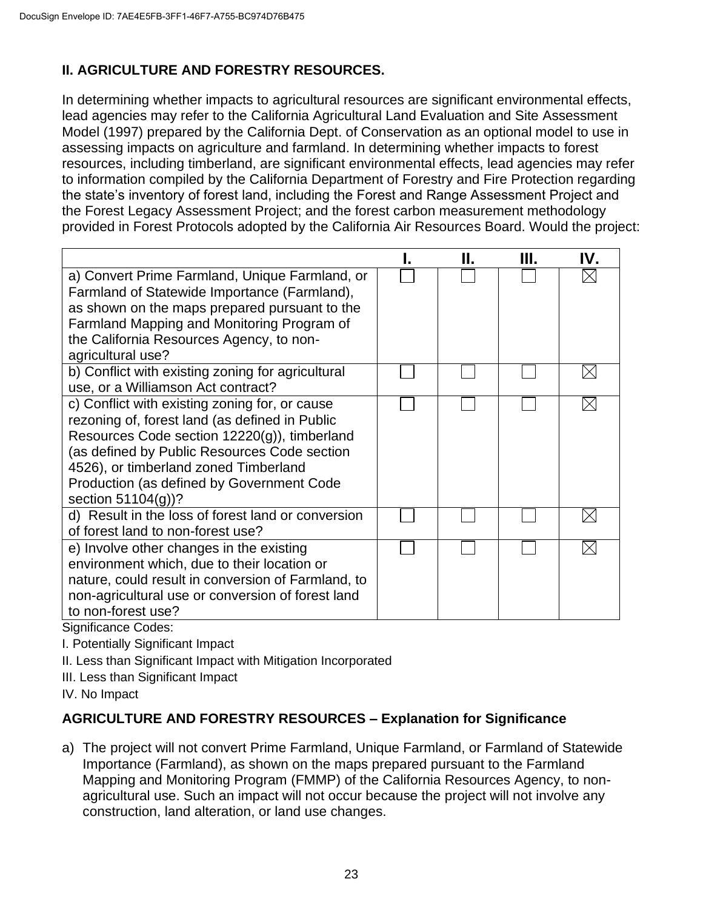## II. AGRICULTURE AND FORESTRY RESOURCES.

In determining whether impacts to agricultural resources are significant environmental effects, lead agencies may refer to the California Agricultural Land Evaluation and Site Assessment Model (1997) prepared by the California Dept. of Conservation as an optional model to use in assessing impacts on agriculture and farmland. In determining whether impacts to forest resources, including timberland, are significant environmental effects, lead agencies may refer to information compiled by the California Department of Forestry and Fire Protection regarding the state's inventory of forest land, including the Forest and Range Assessment Project and the Forest Legacy Assessment Project; and the forest carbon measurement methodology provided in Forest Protocols adopted by the California Air Resources Board. Would the project:

| | I. | II. | III. | IV. |
|---|---|---|---|---|
| a) Convert Prime Farmland, Unique Farmland, or Farmland of Statewide Importance (Farmland), as shown on the maps prepared pursuant to the Farmland Mapping and Monitoring Program of the California Resources Agency, to non-agricultural use? | ☐ | ☐ | ☐ | ☒ |
| b) Conflict with existing zoning for agricultural use, or a Williamson Act contract? | ☐ | ☐ | ☐ | ☒ |
| c) Conflict with existing zoning for, or cause rezoning of, forest land (as defined in Public Resources Code section 12220(g)), timberland (as defined by Public Resources Code section 4526), or timberland zoned Timberland Production (as defined by Government Code section 51104(g))? | ☐ | ☐ | ☐ | ☒ |
| d) Result in the loss of forest land or conversion of forest land to non-forest use? | ☐ | ☐ | ☐ | ☒ |
| e) Involve other changes in the existing environment which, due to their location or nature, could result in conversion of Farmland, to non-agricultural use or conversion of forest land to non-forest use? | ☐ | ☐ | ☐ | ☒ |

Significance Codes:

I. Potentially Significant Impact

II. Less than Significant Impact with Mitigation Incorporated

III. Less than Significant Impact

IV. No Impact

### AGRICULTURE AND FORESTRY RESOURCES – Explanation for Significance

a) The project will not convert Prime Farmland, Unique Farmland, or Farmland of Statewide Importance (Farmland), as shown on the maps prepared pursuant to the Farmland Mapping and Monitoring Program (FMMP) of the California Resources Agency, to non-agricultural use. Such an impact will not occur because the project will not involve any construction, land alteration, or land use changes.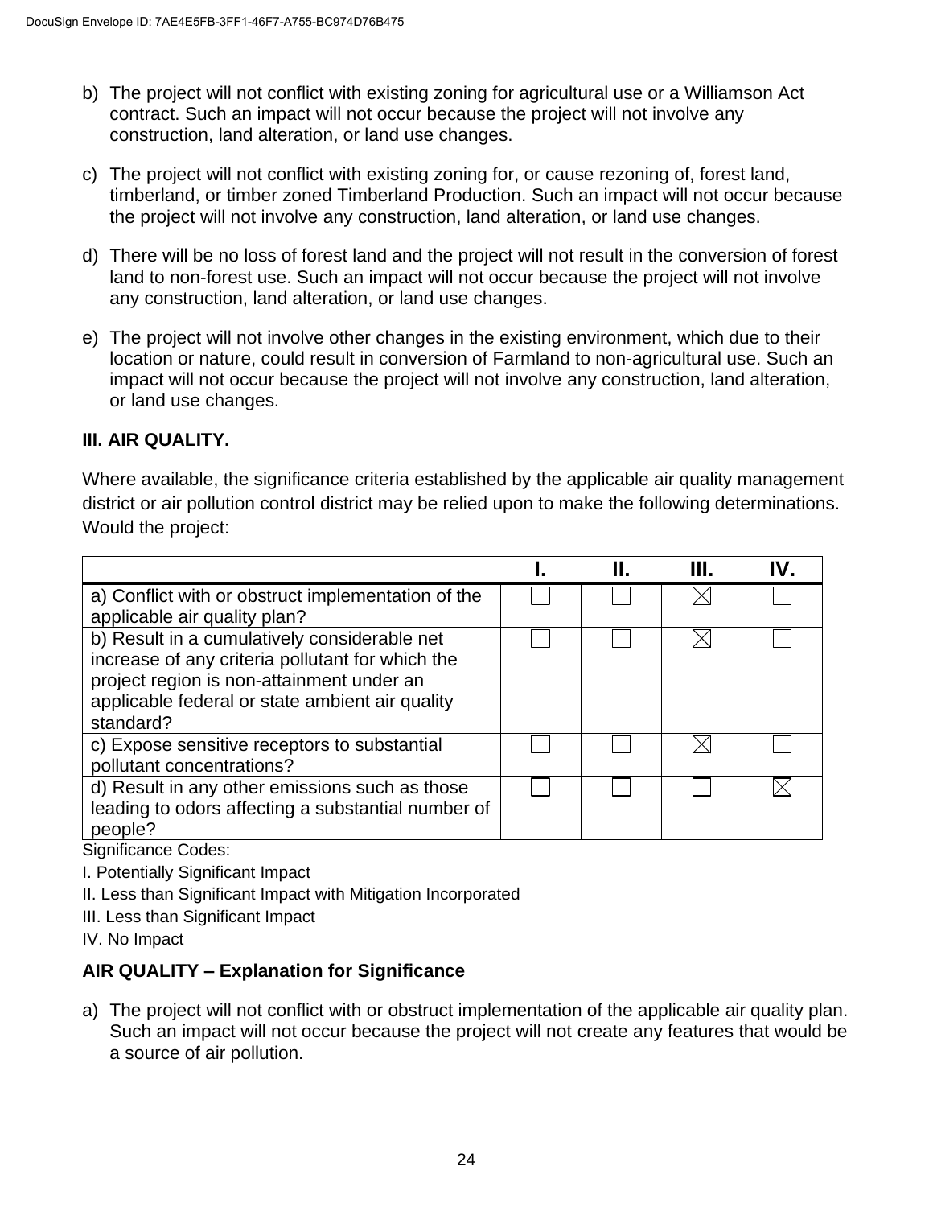b) The project will not conflict with existing zoning for agricultural use or a Williamson Act contract. Such an impact will not occur because the project will not involve any construction, land alteration, or land use changes.

c) The project will not conflict with existing zoning for, or cause rezoning of, forest land, timberland, or timber zoned Timberland Production. Such an impact will not occur because the project will not involve any construction, land alteration, or land use changes.

d) There will be no loss of forest land and the project will not result in the conversion of forest land to non-forest use. Such an impact will not occur because the project will not involve any construction, land alteration, or land use changes.

e) The project will not involve other changes in the existing environment, which due to their location or nature, could result in conversion of Farmland to non-agricultural use. Such an impact will not occur because the project will not involve any construction, land alteration, or land use changes.

### III. AIR QUALITY.

Where available, the significance criteria established by the applicable air quality management district or air pollution control district may be relied upon to make the following determinations. Would the project:

| | I. | II. | III. | IV. |
|---|---|---|---|---|
| a) Conflict with or obstruct implementation of the applicable air quality plan? | ☐ | ☐ | ☒ | ☐ |
| b) Result in a cumulatively considerable net increase of any criteria pollutant for which the project region is non-attainment under an applicable federal or state ambient air quality standard? | ☐ | ☐ | ☒ | ☐ |
| c) Expose sensitive receptors to substantial pollutant concentrations? | ☐ | ☐ | ☒ | ☐ |
| d) Result in any other emissions such as those leading to odors affecting a substantial number of people? | ☐ | ☐ | ☐ | ☒ |

Significance Codes:

I. Potentially Significant Impact

II. Less than Significant Impact with Mitigation Incorporated

III. Less than Significant Impact

IV. No Impact

### AIR QUALITY – Explanation for Significance

a) The project will not conflict with or obstruct implementation of the applicable air quality plan. Such an impact will not occur because the project will not create any features that would be a source of air pollution.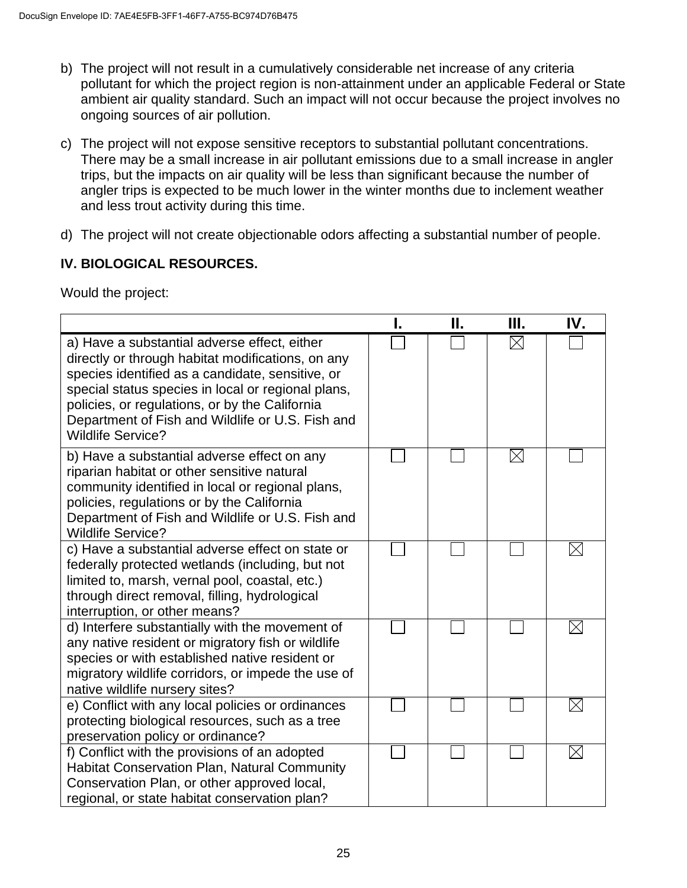b) The project will not result in a cumulatively considerable net increase of any criteria pollutant for which the project region is non-attainment under an applicable Federal or State ambient air quality standard. Such an impact will not occur because the project involves no ongoing sources of air pollution.

c) The project will not expose sensitive receptors to substantial pollutant concentrations. There may be a small increase in air pollutant emissions due to a small increase in angler trips, but the impacts on air quality will be less than significant because the number of angler trips is expected to be much lower in the winter months due to inclement weather and less trout activity during this time.

d) The project will not create objectionable odors affecting a substantial number of people.

**IV. BIOLOGICAL RESOURCES.**

Would the project:

| | I. | II. | III. | IV. |
|---|---|---|---|---|
| a) Have a substantial adverse effect, either directly or through habitat modifications, on any species identified as a candidate, sensitive, or special status species in local or regional plans, policies, or regulations, or by the California Department of Fish and Wildlife or U.S. Fish and Wildlife Service? | ☐ | ☐ | ☒ | ☐ |
| b) Have a substantial adverse effect on any riparian habitat or other sensitive natural community identified in local or regional plans, policies, regulations or by the California Department of Fish and Wildlife or U.S. Fish and Wildlife Service? | ☐ | ☐ | ☒ | ☐ |
| c) Have a substantial adverse effect on state or federally protected wetlands (including, but not limited to, marsh, vernal pool, coastal, etc.) through direct removal, filling, hydrological interruption, or other means? | ☐ | ☐ | ☐ | ☒ |
| d) Interfere substantially with the movement of any native resident or migratory fish or wildlife species or with established native resident or migratory wildlife corridors, or impede the use of native wildlife nursery sites? | ☐ | ☐ | ☐ | ☒ |
| e) Conflict with any local policies or ordinances protecting biological resources, such as a tree preservation policy or ordinance? | ☐ | ☐ | ☐ | ☒ |
| f) Conflict with the provisions of an adopted Habitat Conservation Plan, Natural Community Conservation Plan, or other approved local, regional, or state habitat conservation plan? | ☐ | ☐ | ☐ | ☒ |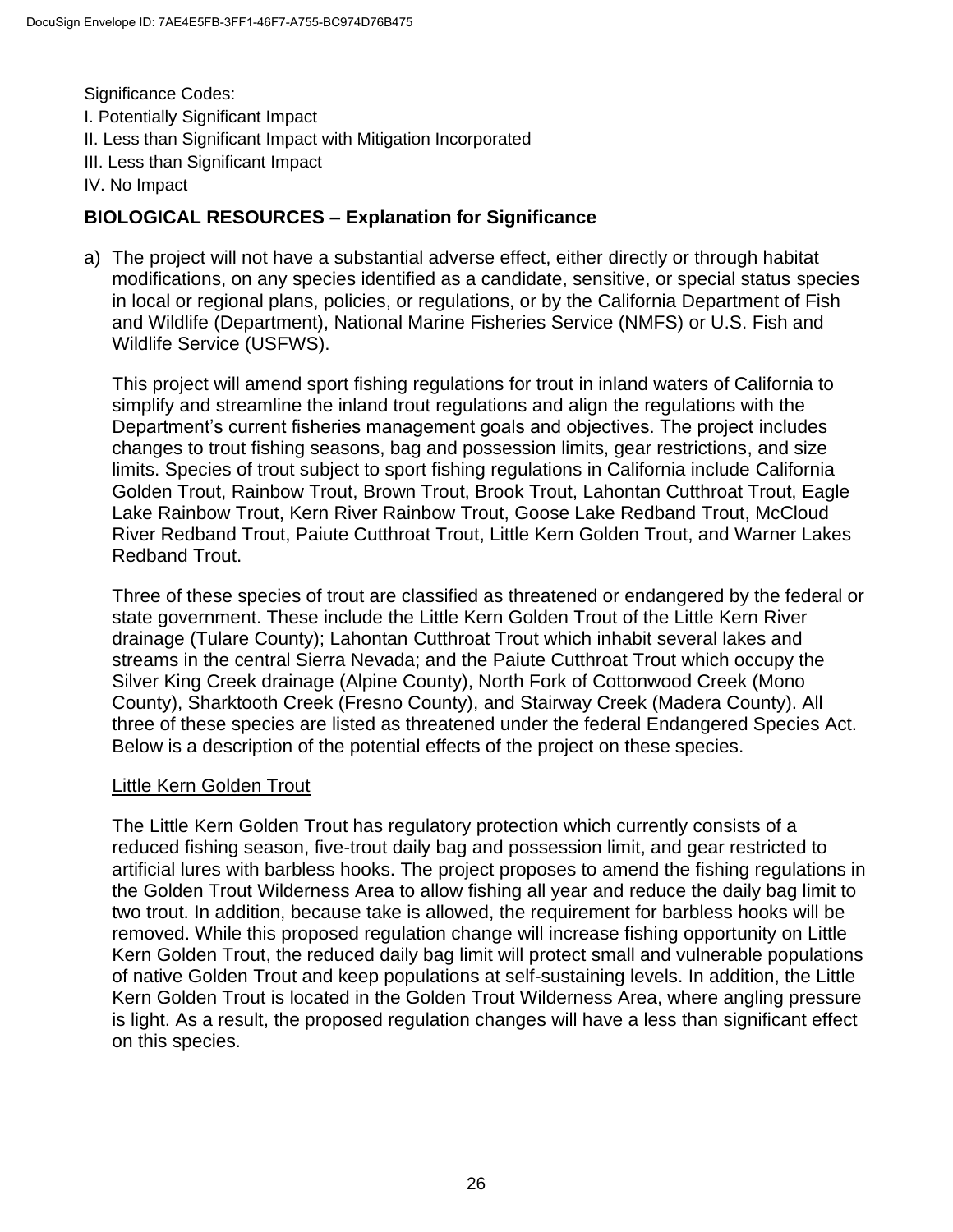Significance Codes:
I. Potentially Significant Impact
II. Less than Significant Impact with Mitigation Incorporated
III. Less than Significant Impact
IV. No Impact

**BIOLOGICAL RESOURCES – Explanation for Significance**

a) The project will not have a substantial adverse effect, either directly or through habitat modifications, on any species identified as a candidate, sensitive, or special status species in local or regional plans, policies, or regulations, or by the California Department of Fish and Wildlife (Department), National Marine Fisheries Service (NMFS) or U.S. Fish and Wildlife Service (USFWS).

   This project will amend sport fishing regulations for trout in inland waters of California to simplify and streamline the inland trout regulations and align the regulations with the Department's current fisheries management goals and objectives. The project includes changes to trout fishing seasons, bag and possession limits, gear restrictions, and size limits. Species of trout subject to sport fishing regulations in California include California Golden Trout, Rainbow Trout, Brown Trout, Brook Trout, Lahontan Cutthroat Trout, Eagle Lake Rainbow Trout, Kern River Rainbow Trout, Goose Lake Redband Trout, McCloud River Redband Trout, Paiute Cutthroat Trout, Little Kern Golden Trout, and Warner Lakes Redband Trout.

   Three of these species of trout are classified as threatened or endangered by the federal or state government. These include the Little Kern Golden Trout of the Little Kern River drainage (Tulare County); Lahontan Cutthroat Trout which inhabit several lakes and streams in the central Sierra Nevada; and the Paiute Cutthroat Trout which occupy the Silver King Creek drainage (Alpine County), North Fork of Cottonwood Creek (Mono County), Sharktooth Creek (Fresno County), and Stairway Creek (Madera County). All three of these species are listed as threatened under the federal Endangered Species Act. Below is a description of the potential effects of the project on these species.

   Little Kern Golden Trout

   The Little Kern Golden Trout has regulatory protection which currently consists of a reduced fishing season, five-trout daily bag and possession limit, and gear restricted to artificial lures with barbless hooks. The project proposes to amend the fishing regulations in the Golden Trout Wilderness Area to allow fishing all year and reduce the daily bag limit to two trout. In addition, because take is allowed, the requirement for barbless hooks will be removed. While this proposed regulation change will increase fishing opportunity on Little Kern Golden Trout, the reduced daily bag limit will protect small and vulnerable populations of native Golden Trout and keep populations at self-sustaining levels. In addition, the Little Kern Golden Trout is located in the Golden Trout Wilderness Area, where angling pressure is light. As a result, the proposed regulation changes will have a less than significant effect on this species.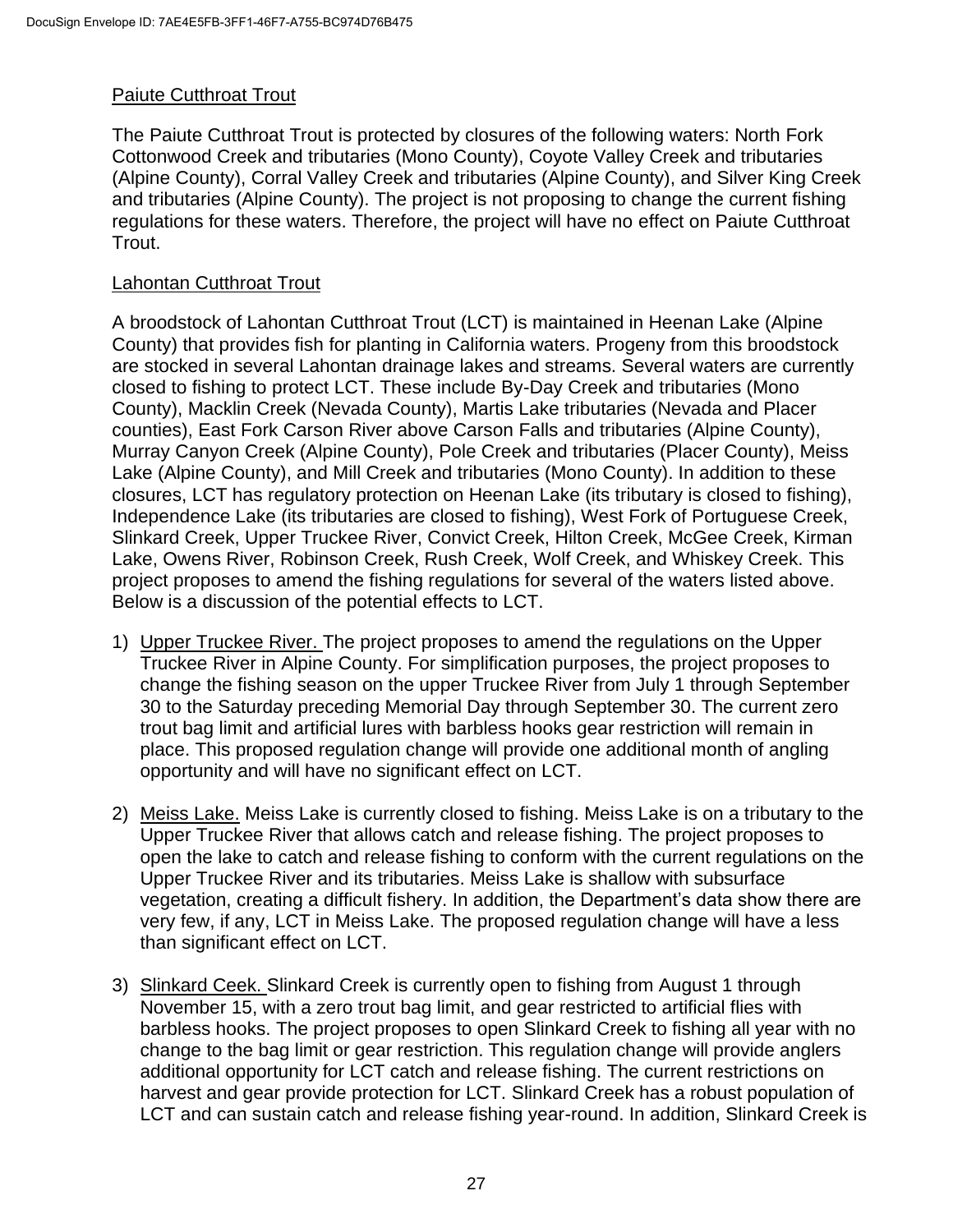Paiute Cutthroat Trout

The Paiute Cutthroat Trout is protected by closures of the following waters: North Fork Cottonwood Creek and tributaries (Mono County), Coyote Valley Creek and tributaries (Alpine County), Corral Valley Creek and tributaries (Alpine County), and Silver King Creek and tributaries (Alpine County). The project is not proposing to change the current fishing regulations for these waters. Therefore, the project will have no effect on Paiute Cutthroat Trout.

Lahontan Cutthroat Trout

A broodstock of Lahontan Cutthroat Trout (LCT) is maintained in Heenan Lake (Alpine County) that provides fish for planting in California waters. Progeny from this broodstock are stocked in several Lahontan drainage lakes and streams. Several waters are currently closed to fishing to protect LCT. These include By-Day Creek and tributaries (Mono County), Macklin Creek (Nevada County), Martis Lake tributaries (Nevada and Placer counties), East Fork Carson River above Carson Falls and tributaries (Alpine County), Murray Canyon Creek (Alpine County), Pole Creek and tributaries (Placer County), Meiss Lake (Alpine County), and Mill Creek and tributaries (Mono County). In addition to these closures, LCT has regulatory protection on Heenan Lake (its tributary is closed to fishing), Independence Lake (its tributaries are closed to fishing), West Fork of Portuguese Creek, Slinkard Creek, Upper Truckee River, Convict Creek, Hilton Creek, McGee Creek, Kirman Lake, Owens River, Robinson Creek, Rush Creek, Wolf Creek, and Whiskey Creek. This project proposes to amend the fishing regulations for several of the waters listed above. Below is a discussion of the potential effects to LCT.

1) Upper Truckee River. The project proposes to amend the regulations on the Upper Truckee River in Alpine County. For simplification purposes, the project proposes to change the fishing season on the upper Truckee River from July 1 through September 30 to the Saturday preceding Memorial Day through September 30. The current zero trout bag limit and artificial lures with barbless hooks gear restriction will remain in place. This proposed regulation change will provide one additional month of angling opportunity and will have no significant effect on LCT.

2) Meiss Lake. Meiss Lake is currently closed to fishing. Meiss Lake is on a tributary to the Upper Truckee River that allows catch and release fishing. The project proposes to open the lake to catch and release fishing to conform with the current regulations on the Upper Truckee River and its tributaries. Meiss Lake is shallow with subsurface vegetation, creating a difficult fishery. In addition, the Department's data show there are very few, if any, LCT in Meiss Lake. The proposed regulation change will have a less than significant effect on LCT.

3) Slinkard Ceek. Slinkard Creek is currently open to fishing from August 1 through November 15, with a zero trout bag limit, and gear restricted to artificial flies with barbless hooks. The project proposes to open Slinkard Creek to fishing all year with no change to the bag limit or gear restriction. This regulation change will provide anglers additional opportunity for LCT catch and release fishing. The current restrictions on harvest and gear provide protection for LCT. Slinkard Creek has a robust population of LCT and can sustain catch and release fishing year-round. In addition, Slinkard Creek is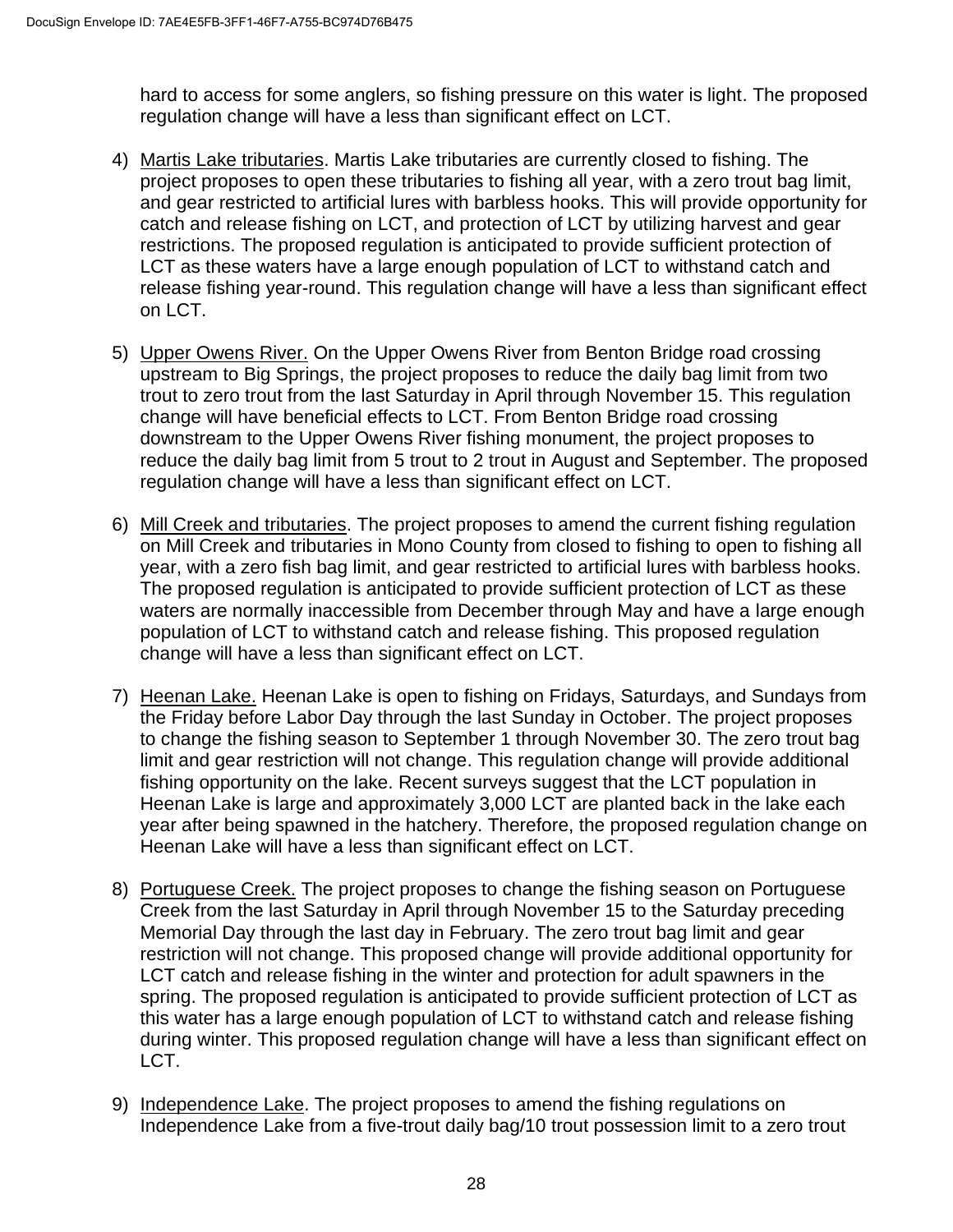hard to access for some anglers, so fishing pressure on this water is light. The proposed regulation change will have a less than significant effect on LCT.

4) Martis Lake tributaries. Martis Lake tributaries are currently closed to fishing. The project proposes to open these tributaries to fishing all year, with a zero trout bag limit, and gear restricted to artificial lures with barbless hooks. This will provide opportunity for catch and release fishing on LCT, and protection of LCT by utilizing harvest and gear restrictions. The proposed regulation is anticipated to provide sufficient protection of LCT as these waters have a large enough population of LCT to withstand catch and release fishing year-round. This regulation change will have a less than significant effect on LCT.

5) Upper Owens River. On the Upper Owens River from Benton Bridge road crossing upstream to Big Springs, the project proposes to reduce the daily bag limit from two trout to zero trout from the last Saturday in April through November 15. This regulation change will have beneficial effects to LCT. From Benton Bridge road crossing downstream to the Upper Owens River fishing monument, the project proposes to reduce the daily bag limit from 5 trout to 2 trout in August and September. The proposed regulation change will have a less than significant effect on LCT.

6) Mill Creek and tributaries. The project proposes to amend the current fishing regulation on Mill Creek and tributaries in Mono County from closed to fishing to open to fishing all year, with a zero fish bag limit, and gear restricted to artificial lures with barbless hooks. The proposed regulation is anticipated to provide sufficient protection of LCT as these waters are normally inaccessible from December through May and have a large enough population of LCT to withstand catch and release fishing. This proposed regulation change will have a less than significant effect on LCT.

7) Heenan Lake. Heenan Lake is open to fishing on Fridays, Saturdays, and Sundays from the Friday before Labor Day through the last Sunday in October. The project proposes to change the fishing season to September 1 through November 30. The zero trout bag limit and gear restriction will not change. This regulation change will provide additional fishing opportunity on the lake. Recent surveys suggest that the LCT population in Heenan Lake is large and approximately 3,000 LCT are planted back in the lake each year after being spawned in the hatchery. Therefore, the proposed regulation change on Heenan Lake will have a less than significant effect on LCT.

8) Portuguese Creek. The project proposes to change the fishing season on Portuguese Creek from the last Saturday in April through November 15 to the Saturday preceding Memorial Day through the last day in February. The zero trout bag limit and gear restriction will not change. This proposed change will provide additional opportunity for LCT catch and release fishing in the winter and protection for adult spawners in the spring. The proposed regulation is anticipated to provide sufficient protection of LCT as this water has a large enough population of LCT to withstand catch and release fishing during winter. This proposed regulation change will have a less than significant effect on LCT.

9) Independence Lake. The project proposes to amend the fishing regulations on Independence Lake from a five-trout daily bag/10 trout possession limit to a zero trout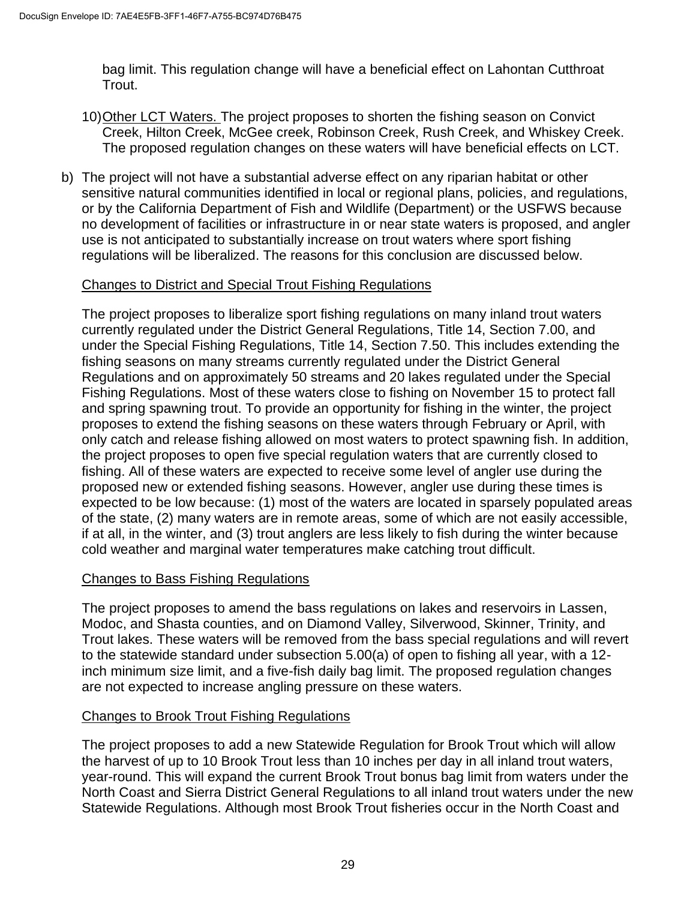bag limit. This regulation change will have a beneficial effect on Lahontan Cutthroat Trout.

10) Other LCT Waters. The project proposes to shorten the fishing season on Convict Creek, Hilton Creek, McGee creek, Robinson Creek, Rush Creek, and Whiskey Creek. The proposed regulation changes on these waters will have beneficial effects on LCT.

b) The project will not have a substantial adverse effect on any riparian habitat or other sensitive natural communities identified in local or regional plans, policies, and regulations, or by the California Department of Fish and Wildlife (Department) or the USFWS because no development of facilities or infrastructure in or near state waters is proposed, and angler use is not anticipated to substantially increase on trout waters where sport fishing regulations will be liberalized. The reasons for this conclusion are discussed below.

Changes to District and Special Trout Fishing Regulations

The project proposes to liberalize sport fishing regulations on many inland trout waters currently regulated under the District General Regulations, Title 14, Section 7.00, and under the Special Fishing Regulations, Title 14, Section 7.50. This includes extending the fishing seasons on many streams currently regulated under the District General Regulations and on approximately 50 streams and 20 lakes regulated under the Special Fishing Regulations. Most of these waters close to fishing on November 15 to protect fall and spring spawning trout. To provide an opportunity for fishing in the winter, the project proposes to extend the fishing seasons on these waters through February or April, with only catch and release fishing allowed on most waters to protect spawning fish. In addition, the project proposes to open five special regulation waters that are currently closed to fishing. All of these waters are expected to receive some level of angler use during the proposed new or extended fishing seasons. However, angler use during these times is expected to be low because: (1) most of the waters are located in sparsely populated areas of the state, (2) many waters are in remote areas, some of which are not easily accessible, if at all, in the winter, and (3) trout anglers are less likely to fish during the winter because cold weather and marginal water temperatures make catching trout difficult.

Changes to Bass Fishing Regulations

The project proposes to amend the bass regulations on lakes and reservoirs in Lassen, Modoc, and Shasta counties, and on Diamond Valley, Silverwood, Skinner, Trinity, and Trout lakes. These waters will be removed from the bass special regulations and will revert to the statewide standard under subsection 5.00(a) of open to fishing all year, with a 12-inch minimum size limit, and a five-fish daily bag limit. The proposed regulation changes are not expected to increase angling pressure on these waters.

Changes to Brook Trout Fishing Regulations

The project proposes to add a new Statewide Regulation for Brook Trout which will allow the harvest of up to 10 Brook Trout less than 10 inches per day in all inland trout waters, year-round. This will expand the current Brook Trout bonus bag limit from waters under the North Coast and Sierra District General Regulations to all inland trout waters under the new Statewide Regulations. Although most Brook Trout fisheries occur in the North Coast and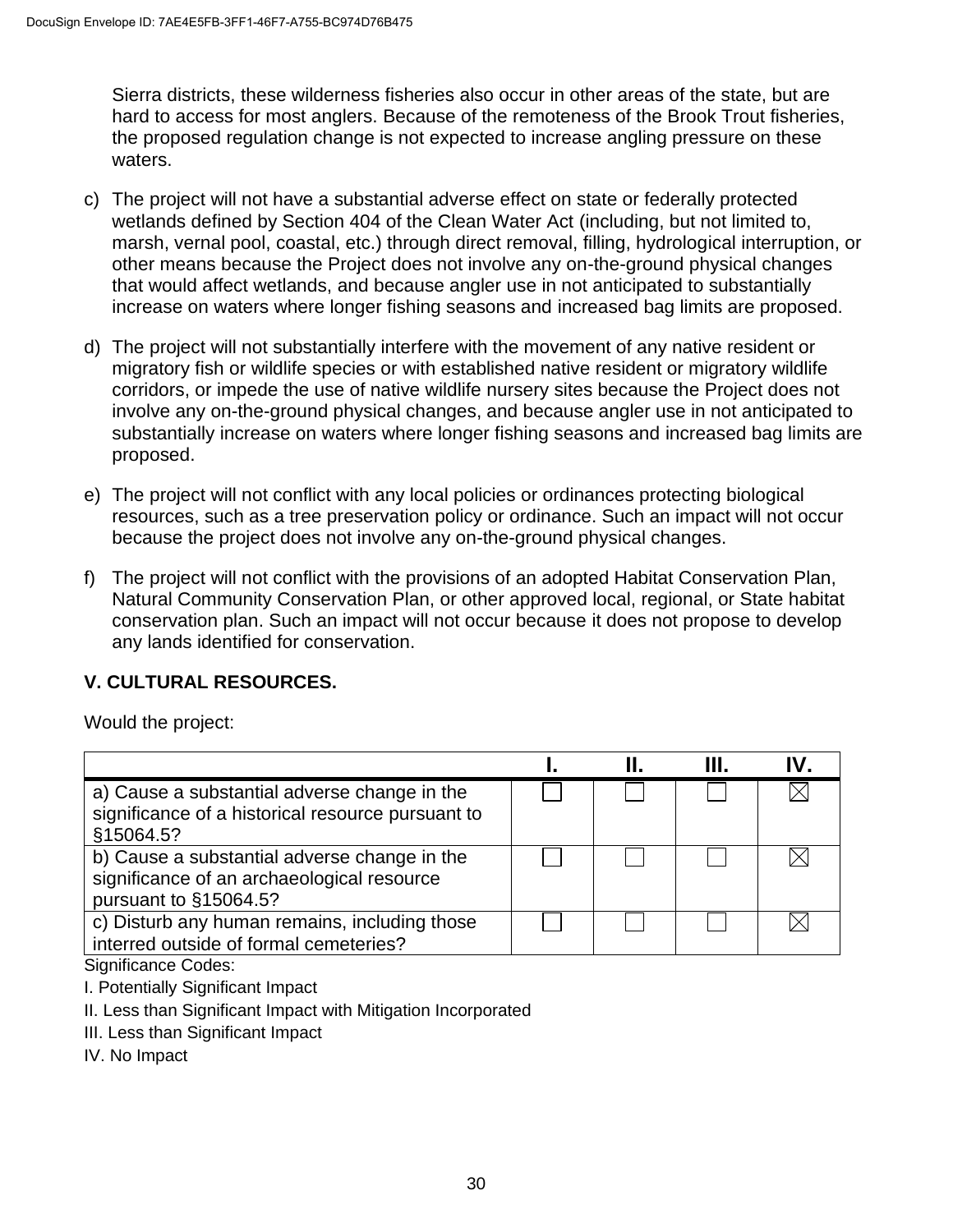Sierra districts, these wilderness fisheries also occur in other areas of the state, but are hard to access for most anglers. Because of the remoteness of the Brook Trout fisheries, the proposed regulation change is not expected to increase angling pressure on these waters.

c) The project will not have a substantial adverse effect on state or federally protected wetlands defined by Section 404 of the Clean Water Act (including, but not limited to, marsh, vernal pool, coastal, etc.) through direct removal, filling, hydrological interruption, or other means because the Project does not involve any on-the-ground physical changes that would affect wetlands, and because angler use in not anticipated to substantially increase on waters where longer fishing seasons and increased bag limits are proposed.

d) The project will not substantially interfere with the movement of any native resident or migratory fish or wildlife species or with established native resident or migratory wildlife corridors, or impede the use of native wildlife nursery sites because the Project does not involve any on-the-ground physical changes, and because angler use in not anticipated to substantially increase on waters where longer fishing seasons and increased bag limits are proposed.

e) The project will not conflict with any local policies or ordinances protecting biological resources, such as a tree preservation policy or ordinance. Such an impact will not occur because the project does not involve any on-the-ground physical changes.

f) The project will not conflict with the provisions of an adopted Habitat Conservation Plan, Natural Community Conservation Plan, or other approved local, regional, or State habitat conservation plan. Such an impact will not occur because it does not propose to develop any lands identified for conservation.

## V. CULTURAL RESOURCES.

Would the project:

| | I. | II. | III. | IV. |
|---|---|---|---|---|
| a) Cause a substantial adverse change in the significance of a historical resource pursuant to §15064.5? | ☐ | ☐ | ☐ | ☒ |
| b) Cause a substantial adverse change in the significance of an archaeological resource pursuant to §15064.5? | ☐ | ☐ | ☐ | ☒ |
| c) Disturb any human remains, including those interred outside of formal cemeteries? | ☐ | ☐ | ☐ | ☒ |

Significance Codes:

I. Potentially Significant Impact

II. Less than Significant Impact with Mitigation Incorporated

III. Less than Significant Impact

IV. No Impact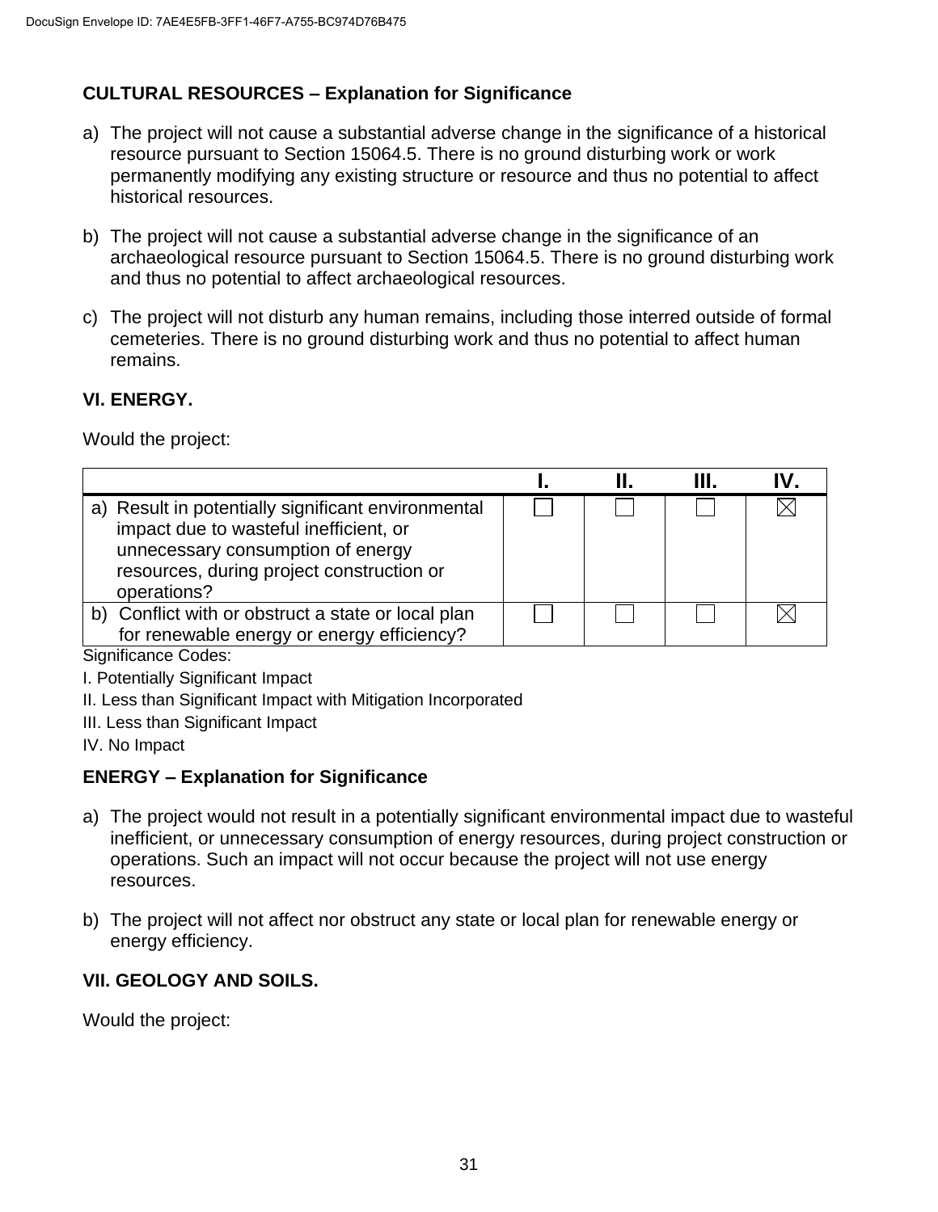**CULTURAL RESOURCES – Explanation for Significance**

a) The project will not cause a substantial adverse change in the significance of a historical resource pursuant to Section 15064.5. There is no ground disturbing work or work permanently modifying any existing structure or resource and thus no potential to affect historical resources.

b) The project will not cause a substantial adverse change in the significance of an archaeological resource pursuant to Section 15064.5. There is no ground disturbing work and thus no potential to affect archaeological resources.

c) The project will not disturb any human remains, including those interred outside of formal cemeteries. There is no ground disturbing work and thus no potential to affect human remains.

**VI. ENERGY.**

Would the project:

| | I. | II. | III. | IV. |
|---|---|---|---|---|
| a) Result in potentially significant environmental impact due to wasteful inefficient, or unnecessary consumption of energy resources, during project construction or operations? | ☐ | ☐ | ☐ | ☒ |
| b) Conflict with or obstruct a state or local plan for renewable energy or energy efficiency? | ☐ | ☐ | ☐ | ☒ |

Significance Codes:

I. Potentially Significant Impact

II. Less than Significant Impact with Mitigation Incorporated

III. Less than Significant Impact

IV. No Impact

**ENERGY – Explanation for Significance**

a) The project would not result in a potentially significant environmental impact due to wasteful inefficient, or unnecessary consumption of energy resources, during project construction or operations. Such an impact will not occur because the project will not use energy resources.

b) The project will not affect nor obstruct any state or local plan for renewable energy or energy efficiency.

**VII. GEOLOGY AND SOILS.**

Would the project: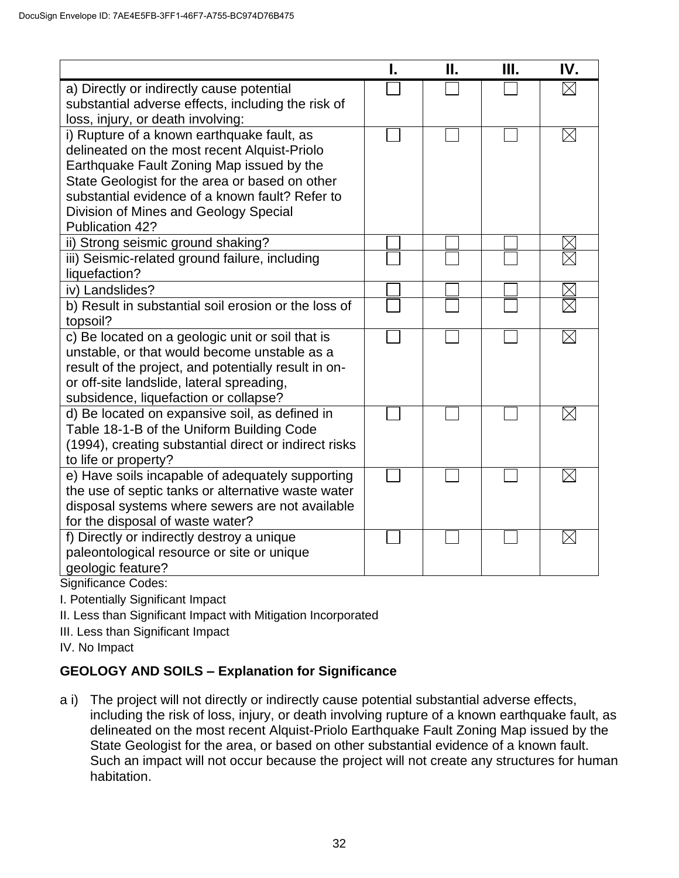| | I. | II. | III. | IV. |
|---|---|---|---|---|
| a) Directly or indirectly cause potential substantial adverse effects, including the risk of loss, injury, or death involving: | ☐ | ☐ | ☐ | ☒ |
| i) Rupture of a known earthquake fault, as delineated on the most recent Alquist-Priolo Earthquake Fault Zoning Map issued by the State Geologist for the area or based on other substantial evidence of a known fault? Refer to Division of Mines and Geology Special Publication 42? | ☐ | ☐ | ☐ | ☒ |
| ii) Strong seismic ground shaking? | ☐ | ☐ | ☐ | ☒ |
| iii) Seismic-related ground failure, including liquefaction? | ☐ | ☐ | ☐ | ☒ |
| iv) Landslides? | ☐ | ☐ | ☐ | ☒ |
| b) Result in substantial soil erosion or the loss of topsoil? | ☐ | ☐ | ☐ | ☒ |
| c) Be located on a geologic unit or soil that is unstable, or that would become unstable as a result of the project, and potentially result in on- or off-site landslide, lateral spreading, subsidence, liquefaction or collapse? | ☐ | ☐ | ☐ | ☒ |
| d) Be located on expansive soil, as defined in Table 18-1-B of the Uniform Building Code (1994), creating substantial direct or indirect risks to life or property? | ☐ | ☐ | ☐ | ☒ |
| e) Have soils incapable of adequately supporting the use of septic tanks or alternative waste water disposal systems where sewers are not available for the disposal of waste water? | ☐ | ☐ | ☐ | ☒ |
| f) Directly or indirectly destroy a unique paleontological resource or site or unique geologic feature? | ☐ | ☐ | ☐ | ☒ |

Significance Codes:

I. Potentially Significant Impact

II. Less than Significant Impact with Mitigation Incorporated

III. Less than Significant Impact

IV. No Impact

**GEOLOGY AND SOILS – Explanation for Significance**

a i) The project will not directly or indirectly cause potential substantial adverse effects, including the risk of loss, injury, or death involving rupture of a known earthquake fault, as delineated on the most recent Alquist-Priolo Earthquake Fault Zoning Map issued by the State Geologist for the area, or based on other substantial evidence of a known fault. Such an impact will not occur because the project will not create any structures for human habitation.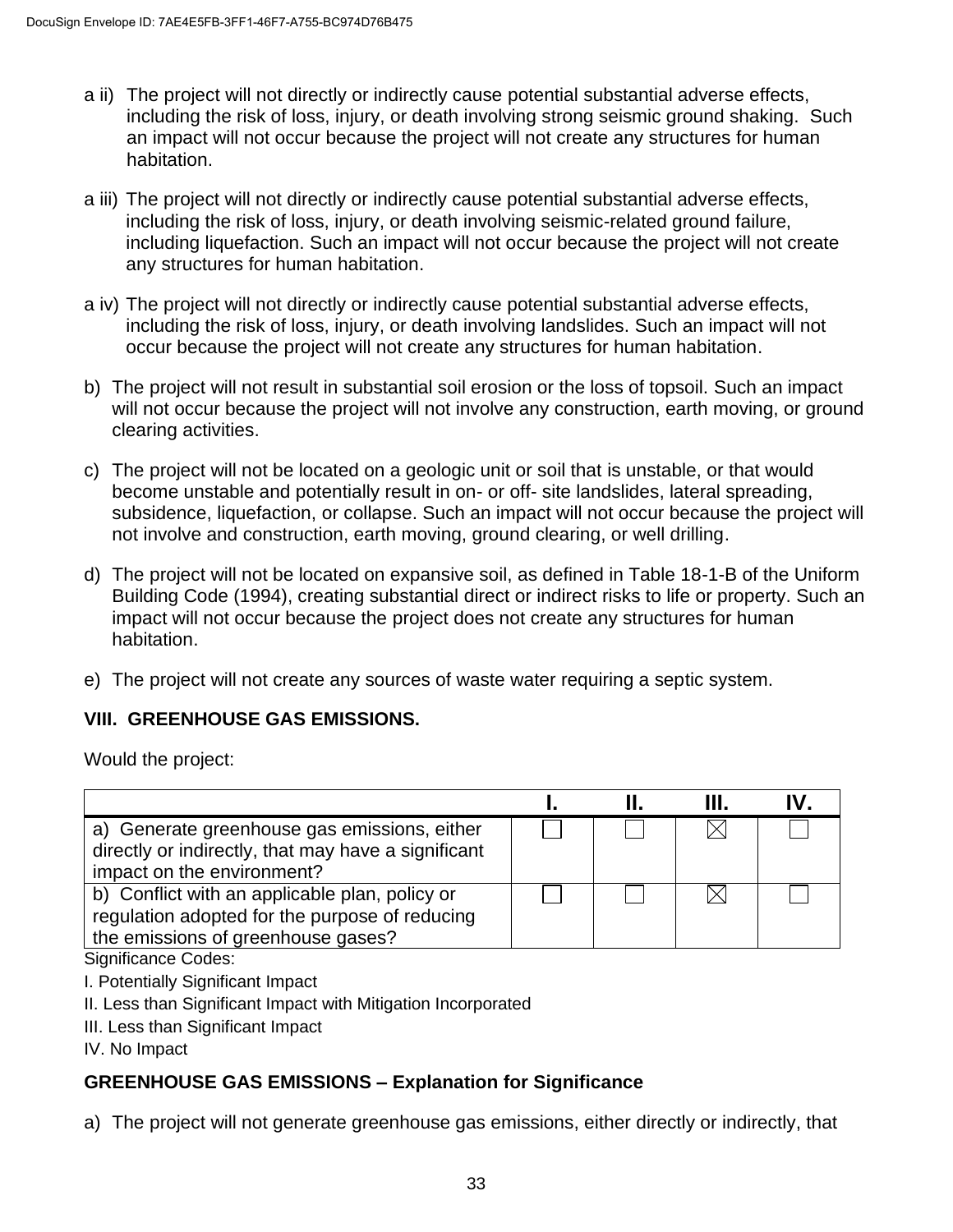a ii) The project will not directly or indirectly cause potential substantial adverse effects, including the risk of loss, injury, or death involving strong seismic ground shaking. Such an impact will not occur because the project will not create any structures for human habitation.

a iii) The project will not directly or indirectly cause potential substantial adverse effects, including the risk of loss, injury, or death involving seismic-related ground failure, including liquefaction. Such an impact will not occur because the project will not create any structures for human habitation.

a iv) The project will not directly or indirectly cause potential substantial adverse effects, including the risk of loss, injury, or death involving landslides. Such an impact will not occur because the project will not create any structures for human habitation.

b) The project will not result in substantial soil erosion or the loss of topsoil. Such an impact will not occur because the project will not involve any construction, earth moving, or ground clearing activities.

c) The project will not be located on a geologic unit or soil that is unstable, or that would become unstable and potentially result in on- or off- site landslides, lateral spreading, subsidence, liquefaction, or collapse. Such an impact will not occur because the project will not involve and construction, earth moving, ground clearing, or well drilling.

d) The project will not be located on expansive soil, as defined in Table 18-1-B of the Uniform Building Code (1994), creating substantial direct or indirect risks to life or property. Such an impact will not occur because the project does not create any structures for human habitation.

e) The project will not create any sources of waste water requiring a septic system.

**VIII. GREENHOUSE GAS EMISSIONS.**

Would the project:

| | I. | II. | III. | IV. |
|---|---|---|---|---|
| a) Generate greenhouse gas emissions, either directly or indirectly, that may have a significant impact on the environment? | ☐ | ☐ | ☒ | ☐ |
| b) Conflict with an applicable plan, policy or regulation adopted for the purpose of reducing the emissions of greenhouse gases? | ☐ | ☐ | ☒ | ☐ |

Significance Codes:

I. Potentially Significant Impact

II. Less than Significant Impact with Mitigation Incorporated

III. Less than Significant Impact

IV. No Impact

**GREENHOUSE GAS EMISSIONS – Explanation for Significance**

a) The project will not generate greenhouse gas emissions, either directly or indirectly, that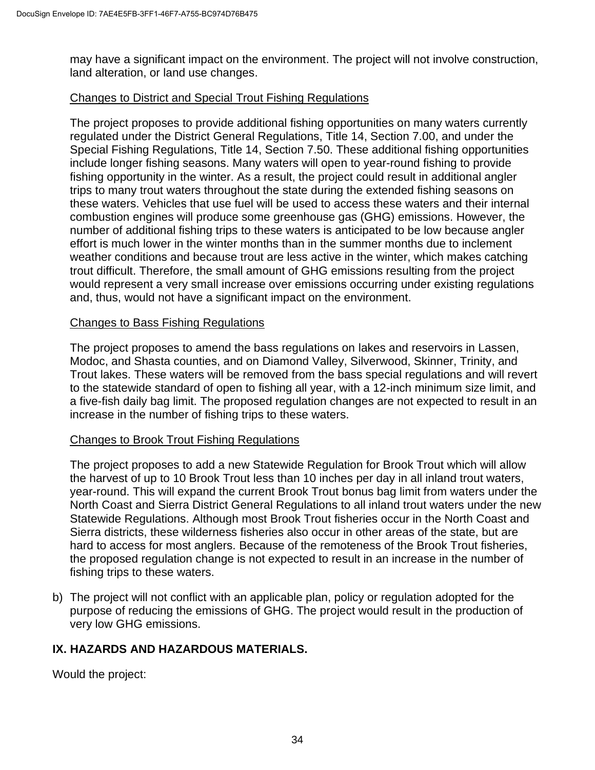may have a significant impact on the environment. The project will not involve construction, land alteration, or land use changes.

Changes to District and Special Trout Fishing Regulations

The project proposes to provide additional fishing opportunities on many waters currently regulated under the District General Regulations, Title 14, Section 7.00, and under the Special Fishing Regulations, Title 14, Section 7.50. These additional fishing opportunities include longer fishing seasons. Many waters will open to year-round fishing to provide fishing opportunity in the winter. As a result, the project could result in additional angler trips to many trout waters throughout the state during the extended fishing seasons on these waters. Vehicles that use fuel will be used to access these waters and their internal combustion engines will produce some greenhouse gas (GHG) emissions. However, the number of additional fishing trips to these waters is anticipated to be low because angler effort is much lower in the winter months than in the summer months due to inclement weather conditions and because trout are less active in the winter, which makes catching trout difficult. Therefore, the small amount of GHG emissions resulting from the project would represent a very small increase over emissions occurring under existing regulations and, thus, would not have a significant impact on the environment.

Changes to Bass Fishing Regulations

The project proposes to amend the bass regulations on lakes and reservoirs in Lassen, Modoc, and Shasta counties, and on Diamond Valley, Silverwood, Skinner, Trinity, and Trout lakes. These waters will be removed from the bass special regulations and will revert to the statewide standard of open to fishing all year, with a 12-inch minimum size limit, and a five-fish daily bag limit. The proposed regulation changes are not expected to result in an increase in the number of fishing trips to these waters.

Changes to Brook Trout Fishing Regulations

The project proposes to add a new Statewide Regulation for Brook Trout which will allow the harvest of up to 10 Brook Trout less than 10 inches per day in all inland trout waters, year-round. This will expand the current Brook Trout bonus bag limit from waters under the North Coast and Sierra District General Regulations to all inland trout waters under the new Statewide Regulations. Although most Brook Trout fisheries occur in the North Coast and Sierra districts, these wilderness fisheries also occur in other areas of the state, but are hard to access for most anglers. Because of the remoteness of the Brook Trout fisheries, the proposed regulation change is not expected to result in an increase in the number of fishing trips to these waters.

b) The project will not conflict with an applicable plan, policy or regulation adopted for the purpose of reducing the emissions of GHG. The project would result in the production of very low GHG emissions.

## IX. HAZARDS AND HAZARDOUS MATERIALS.

Would the project: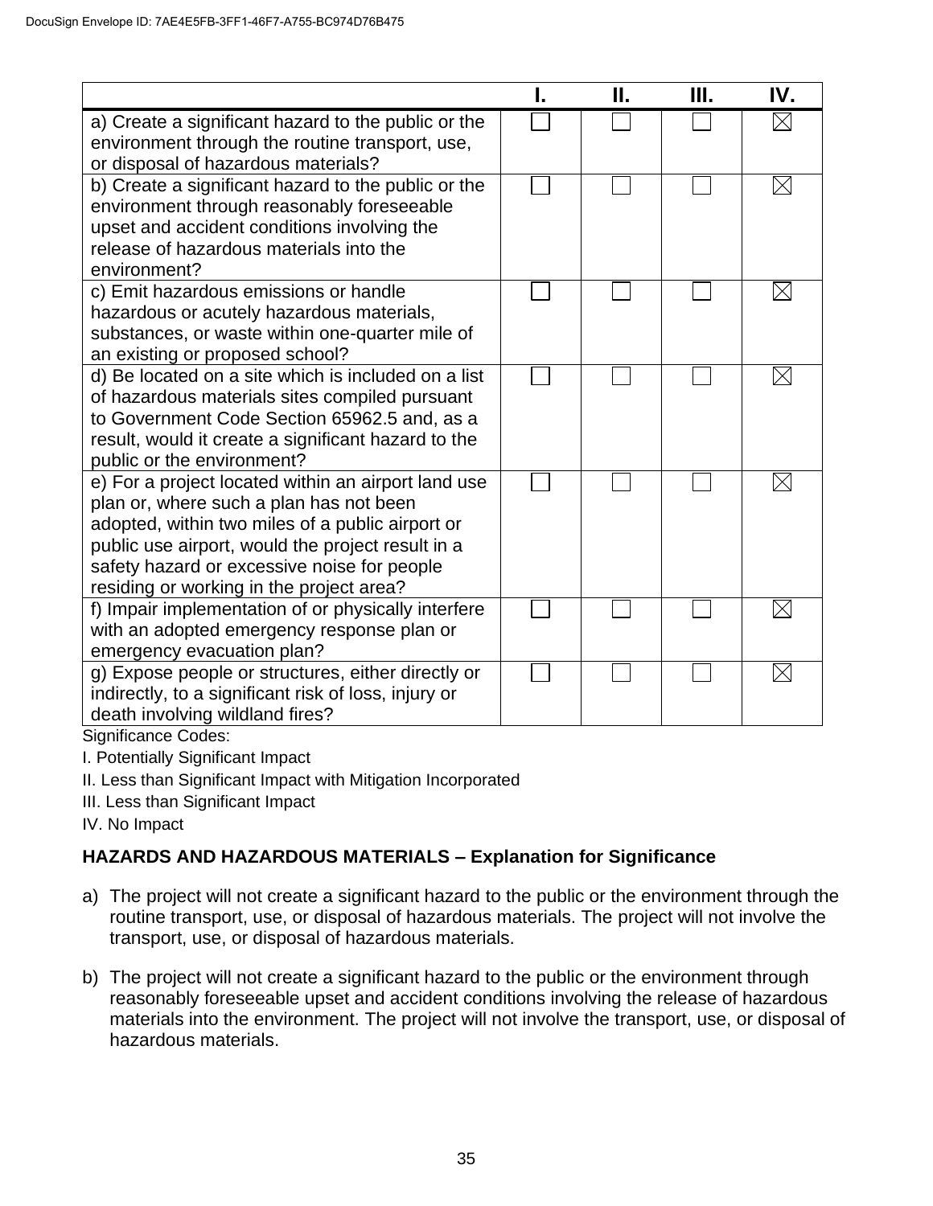| | I. | II. | III. | IV. |
|---|---|---|---|---|
| a) Create a significant hazard to the public or the environment through the routine transport, use, or disposal of hazardous materials? | ☐ | ☐ | ☐ | ☒ |
| b) Create a significant hazard to the public or the environment through reasonably foreseeable upset and accident conditions involving the release of hazardous materials into the environment? | ☐ | ☐ | ☐ | ☒ |
| c) Emit hazardous emissions or handle hazardous or acutely hazardous materials, substances, or waste within one-quarter mile of an existing or proposed school? | ☐ | ☐ | ☐ | ☒ |
| d) Be located on a site which is included on a list of hazardous materials sites compiled pursuant to Government Code Section 65962.5 and, as a result, would it create a significant hazard to the public or the environment? | ☐ | ☐ | ☐ | ☒ |
| e) For a project located within an airport land use plan or, where such a plan has not been adopted, within two miles of a public airport or public use airport, would the project result in a safety hazard or excessive noise for people residing or working in the project area? | ☐ | ☐ | ☐ | ☒ |
| f) Impair implementation of or physically interfere with an adopted emergency response plan or emergency evacuation plan? | ☐ | ☐ | ☐ | ☒ |
| g) Expose people or structures, either directly or indirectly, to a significant risk of loss, injury or death involving wildland fires? | ☐ | ☐ | ☐ | ☒ |

Significance Codes:

I. Potentially Significant Impact

II. Less than Significant Impact with Mitigation Incorporated

III. Less than Significant Impact

IV. No Impact

**HAZARDS AND HAZARDOUS MATERIALS – Explanation for Significance**

a) The project will not create a significant hazard to the public or the environment through the routine transport, use, or disposal of hazardous materials. The project will not involve the transport, use, or disposal of hazardous materials.

b) The project will not create a significant hazard to the public or the environment through reasonably foreseeable upset and accident conditions involving the release of hazardous materials into the environment. The project will not involve the transport, use, or disposal of hazardous materials.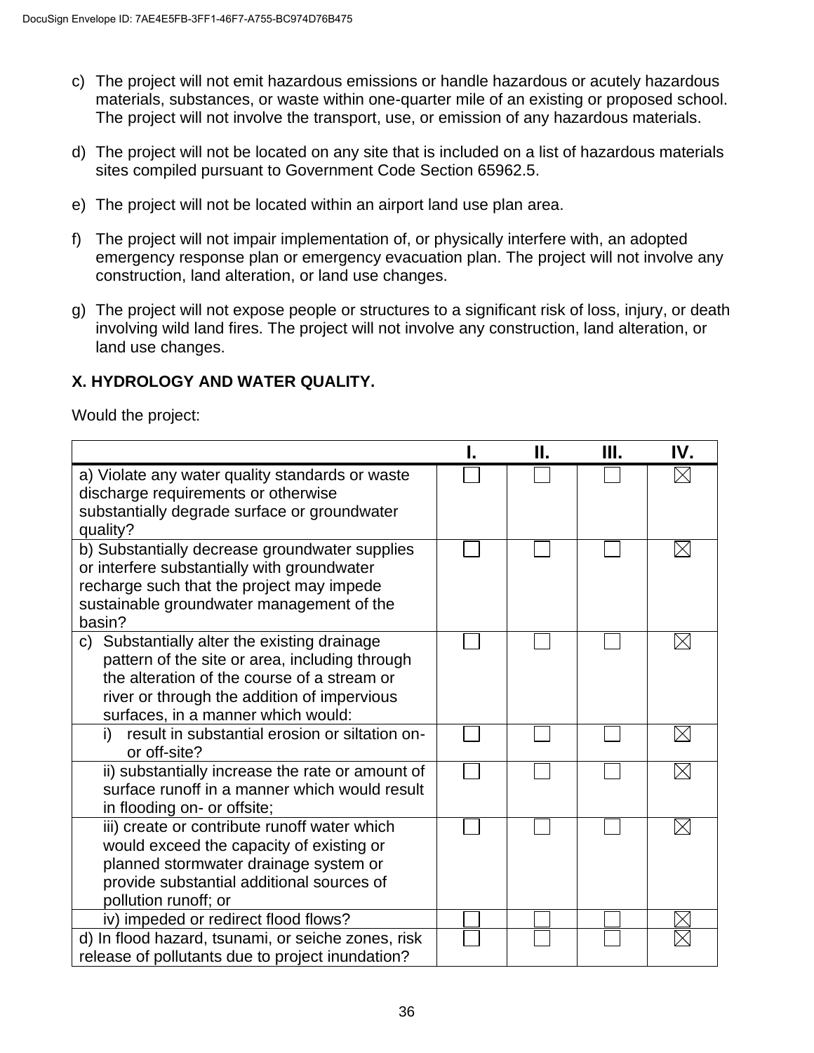c) The project will not emit hazardous emissions or handle hazardous or acutely hazardous materials, substances, or waste within one-quarter mile of an existing or proposed school. The project will not involve the transport, use, or emission of any hazardous materials.

d) The project will not be located on any site that is included on a list of hazardous materials sites compiled pursuant to Government Code Section 65962.5.

e) The project will not be located within an airport land use plan area.

f) The project will not impair implementation of, or physically interfere with, an adopted emergency response plan or emergency evacuation plan. The project will not involve any construction, land alteration, or land use changes.

g) The project will not expose people or structures to a significant risk of loss, injury, or death involving wild land fires. The project will not involve any construction, land alteration, or land use changes.

**X. HYDROLOGY AND WATER QUALITY.**

Would the project:

| | I. | II. | III. | IV. |
|---|---|---|---|---|
| a) Violate any water quality standards or waste discharge requirements or otherwise substantially degrade surface or groundwater quality? | ☐ | ☐ | ☐ | ☒ |
| b) Substantially decrease groundwater supplies or interfere substantially with groundwater recharge such that the project may impede sustainable groundwater management of the basin? | ☐ | ☐ | ☐ | ☒ |
| c) Substantially alter the existing drainage pattern of the site or area, including through the alteration of the course of a stream or river or through the addition of impervious surfaces, in a manner which would: | ☐ | ☐ | ☐ | ☒ |
| i) result in substantial erosion or siltation on- or off-site? | ☐ | ☐ | ☐ | ☒ |
| ii) substantially increase the rate or amount of surface runoff in a manner which would result in flooding on- or offsite; | ☐ | ☐ | ☐ | ☒ |
| iii) create or contribute runoff water which would exceed the capacity of existing or planned stormwater drainage system or provide substantial additional sources of pollution runoff; or | ☐ | ☐ | ☐ | ☒ |
| iv) impeded or redirect flood flows? | ☐ | ☐ | ☐ | ☒ |
| d) In flood hazard, tsunami, or seiche zones, risk release of pollutants due to project inundation? | ☐ | ☐ | ☐ | ☒ |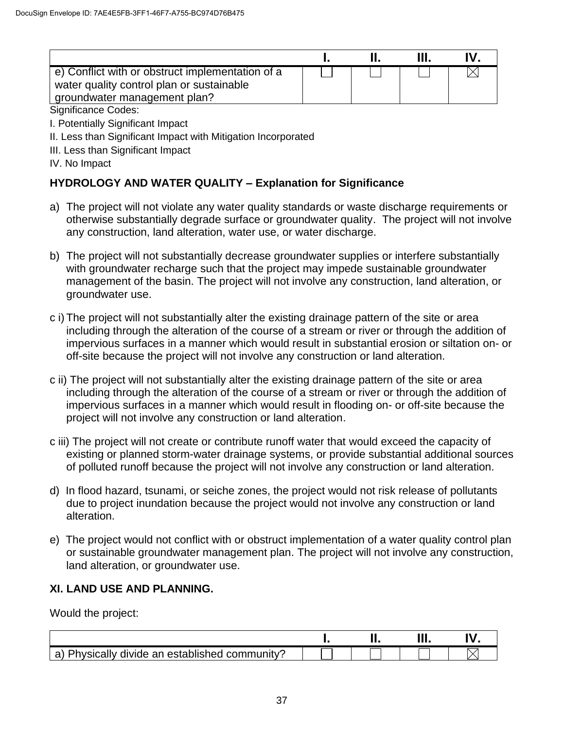| | I. | II. | III. | IV. |
|---|---|---|---|---|
| e) Conflict with or obstruct implementation of a water quality control plan or sustainable groundwater management plan? | ☐ | ☐ | ☐ | ☒ |

Significance Codes:

I. Potentially Significant Impact

II. Less than Significant Impact with Mitigation Incorporated

III. Less than Significant Impact

IV. No Impact

**HYDROLOGY AND WATER QUALITY – Explanation for Significance**

a) The project will not violate any water quality standards or waste discharge requirements or otherwise substantially degrade surface or groundwater quality. The project will not involve any construction, land alteration, water use, or water discharge.

b) The project will not substantially decrease groundwater supplies or interfere substantially with groundwater recharge such that the project may impede sustainable groundwater management of the basin. The project will not involve any construction, land alteration, or groundwater use.

c i) The project will not substantially alter the existing drainage pattern of the site or area including through the alteration of the course of a stream or river or through the addition of impervious surfaces in a manner which would result in substantial erosion or siltation on- or off-site because the project will not involve any construction or land alteration.

c ii) The project will not substantially alter the existing drainage pattern of the site or area including through the alteration of the course of a stream or river or through the addition of impervious surfaces in a manner which would result in flooding on- or off-site because the project will not involve any construction or land alteration.

c iii) The project will not create or contribute runoff water that would exceed the capacity of existing or planned storm-water drainage systems, or provide substantial additional sources of polluted runoff because the project will not involve any construction or land alteration.

d) In flood hazard, tsunami, or seiche zones, the project would not risk release of pollutants due to project inundation because the project would not involve any construction or land alteration.

e) The project would not conflict with or obstruct implementation of a water quality control plan or sustainable groundwater management plan. The project will not involve any construction, land alteration, or groundwater use.

**XI. LAND USE AND PLANNING.**

Would the project:

| | I. | II. | III. | IV. |
|---|---|---|---|---|
| a) Physically divide an established community? | ☐ | ☐ | ☐ | ☒ |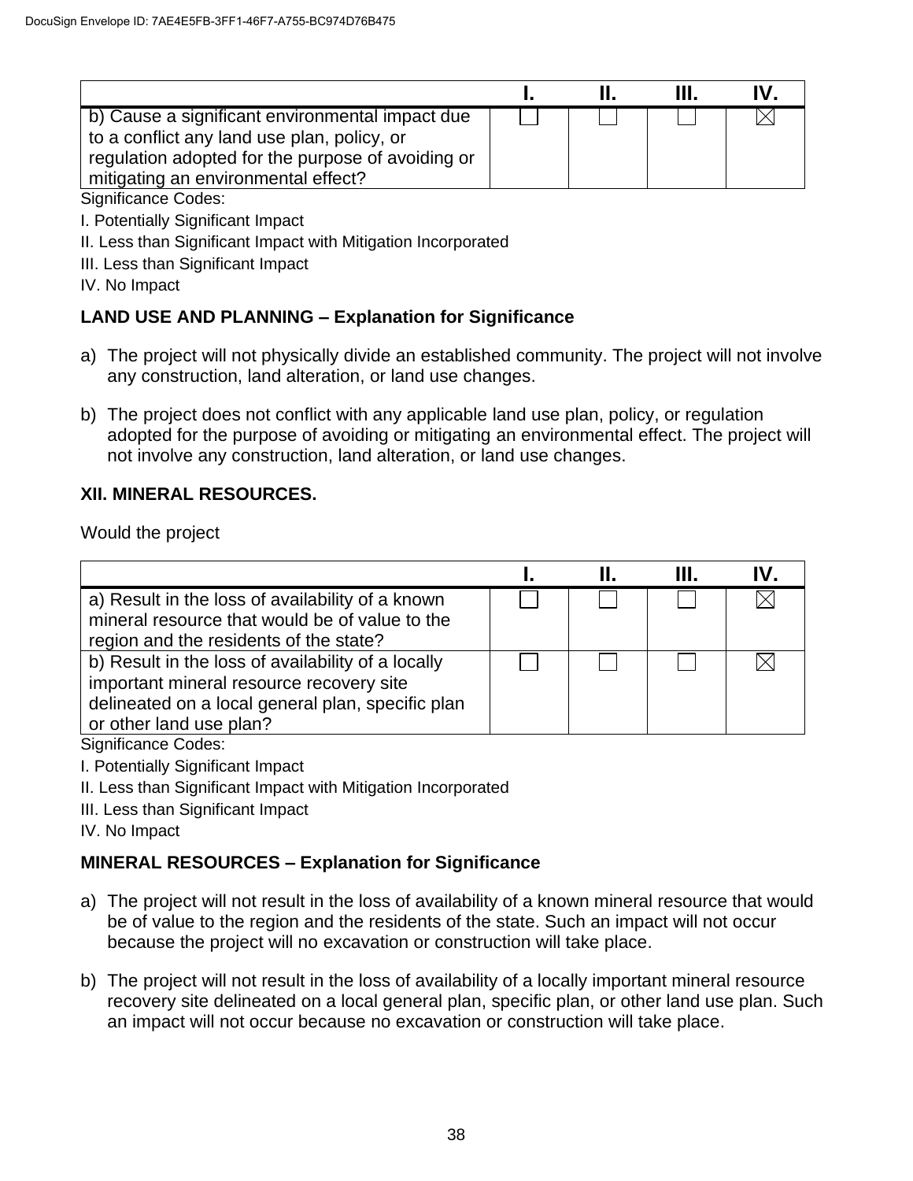| | I. | II. | III. | IV. |
|---|---|---|---|---|
| b) Cause a significant environmental impact due to a conflict any land use plan, policy, or regulation adopted for the purpose of avoiding or mitigating an environmental effect? | ☐ | ☐ | ☐ | ☒ |

Significance Codes:

I. Potentially Significant Impact

II. Less than Significant Impact with Mitigation Incorporated

III. Less than Significant Impact

IV. No Impact

**LAND USE AND PLANNING – Explanation for Significance**

a) The project will not physically divide an established community. The project will not involve any construction, land alteration, or land use changes.

b) The project does not conflict with any applicable land use plan, policy, or regulation adopted for the purpose of avoiding or mitigating an environmental effect. The project will not involve any construction, land alteration, or land use changes.

**XII. MINERAL RESOURCES.**

Would the project

| | I. | II. | III. | IV. |
|---|---|---|---|---|
| a) Result in the loss of availability of a known mineral resource that would be of value to the region and the residents of the state? | ☐ | ☐ | ☐ | ☒ |
| b) Result in the loss of availability of a locally important mineral resource recovery site delineated on a local general plan, specific plan or other land use plan? | ☐ | ☐ | ☐ | ☒ |

Significance Codes:

I. Potentially Significant Impact

II. Less than Significant Impact with Mitigation Incorporated

III. Less than Significant Impact

IV. No Impact

**MINERAL RESOURCES – Explanation for Significance**

a) The project will not result in the loss of availability of a known mineral resource that would be of value to the region and the residents of the state. Such an impact will not occur because the project will no excavation or construction will take place.

b) The project will not result in the loss of availability of a locally important mineral resource recovery site delineated on a local general plan, specific plan, or other land use plan. Such an impact will not occur because no excavation or construction will take place.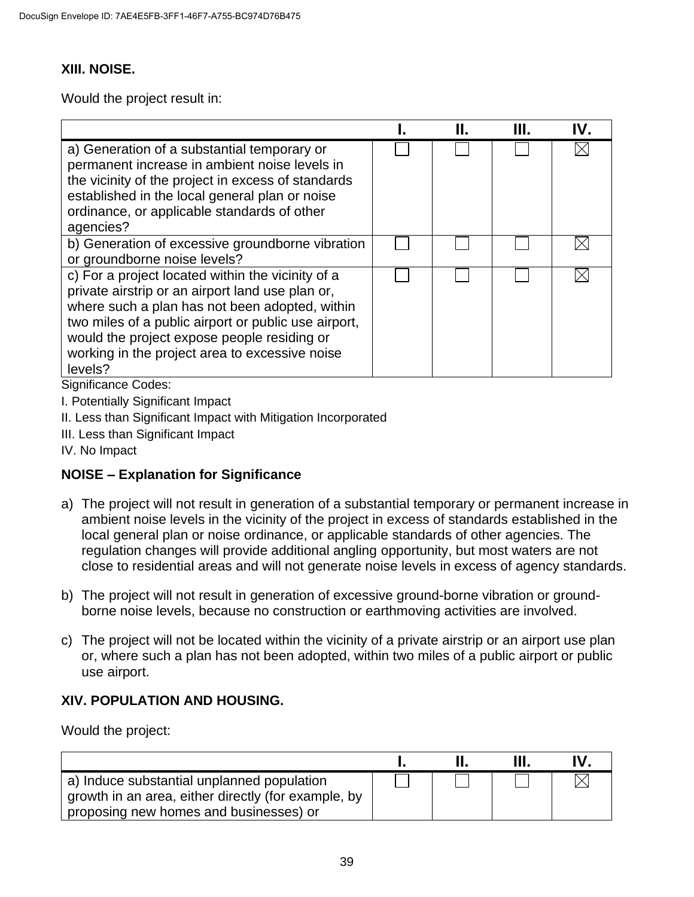**XIII. NOISE.**

Would the project result in:

| | I. | II. | III. | IV. |
|---|---|---|---|---|
| a) Generation of a substantial temporary or permanent increase in ambient noise levels in the vicinity of the project in excess of standards established in the local general plan or noise ordinance, or applicable standards of other agencies? | ☐ | ☐ | ☐ | ☒ |
| b) Generation of excessive groundborne vibration or groundborne noise levels? | ☐ | ☐ | ☐ | ☒ |
| c) For a project located within the vicinity of a private airstrip or an airport land use plan or, where such a plan has not been adopted, within two miles of a public airport or public use airport, would the project expose people residing or working in the project area to excessive noise levels? | ☐ | ☐ | ☐ | ☒ |

Significance Codes:

I. Potentially Significant Impact

II. Less than Significant Impact with Mitigation Incorporated

III. Less than Significant Impact

IV. No Impact

**NOISE – Explanation for Significance**

a) The project will not result in generation of a substantial temporary or permanent increase in ambient noise levels in the vicinity of the project in excess of standards established in the local general plan or noise ordinance, or applicable standards of other agencies. The regulation changes will provide additional angling opportunity, but most waters are not close to residential areas and will not generate noise levels in excess of agency standards.

b) The project will not result in generation of excessive ground-borne vibration or ground-borne noise levels, because no construction or earthmoving activities are involved.

c) The project will not be located within the vicinity of a private airstrip or an airport use plan or, where such a plan has not been adopted, within two miles of a public airport or public use airport.

**XIV. POPULATION AND HOUSING.**

Would the project:

| | I. | II. | III. | IV. |
|---|---|---|---|---|
| a) Induce substantial unplanned population growth in an area, either directly (for example, by proposing new homes and businesses) or | ☐ | ☐ | ☐ | ☒ |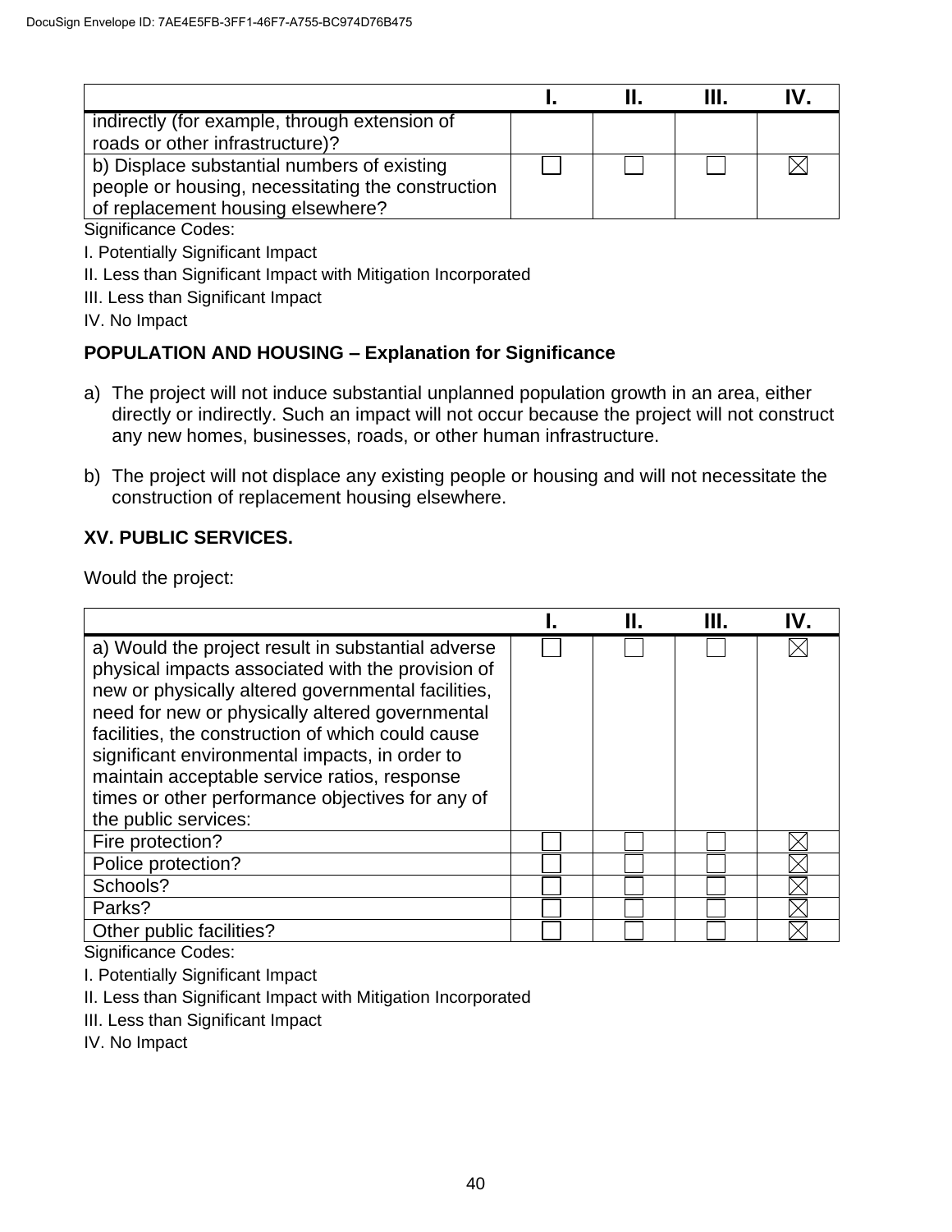| | I. | II. | III. | IV. |
|---|---|---|---|---|
| indirectly (for example, through extension of roads or other infrastructure)? | | | | |
| b) Displace substantial numbers of existing people or housing, necessitating the construction of replacement housing elsewhere? | ☐ | ☐ | ☐ | ☒ |

Significance Codes:

I. Potentially Significant Impact

II. Less than Significant Impact with Mitigation Incorporated

III. Less than Significant Impact

IV. No Impact

**POPULATION AND HOUSING – Explanation for Significance**

a) The project will not induce substantial unplanned population growth in an area, either directly or indirectly. Such an impact will not occur because the project will not construct any new homes, businesses, roads, or other human infrastructure.

b) The project will not displace any existing people or housing and will not necessitate the construction of replacement housing elsewhere.

**XV. PUBLIC SERVICES.**

Would the project:

| | I. | II. | III. | IV. |
|---|---|---|---|---|
| a) Would the project result in substantial adverse physical impacts associated with the provision of new or physically altered governmental facilities, need for new or physically altered governmental facilities, the construction of which could cause significant environmental impacts, in order to maintain acceptable service ratios, response times or other performance objectives for any of the public services: | ☐ | ☐ | ☐ | ☒ |
| Fire protection? | ☐ | ☐ | ☐ | ☒ |
| Police protection? | ☐ | ☐ | ☐ | ☒ |
| Schools? | ☐ | ☐ | ☐ | ☒ |
| Parks? | ☐ | ☐ | ☐ | ☒ |
| Other public facilities? | ☐ | ☐ | ☐ | ☒ |

Significance Codes:

I. Potentially Significant Impact

II. Less than Significant Impact with Mitigation Incorporated

III. Less than Significant Impact

IV. No Impact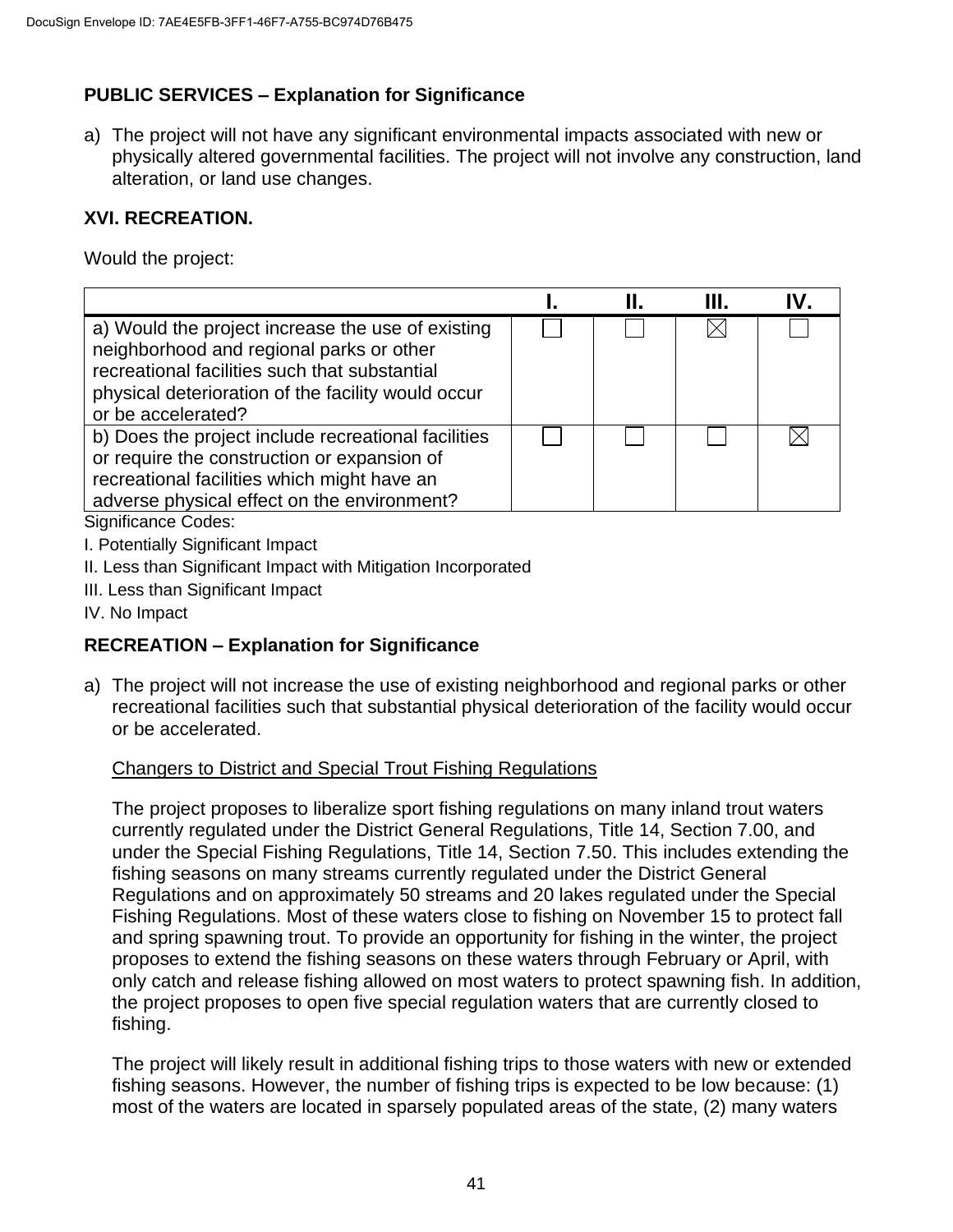**PUBLIC SERVICES – Explanation for Significance**

a) The project will not have any significant environmental impacts associated with new or physically altered governmental facilities. The project will not involve any construction, land alteration, or land use changes.

**XVI. RECREATION.**

Would the project:

| | I. | II. | III. | IV. |
|---|---|---|---|---|
| a) Would the project increase the use of existing neighborhood and regional parks or other recreational facilities such that substantial physical deterioration of the facility would occur or be accelerated? | ☐ | ☐ | ☒ | ☐ |
| b) Does the project include recreational facilities or require the construction or expansion of recreational facilities which might have an adverse physical effect on the environment? | ☐ | ☐ | ☐ | ☒ |

Significance Codes:

I. Potentially Significant Impact

II. Less than Significant Impact with Mitigation Incorporated

III. Less than Significant Impact

IV. No Impact

**RECREATION – Explanation for Significance**

a) The project will not increase the use of existing neighborhood and regional parks or other recreational facilities such that substantial physical deterioration of the facility would occur or be accelerated.

<u>Changers to District and Special Trout Fishing Regulations</u>

The project proposes to liberalize sport fishing regulations on many inland trout waters currently regulated under the District General Regulations, Title 14, Section 7.00, and under the Special Fishing Regulations, Title 14, Section 7.50. This includes extending the fishing seasons on many streams currently regulated under the District General Regulations and on approximately 50 streams and 20 lakes regulated under the Special Fishing Regulations. Most of these waters close to fishing on November 15 to protect fall and spring spawning trout. To provide an opportunity for fishing in the winter, the project proposes to extend the fishing seasons on these waters through February or April, with only catch and release fishing allowed on most waters to protect spawning fish. In addition, the project proposes to open five special regulation waters that are currently closed to fishing.

The project will likely result in additional fishing trips to those waters with new or extended fishing seasons. However, the number of fishing trips is expected to be low because: (1) most of the waters are located in sparsely populated areas of the state, (2) many waters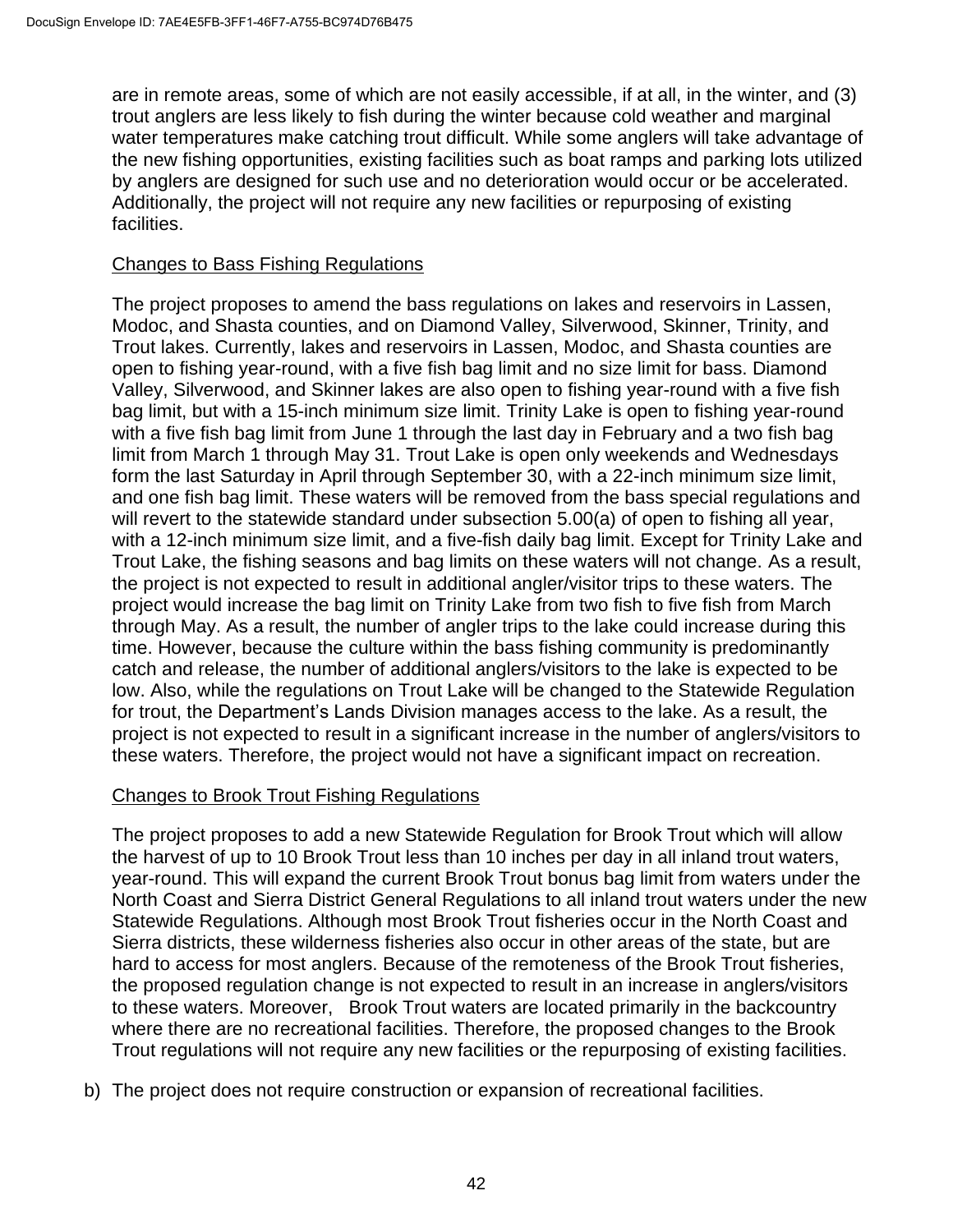are in remote areas, some of which are not easily accessible, if at all, in the winter, and (3) trout anglers are less likely to fish during the winter because cold weather and marginal water temperatures make catching trout difficult. While some anglers will take advantage of the new fishing opportunities, existing facilities such as boat ramps and parking lots utilized by anglers are designed for such use and no deterioration would occur or be accelerated. Additionally, the project will not require any new facilities or repurposing of existing facilities.

Changes to Bass Fishing Regulations

The project proposes to amend the bass regulations on lakes and reservoirs in Lassen, Modoc, and Shasta counties, and on Diamond Valley, Silverwood, Skinner, Trinity, and Trout lakes. Currently, lakes and reservoirs in Lassen, Modoc, and Shasta counties are open to fishing year-round, with a five fish bag limit and no size limit for bass. Diamond Valley, Silverwood, and Skinner lakes are also open to fishing year-round with a five fish bag limit, but with a 15-inch minimum size limit. Trinity Lake is open to fishing year-round with a five fish bag limit from June 1 through the last day in February and a two fish bag limit from March 1 through May 31. Trout Lake is open only weekends and Wednesdays form the last Saturday in April through September 30, with a 22-inch minimum size limit, and one fish bag limit. These waters will be removed from the bass special regulations and will revert to the statewide standard under subsection 5.00(a) of open to fishing all year, with a 12-inch minimum size limit, and a five-fish daily bag limit. Except for Trinity Lake and Trout Lake, the fishing seasons and bag limits on these waters will not change. As a result, the project is not expected to result in additional angler/visitor trips to these waters. The project would increase the bag limit on Trinity Lake from two fish to five fish from March through May. As a result, the number of angler trips to the lake could increase during this time. However, because the culture within the bass fishing community is predominantly catch and release, the number of additional anglers/visitors to the lake is expected to be low. Also, while the regulations on Trout Lake will be changed to the Statewide Regulation for trout, the Department's Lands Division manages access to the lake. As a result, the project is not expected to result in a significant increase in the number of anglers/visitors to these waters. Therefore, the project would not have a significant impact on recreation.

Changes to Brook Trout Fishing Regulations

The project proposes to add a new Statewide Regulation for Brook Trout which will allow the harvest of up to 10 Brook Trout less than 10 inches per day in all inland trout waters, year-round. This will expand the current Brook Trout bonus bag limit from waters under the North Coast and Sierra District General Regulations to all inland trout waters under the new Statewide Regulations. Although most Brook Trout fisheries occur in the North Coast and Sierra districts, these wilderness fisheries also occur in other areas of the state, but are hard to access for most anglers. Because of the remoteness of the Brook Trout fisheries, the proposed regulation change is not expected to result in an increase in anglers/visitors to these waters. Moreover, Brook Trout waters are located primarily in the backcountry where there are no recreational facilities. Therefore, the proposed changes to the Brook Trout regulations will not require any new facilities or the repurposing of existing facilities.

b) The project does not require construction or expansion of recreational facilities.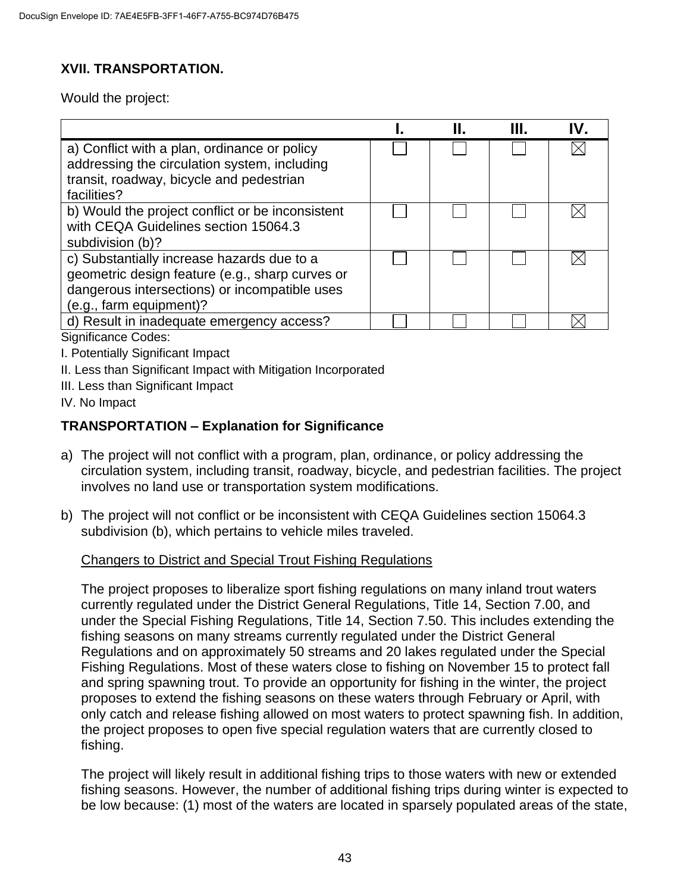**XVII. TRANSPORTATION.**

Would the project:

| | I. | II. | III. | IV. |
|---|---|---|---|---|
| a) Conflict with a plan, ordinance or policy addressing the circulation system, including transit, roadway, bicycle and pedestrian facilities? | ☐ | ☐ | ☐ | ☒ |
| b) Would the project conflict or be inconsistent with CEQA Guidelines section 15064.3 subdivision (b)? | ☐ | ☐ | ☐ | ☒ |
| c) Substantially increase hazards due to a geometric design feature (e.g., sharp curves or dangerous intersections) or incompatible uses (e.g., farm equipment)? | ☐ | ☐ | ☐ | ☒ |
| d) Result in inadequate emergency access? | ☐ | ☐ | ☐ | ☒ |

Significance Codes:

I. Potentially Significant Impact

II. Less than Significant Impact with Mitigation Incorporated

III. Less than Significant Impact

IV. No Impact

**TRANSPORTATION – Explanation for Significance**

a) The project will not conflict with a program, plan, ordinance, or policy addressing the circulation system, including transit, roadway, bicycle, and pedestrian facilities. The project involves no land use or transportation system modifications.

b) The project will not conflict or be inconsistent with CEQA Guidelines section 15064.3 subdivision (b), which pertains to vehicle miles traveled.

<u>Changers to District and Special Trout Fishing Regulations</u>

The project proposes to liberalize sport fishing regulations on many inland trout waters currently regulated under the District General Regulations, Title 14, Section 7.00, and under the Special Fishing Regulations, Title 14, Section 7.50. This includes extending the fishing seasons on many streams currently regulated under the District General Regulations and on approximately 50 streams and 20 lakes regulated under the Special Fishing Regulations. Most of these waters close to fishing on November 15 to protect fall and spring spawning trout. To provide an opportunity for fishing in the winter, the project proposes to extend the fishing seasons on these waters through February or April, with only catch and release fishing allowed on most waters to protect spawning fish. In addition, the project proposes to open five special regulation waters that are currently closed to fishing.

The project will likely result in additional fishing trips to those waters with new or extended fishing seasons. However, the number of additional fishing trips during winter is expected to be low because: (1) most of the waters are located in sparsely populated areas of the state,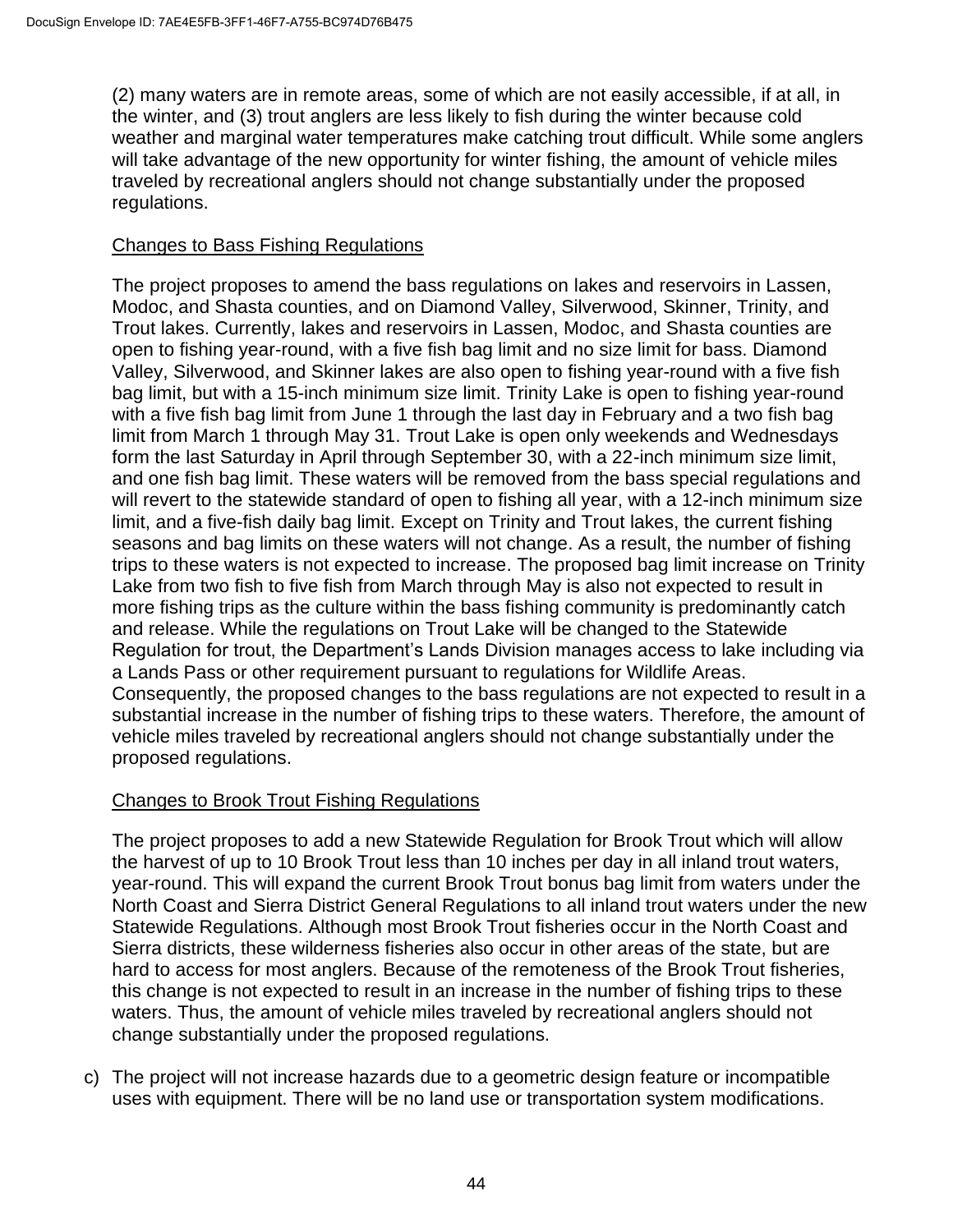(2) many waters are in remote areas, some of which are not easily accessible, if at all, in the winter, and (3) trout anglers are less likely to fish during the winter because cold weather and marginal water temperatures make catching trout difficult. While some anglers will take advantage of the new opportunity for winter fishing, the amount of vehicle miles traveled by recreational anglers should not change substantially under the proposed regulations.

Changes to Bass Fishing Regulations

The project proposes to amend the bass regulations on lakes and reservoirs in Lassen, Modoc, and Shasta counties, and on Diamond Valley, Silverwood, Skinner, Trinity, and Trout lakes. Currently, lakes and reservoirs in Lassen, Modoc, and Shasta counties are open to fishing year-round, with a five fish bag limit and no size limit for bass. Diamond Valley, Silverwood, and Skinner lakes are also open to fishing year-round with a five fish bag limit, but with a 15-inch minimum size limit. Trinity Lake is open to fishing year-round with a five fish bag limit from June 1 through the last day in February and a two fish bag limit from March 1 through May 31. Trout Lake is open only weekends and Wednesdays form the last Saturday in April through September 30, with a 22-inch minimum size limit, and one fish bag limit. These waters will be removed from the bass special regulations and will revert to the statewide standard of open to fishing all year, with a 12-inch minimum size limit, and a five-fish daily bag limit. Except on Trinity and Trout lakes, the current fishing seasons and bag limits on these waters will not change. As a result, the number of fishing trips to these waters is not expected to increase. The proposed bag limit increase on Trinity Lake from two fish to five fish from March through May is also not expected to result in more fishing trips as the culture within the bass fishing community is predominantly catch and release. While the regulations on Trout Lake will be changed to the Statewide Regulation for trout, the Department's Lands Division manages access to lake including via a Lands Pass or other requirement pursuant to regulations for Wildlife Areas. Consequently, the proposed changes to the bass regulations are not expected to result in a substantial increase in the number of fishing trips to these waters. Therefore, the amount of vehicle miles traveled by recreational anglers should not change substantially under the proposed regulations.

Changes to Brook Trout Fishing Regulations

The project proposes to add a new Statewide Regulation for Brook Trout which will allow the harvest of up to 10 Brook Trout less than 10 inches per day in all inland trout waters, year-round. This will expand the current Brook Trout bonus bag limit from waters under the North Coast and Sierra District General Regulations to all inland trout waters under the new Statewide Regulations. Although most Brook Trout fisheries occur in the North Coast and Sierra districts, these wilderness fisheries also occur in other areas of the state, but are hard to access for most anglers. Because of the remoteness of the Brook Trout fisheries, this change is not expected to result in an increase in the number of fishing trips to these waters. Thus, the amount of vehicle miles traveled by recreational anglers should not change substantially under the proposed regulations.

c) The project will not increase hazards due to a geometric design feature or incompatible uses with equipment. There will be no land use or transportation system modifications.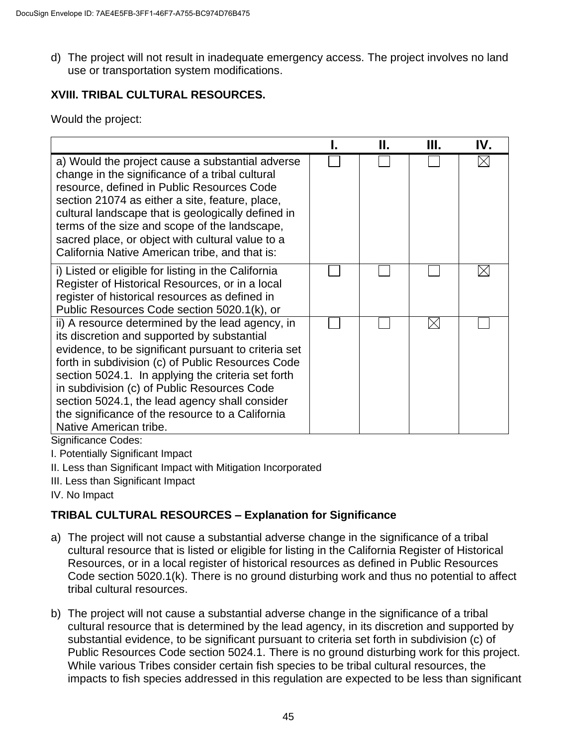d) The project will not result in inadequate emergency access. The project involves no land use or transportation system modifications.

## XVIII. TRIBAL CULTURAL RESOURCES.

Would the project:

| | I. | II. | III. | IV. |
|---|---|---|---|---|
| a) Would the project cause a substantial adverse change in the significance of a tribal cultural resource, defined in Public Resources Code section 21074 as either a site, feature, place, cultural landscape that is geologically defined in terms of the size and scope of the landscape, sacred place, or object with cultural value to a California Native American tribe, and that is: | ☐ | ☐ | ☐ | ☒ |
| i) Listed or eligible for listing in the California Register of Historical Resources, or in a local register of historical resources as defined in Public Resources Code section 5020.1(k), or | ☐ | ☐ | ☐ | ☒ |
| ii) A resource determined by the lead agency, in its discretion and supported by substantial evidence, to be significant pursuant to criteria set forth in subdivision (c) of Public Resources Code section 5024.1. In applying the criteria set forth in subdivision (c) of Public Resources Code section 5024.1, the lead agency shall consider the significance of the resource to a California Native American tribe. | ☐ | ☐ | ☒ | ☐ |

Significance Codes:

I. Potentially Significant Impact

II. Less than Significant Impact with Mitigation Incorporated

III. Less than Significant Impact

IV. No Impact

### TRIBAL CULTURAL RESOURCES – Explanation for Significance

a) The project will not cause a substantial adverse change in the significance of a tribal cultural resource that is listed or eligible for listing in the California Register of Historical Resources, or in a local register of historical resources as defined in Public Resources Code section 5020.1(k). There is no ground disturbing work and thus no potential to affect tribal cultural resources.

b) The project will not cause a substantial adverse change in the significance of a tribal cultural resource that is determined by the lead agency, in its discretion and supported by substantial evidence, to be significant pursuant to criteria set forth in subdivision (c) of Public Resources Code section 5024.1. There is no ground disturbing work for this project. While various Tribes consider certain fish species to be tribal cultural resources, the impacts to fish species addressed in this regulation are expected to be less than significant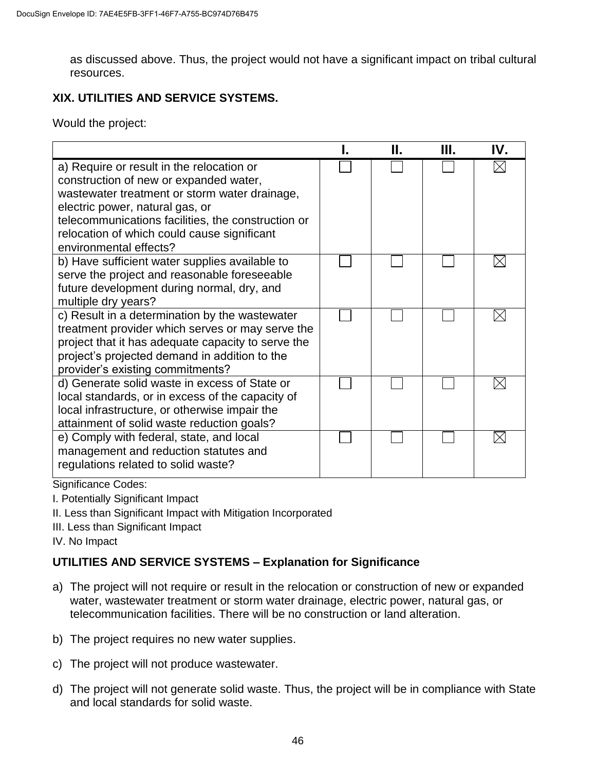as discussed above. Thus, the project would not have a significant impact on tribal cultural resources.

**XIX. UTILITIES AND SERVICE SYSTEMS.**

Would the project:

| | I. | II. | III. | IV. |
|---|---|---|---|---|
| a) Require or result in the relocation or construction of new or expanded water, wastewater treatment or storm water drainage, electric power, natural gas, or telecommunications facilities, the construction or relocation of which could cause significant environmental effects? | ☐ | ☐ | ☐ | ☒ |
| b) Have sufficient water supplies available to serve the project and reasonable foreseeable future development during normal, dry, and multiple dry years? | ☐ | ☐ | ☐ | ☒ |
| c) Result in a determination by the wastewater treatment provider which serves or may serve the project that it has adequate capacity to serve the project's projected demand in addition to the provider's existing commitments? | ☐ | ☐ | ☐ | ☒ |
| d) Generate solid waste in excess of State or local standards, or in excess of the capacity of local infrastructure, or otherwise impair the attainment of solid waste reduction goals? | ☐ | ☐ | ☐ | ☒ |
| e) Comply with federal, state, and local management and reduction statutes and regulations related to solid waste? | ☐ | ☐ | ☐ | ☒ |

Significance Codes:

I. Potentially Significant Impact

II. Less than Significant Impact with Mitigation Incorporated

III. Less than Significant Impact

IV. No Impact

**UTILITIES AND SERVICE SYSTEMS – Explanation for Significance**

a) The project will not require or result in the relocation or construction of new or expanded water, wastewater treatment or storm water drainage, electric power, natural gas, or telecommunication facilities. There will be no construction or land alteration.

b) The project requires no new water supplies.

c) The project will not produce wastewater.

d) The project will not generate solid waste. Thus, the project will be in compliance with State and local standards for solid waste.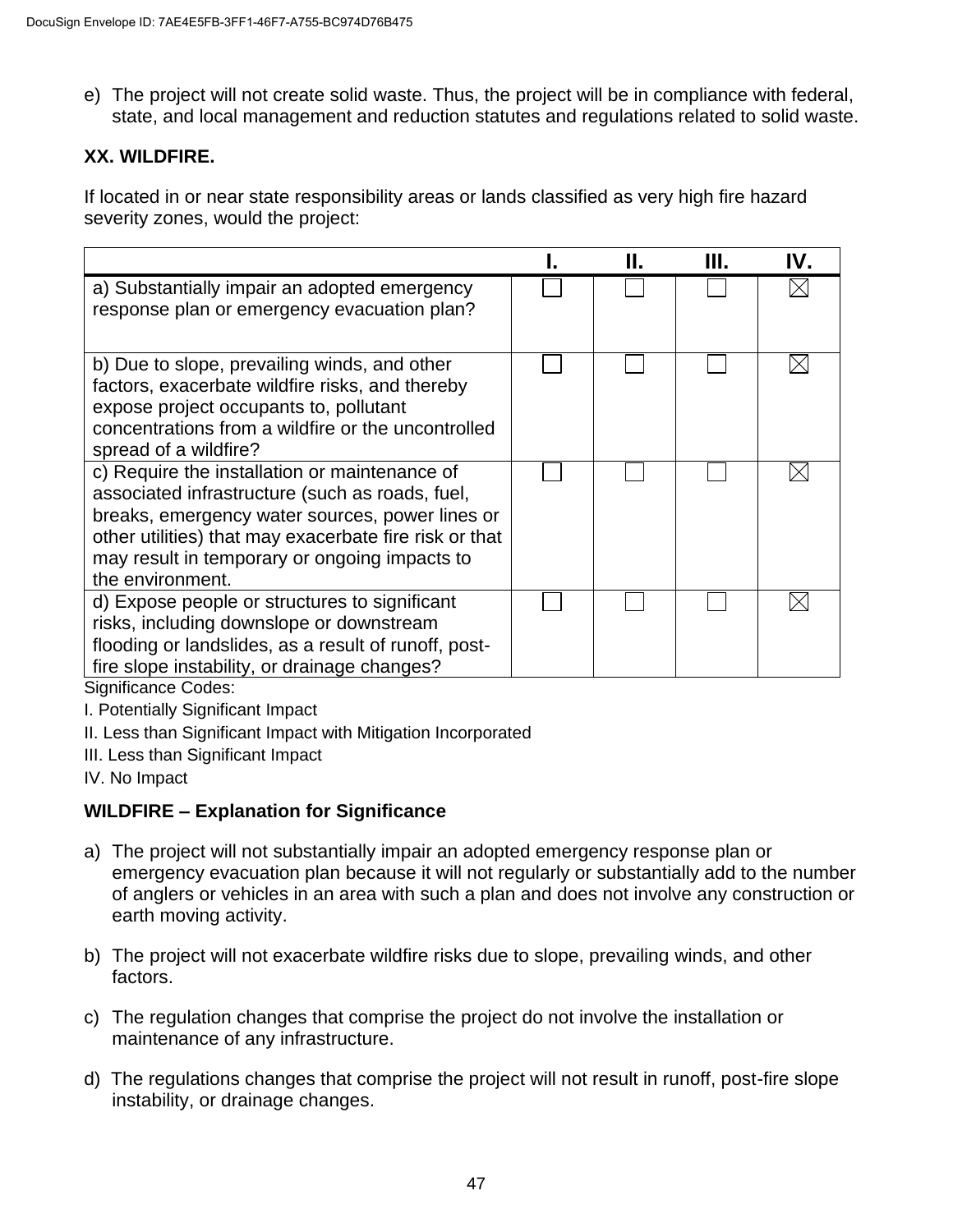e) The project will not create solid waste. Thus, the project will be in compliance with federal, state, and local management and reduction statutes and regulations related to solid waste.

**XX. WILDFIRE.**

If located in or near state responsibility areas or lands classified as very high fire hazard severity zones, would the project:

| | I. | II. | III. | IV. |
|---|---|---|---|---|
| a) Substantially impair an adopted emergency response plan or emergency evacuation plan? | ☐ | ☐ | ☐ | ☒ |
| b) Due to slope, prevailing winds, and other factors, exacerbate wildfire risks, and thereby expose project occupants to, pollutant concentrations from a wildfire or the uncontrolled spread of a wildfire? | ☐ | ☐ | ☐ | ☒ |
| c) Require the installation or maintenance of associated infrastructure (such as roads, fuel, breaks, emergency water sources, power lines or other utilities) that may exacerbate fire risk or that may result in temporary or ongoing impacts to the environment. | ☐ | ☐ | ☐ | ☒ |
| d) Expose people or structures to significant risks, including downslope or downstream flooding or landslides, as a result of runoff, post-fire slope instability, or drainage changes? | ☐ | ☐ | ☐ | ☒ |

Significance Codes:

I. Potentially Significant Impact

II. Less than Significant Impact with Mitigation Incorporated

III. Less than Significant Impact

IV. No Impact

**WILDFIRE – Explanation for Significance**

a) The project will not substantially impair an adopted emergency response plan or emergency evacuation plan because it will not regularly or substantially add to the number of anglers or vehicles in an area with such a plan and does not involve any construction or earth moving activity.

b) The project will not exacerbate wildfire risks due to slope, prevailing winds, and other factors.

c) The regulation changes that comprise the project do not involve the installation or maintenance of any infrastructure.

d) The regulations changes that comprise the project will not result in runoff, post-fire slope instability, or drainage changes.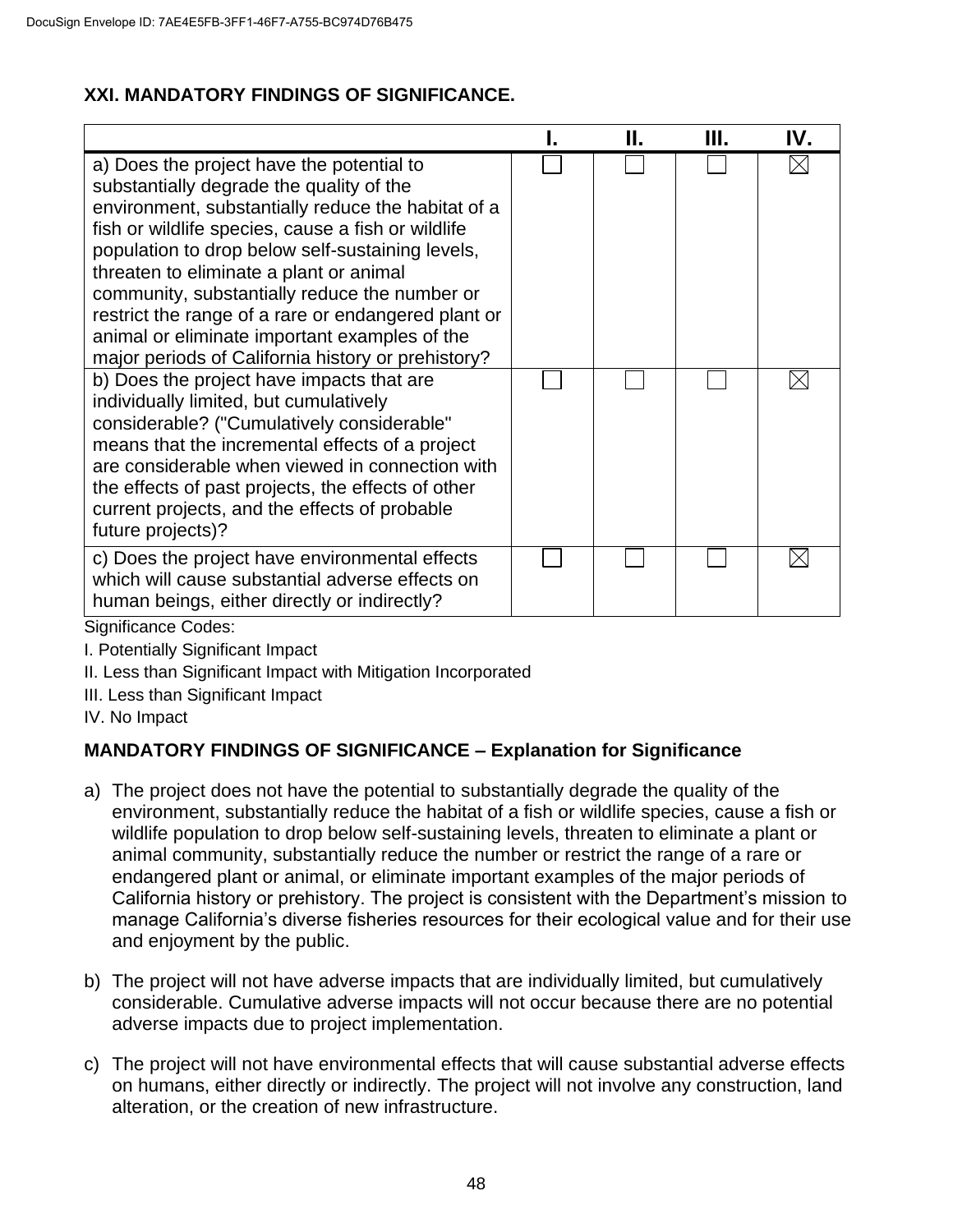## XXI. MANDATORY FINDINGS OF SIGNIFICANCE.

| | I. | II. | III. | IV. |
|---|---|---|---|---|
| a) Does the project have the potential to substantially degrade the quality of the environment, substantially reduce the habitat of a fish or wildlife species, cause a fish or wildlife population to drop below self-sustaining levels, threaten to eliminate a plant or animal community, substantially reduce the number or restrict the range of a rare or endangered plant or animal or eliminate important examples of the major periods of California history or prehistory? | ☐ | ☐ | ☐ | ☒ |
| b) Does the project have impacts that are individually limited, but cumulatively considerable? ("Cumulatively considerable" means that the incremental effects of a project are considerable when viewed in connection with the effects of past projects, the effects of other current projects, and the effects of probable future projects)? | ☐ | ☐ | ☐ | ☒ |
| c) Does the project have environmental effects which will cause substantial adverse effects on human beings, either directly or indirectly? | ☐ | ☐ | ☐ | ☒ |

Significance Codes:

I. Potentially Significant Impact

II. Less than Significant Impact with Mitigation Incorporated

III. Less than Significant Impact

IV. No Impact

### MANDATORY FINDINGS OF SIGNIFICANCE – Explanation for Significance

a) The project does not have the potential to substantially degrade the quality of the environment, substantially reduce the habitat of a fish or wildlife species, cause a fish or wildlife population to drop below self-sustaining levels, threaten to eliminate a plant or animal community, substantially reduce the number or restrict the range of a rare or endangered plant or animal, or eliminate important examples of the major periods of California history or prehistory. The project is consistent with the Department's mission to manage California's diverse fisheries resources for their ecological value and for their use and enjoyment by the public.

b) The project will not have adverse impacts that are individually limited, but cumulatively considerable. Cumulative adverse impacts will not occur because there are no potential adverse impacts due to project implementation.

c) The project will not have environmental effects that will cause substantial adverse effects on humans, either directly or indirectly. The project will not involve any construction, land alteration, or the creation of new infrastructure.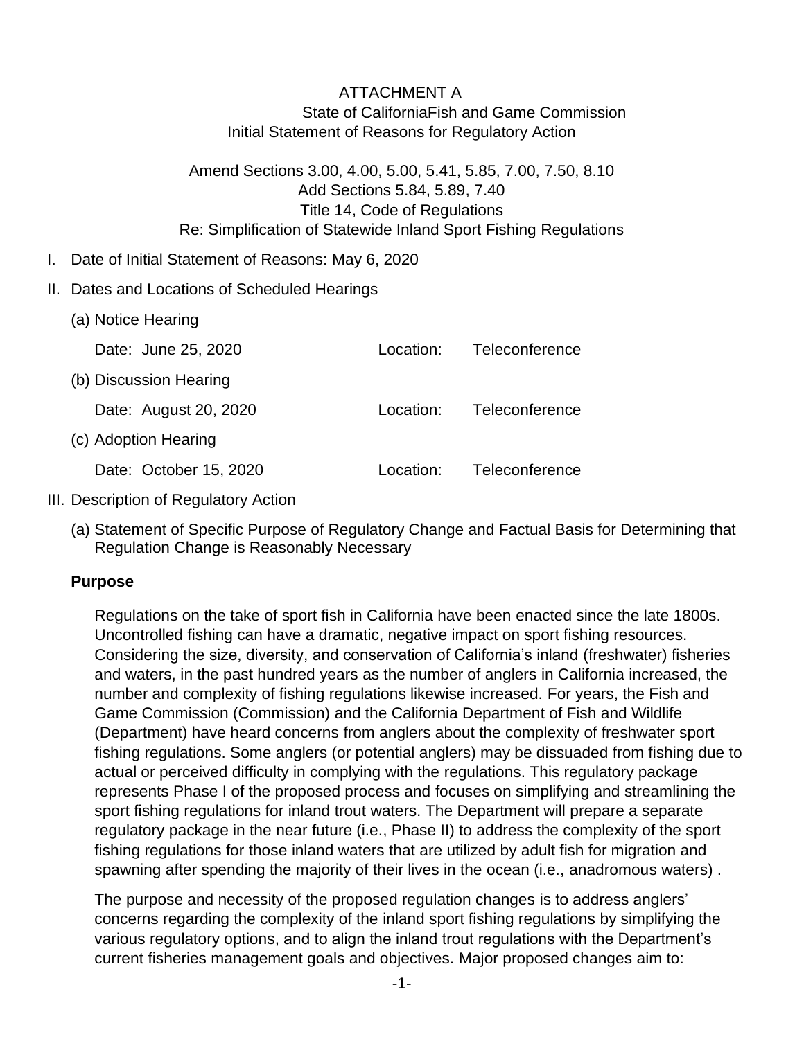ATTACHMENT A

State of CaliforniaFish and Game Commission

Initial Statement of Reasons for Regulatory Action

Amend Sections 3.00, 4.00, 5.00, 5.41, 5.85, 7.00, 7.50, 8.10

Add Sections 5.84, 5.89, 7.40

Title 14, Code of Regulations

Re: Simplification of Statewide Inland Sport Fishing Regulations

I. Date of Initial Statement of Reasons: May 6, 2020

II. Dates and Locations of Scheduled Hearings

(a) Notice Hearing

Date: June 25, 2020 Location: Teleconference

(b) Discussion Hearing

Date: August 20, 2020 Location: Teleconference

(c) Adoption Hearing

Date: October 15, 2020 Location: Teleconference

III. Description of Regulatory Action

(a) Statement of Specific Purpose of Regulatory Change and Factual Basis for Determining that Regulation Change is Reasonably Necessary

**Purpose**

Regulations on the take of sport fish in California have been enacted since the late 1800s. Uncontrolled fishing can have a dramatic, negative impact on sport fishing resources. Considering the size, diversity, and conservation of California's inland (freshwater) fisheries and waters, in the past hundred years as the number of anglers in California increased, the number and complexity of fishing regulations likewise increased. For years, the Fish and Game Commission (Commission) and the California Department of Fish and Wildlife (Department) have heard concerns from anglers about the complexity of freshwater sport fishing regulations. Some anglers (or potential anglers) may be dissuaded from fishing due to actual or perceived difficulty in complying with the regulations. This regulatory package represents Phase I of the proposed process and focuses on simplifying and streamlining the sport fishing regulations for inland trout waters. The Department will prepare a separate regulatory package in the near future (i.e., Phase II) to address the complexity of the sport fishing regulations for those inland waters that are utilized by adult fish for migration and spawning after spending the majority of their lives in the ocean (i.e., anadromous waters) .

The purpose and necessity of the proposed regulation changes is to address anglers' concerns regarding the complexity of the inland sport fishing regulations by simplifying the various regulatory options, and to align the inland trout regulations with the Department's current fisheries management goals and objectives. Major proposed changes aim to: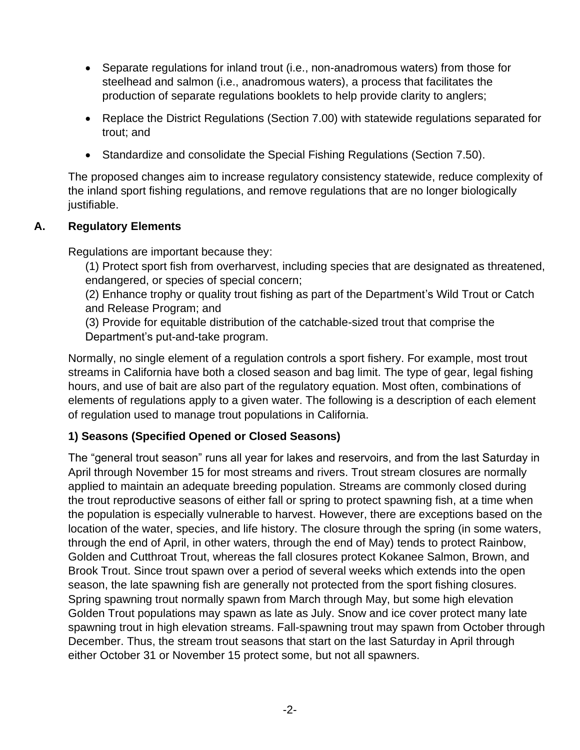- Separate regulations for inland trout (i.e., non-anadromous waters) from those for steelhead and salmon (i.e., anadromous waters), a process that facilitates the production of separate regulations booklets to help provide clarity to anglers;

- Replace the District Regulations (Section 7.00) with statewide regulations separated for trout; and

- Standardize and consolidate the Special Fishing Regulations (Section 7.50).

The proposed changes aim to increase regulatory consistency statewide, reduce complexity of the inland sport fishing regulations, and remove regulations that are no longer biologically justifiable.

## A. Regulatory Elements

Regulations are important because they:

(1) Protect sport fish from overharvest, including species that are designated as threatened, endangered, or species of special concern;
(2) Enhance trophy or quality trout fishing as part of the Department's Wild Trout or Catch and Release Program; and
(3) Provide for equitable distribution of the catchable-sized trout that comprise the Department's put-and-take program.

Normally, no single element of a regulation controls a sport fishery. For example, most trout streams in California have both a closed season and bag limit. The type of gear, legal fishing hours, and use of bait are also part of the regulatory equation. Most often, combinations of elements of regulations apply to a given water. The following is a description of each element of regulation used to manage trout populations in California.

### 1) Seasons (Specified Opened or Closed Seasons)

The "general trout season" runs all year for lakes and reservoirs, and from the last Saturday in April through November 15 for most streams and rivers. Trout stream closures are normally applied to maintain an adequate breeding population. Streams are commonly closed during the trout reproductive seasons of either fall or spring to protect spawning fish, at a time when the population is especially vulnerable to harvest. However, there are exceptions based on the location of the water, species, and life history. The closure through the spring (in some waters, through the end of April, in other waters, through the end of May) tends to protect Rainbow, Golden and Cutthroat Trout, whereas the fall closures protect Kokanee Salmon, Brown, and Brook Trout. Since trout spawn over a period of several weeks which extends into the open season, the late spawning fish are generally not protected from the sport fishing closures. Spring spawning trout normally spawn from March through May, but some high elevation Golden Trout populations may spawn as late as July. Snow and ice cover protect many late spawning trout in high elevation streams. Fall-spawning trout may spawn from October through December. Thus, the stream trout seasons that start on the last Saturday in April through either October 31 or November 15 protect some, but not all spawners.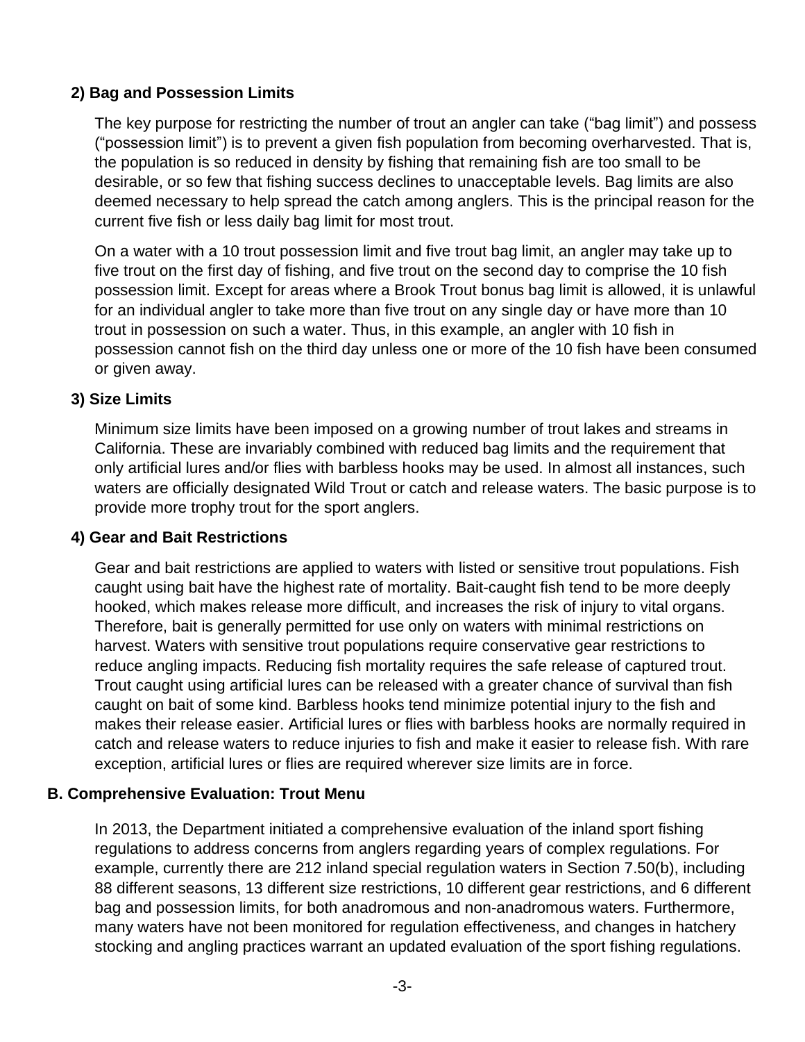### 2) Bag and Possession Limits

The key purpose for restricting the number of trout an angler can take ("bag limit") and possess ("possession limit") is to prevent a given fish population from becoming overharvested. That is, the population is so reduced in density by fishing that remaining fish are too small to be desirable, or so few that fishing success declines to unacceptable levels. Bag limits are also deemed necessary to help spread the catch among anglers. This is the principal reason for the current five fish or less daily bag limit for most trout.

On a water with a 10 trout possession limit and five trout bag limit, an angler may take up to five trout on the first day of fishing, and five trout on the second day to comprise the 10 fish possession limit. Except for areas where a Brook Trout bonus bag limit is allowed, it is unlawful for an individual angler to take more than five trout on any single day or have more than 10 trout in possession on such a water. Thus, in this example, an angler with 10 fish in possession cannot fish on the third day unless one or more of the 10 fish have been consumed or given away.

### 3) Size Limits

Minimum size limits have been imposed on a growing number of trout lakes and streams in California. These are invariably combined with reduced bag limits and the requirement that only artificial lures and/or flies with barbless hooks may be used. In almost all instances, such waters are officially designated Wild Trout or catch and release waters. The basic purpose is to provide more trophy trout for the sport anglers.

### 4) Gear and Bait Restrictions

Gear and bait restrictions are applied to waters with listed or sensitive trout populations. Fish caught using bait have the highest rate of mortality. Bait-caught fish tend to be more deeply hooked, which makes release more difficult, and increases the risk of injury to vital organs. Therefore, bait is generally permitted for use only on waters with minimal restrictions on harvest. Waters with sensitive trout populations require conservative gear restrictions to reduce angling impacts. Reducing fish mortality requires the safe release of captured trout. Trout caught using artificial lures can be released with a greater chance of survival than fish caught on bait of some kind. Barbless hooks tend minimize potential injury to the fish and makes their release easier. Artificial lures or flies with barbless hooks are normally required in catch and release waters to reduce injuries to fish and make it easier to release fish. With rare exception, artificial lures or flies are required wherever size limits are in force.

## B. Comprehensive Evaluation: Trout Menu

In 2013, the Department initiated a comprehensive evaluation of the inland sport fishing regulations to address concerns from anglers regarding years of complex regulations. For example, currently there are 212 inland special regulation waters in Section 7.50(b), including 88 different seasons, 13 different size restrictions, 10 different gear restrictions, and 6 different bag and possession limits, for both anadromous and non-anadromous waters. Furthermore, many waters have not been monitored for regulation effectiveness, and changes in hatchery stocking and angling practices warrant an updated evaluation of the sport fishing regulations.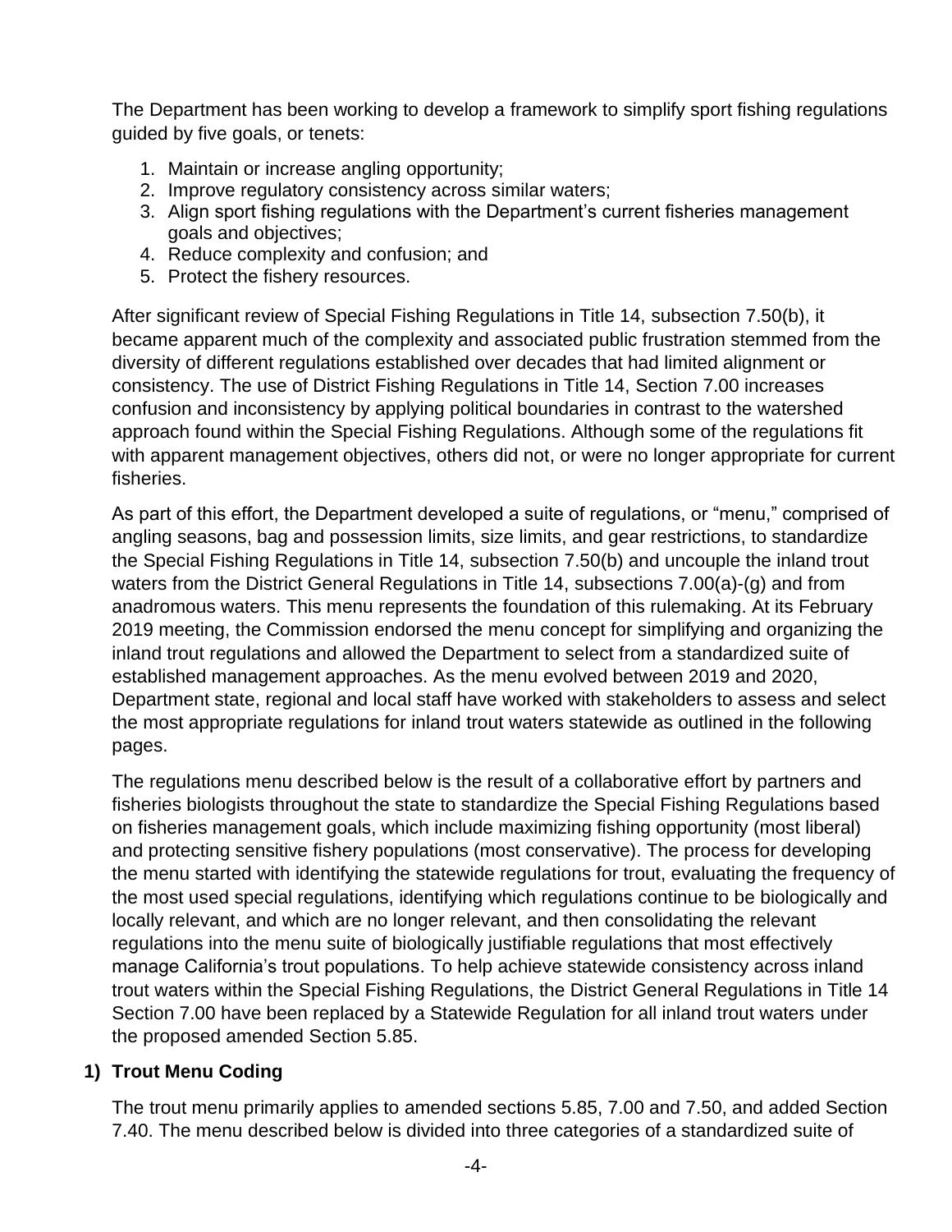The Department has been working to develop a framework to simplify sport fishing regulations guided by five goals, or tenets:

1. Maintain or increase angling opportunity;
2. Improve regulatory consistency across similar waters;
3. Align sport fishing regulations with the Department's current fisheries management goals and objectives;
4. Reduce complexity and confusion; and
5. Protect the fishery resources.

After significant review of Special Fishing Regulations in Title 14, subsection 7.50(b), it became apparent much of the complexity and associated public frustration stemmed from the diversity of different regulations established over decades that had limited alignment or consistency. The use of District Fishing Regulations in Title 14, Section 7.00 increases confusion and inconsistency by applying political boundaries in contrast to the watershed approach found within the Special Fishing Regulations. Although some of the regulations fit with apparent management objectives, others did not, or were no longer appropriate for current fisheries.

As part of this effort, the Department developed a suite of regulations, or "menu," comprised of angling seasons, bag and possession limits, size limits, and gear restrictions, to standardize the Special Fishing Regulations in Title 14, subsection 7.50(b) and uncouple the inland trout waters from the District General Regulations in Title 14, subsections 7.00(a)-(g) and from anadromous waters. This menu represents the foundation of this rulemaking. At its February 2019 meeting, the Commission endorsed the menu concept for simplifying and organizing the inland trout regulations and allowed the Department to select from a standardized suite of established management approaches. As the menu evolved between 2019 and 2020, Department state, regional and local staff have worked with stakeholders to assess and select the most appropriate regulations for inland trout waters statewide as outlined in the following pages.

The regulations menu described below is the result of a collaborative effort by partners and fisheries biologists throughout the state to standardize the Special Fishing Regulations based on fisheries management goals, which include maximizing fishing opportunity (most liberal) and protecting sensitive fishery populations (most conservative). The process for developing the menu started with identifying the statewide regulations for trout, evaluating the frequency of the most used special regulations, identifying which regulations continue to be biologically and locally relevant, and which are no longer relevant, and then consolidating the relevant regulations into the menu suite of biologically justifiable regulations that most effectively manage California's trout populations. To help achieve statewide consistency across inland trout waters within the Special Fishing Regulations, the District General Regulations in Title 14 Section 7.00 have been replaced by a Statewide Regulation for all inland trout waters under the proposed amended Section 5.85.

## 1) Trout Menu Coding

The trout menu primarily applies to amended sections 5.85, 7.00 and 7.50, and added Section 7.40. The menu described below is divided into three categories of a standardized suite of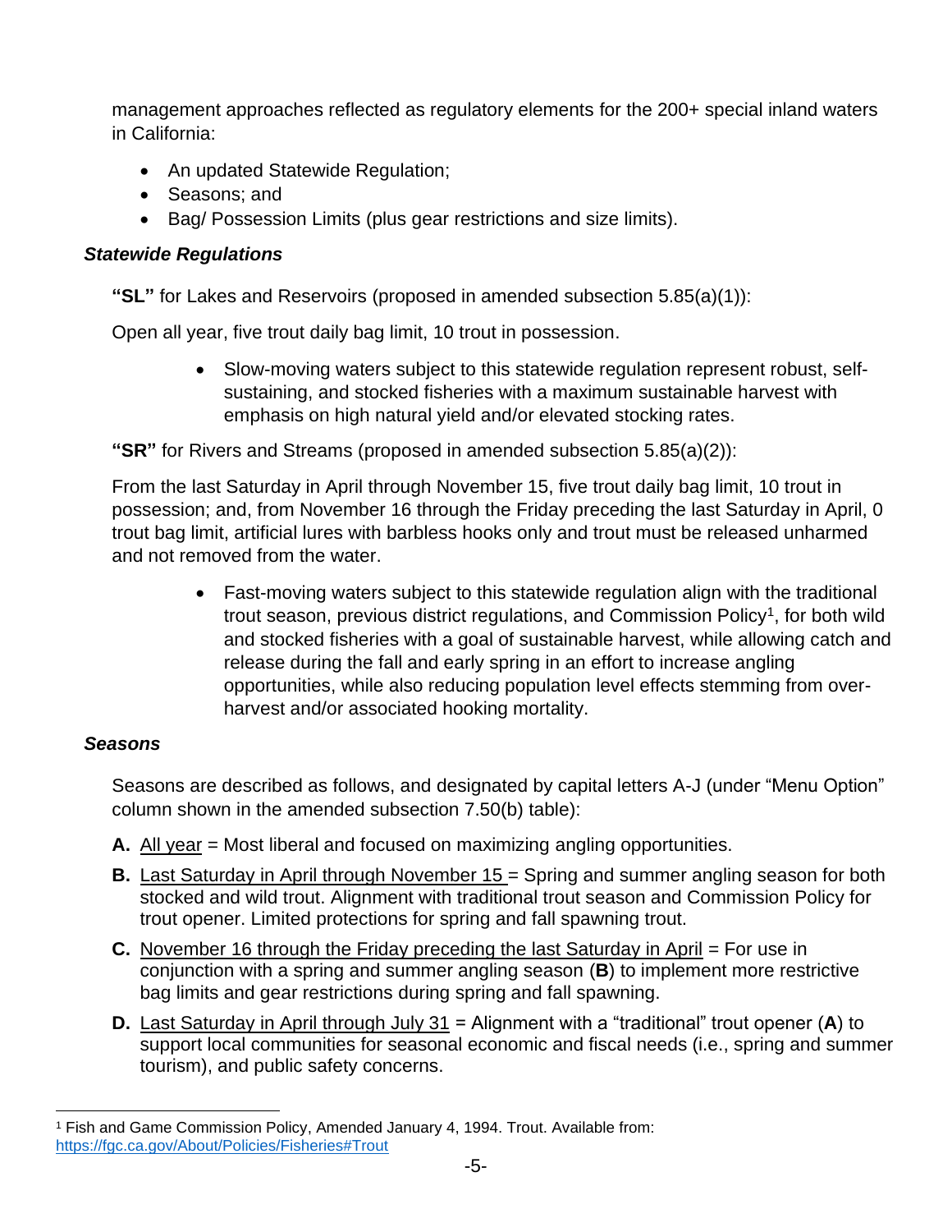management approaches reflected as regulatory elements for the 200+ special inland waters in California:

- An updated Statewide Regulation;
- Seasons; and
- Bag/ Possession Limits (plus gear restrictions and size limits).

### *Statewide Regulations*

**"SL"** for Lakes and Reservoirs (proposed in amended subsection 5.85(a)(1)):

Open all year, five trout daily bag limit, 10 trout in possession.

- Slow-moving waters subject to this statewide regulation represent robust, self-sustaining, and stocked fisheries with a maximum sustainable harvest with emphasis on high natural yield and/or elevated stocking rates.

**"SR"** for Rivers and Streams (proposed in amended subsection 5.85(a)(2)):

From the last Saturday in April through November 15, five trout daily bag limit, 10 trout in possession; and, from November 16 through the Friday preceding the last Saturday in April, 0 trout bag limit, artificial lures with barbless hooks only and trout must be released unharmed and not removed from the water.

- Fast-moving waters subject to this statewide regulation align with the traditional trout season, previous district regulations, and Commission Policy[1], for both wild and stocked fisheries with a goal of sustainable harvest, while allowing catch and release during the fall and early spring in an effort to increase angling opportunities, while also reducing population level effects stemming from over-harvest and/or associated hooking mortality.

### *Seasons*

Seasons are described as follows, and designated by capital letters A-J (under "Menu Option" column shown in the amended subsection 7.50(b) table):

**A.** <u>All year</u> = Most liberal and focused on maximizing angling opportunities.

**B.** <u>Last Saturday in April through November 15</u> = Spring and summer angling season for both stocked and wild trout. Alignment with traditional trout season and Commission Policy for trout opener. Limited protections for spring and fall spawning trout.

**C.** <u>November 16 through the Friday preceding the last Saturday in April</u> = For use in conjunction with a spring and summer angling season (**B**) to implement more restrictive bag limits and gear restrictions during spring and fall spawning.

**D.** <u>Last Saturday in April through July 31</u> = Alignment with a "traditional" trout opener (**A**) to support local communities for seasonal economic and fiscal needs (i.e., spring and summer tourism), and public safety concerns.

---

[1] Fish and Game Commission Policy, Amended January 4, 1994. Trout. Available from: https://fgc.ca.gov/About/Policies/Fisheries#Trout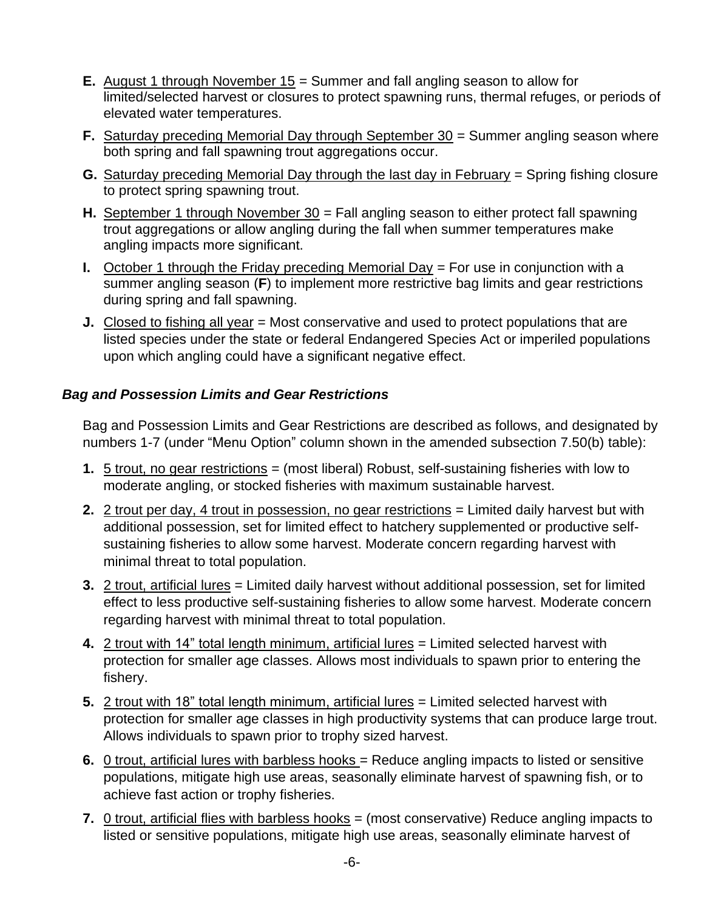**E.** August 1 through November 15 = Summer and fall angling season to allow for limited/selected harvest or closures to protect spawning runs, thermal refuges, or periods of elevated water temperatures.

**F.** Saturday preceding Memorial Day through September 30 = Summer angling season where both spring and fall spawning trout aggregations occur.

**G.** Saturday preceding Memorial Day through the last day in February = Spring fishing closure to protect spring spawning trout.

**H.** September 1 through November 30 = Fall angling season to either protect fall spawning trout aggregations or allow angling during the fall when summer temperatures make angling impacts more significant.

**I.** October 1 through the Friday preceding Memorial Day = For use in conjunction with a summer angling season (**F**) to implement more restrictive bag limits and gear restrictions during spring and fall spawning.

**J.** Closed to fishing all year = Most conservative and used to protect populations that are listed species under the state or federal Endangered Species Act or imperiled populations upon which angling could have a significant negative effect.

### *Bag and Possession Limits and Gear Restrictions*

Bag and Possession Limits and Gear Restrictions are described as follows, and designated by numbers 1-7 (under "Menu Option" column shown in the amended subsection 7.50(b) table):

**1.** 5 trout, no gear restrictions = (most liberal) Robust, self-sustaining fisheries with low to moderate angling, or stocked fisheries with maximum sustainable harvest.

**2.** 2 trout per day, 4 trout in possession, no gear restrictions = Limited daily harvest but with additional possession, set for limited effect to hatchery supplemented or productive self-sustaining fisheries to allow some harvest. Moderate concern regarding harvest with minimal threat to total population.

**3.** 2 trout, artificial lures = Limited daily harvest without additional possession, set for limited effect to less productive self-sustaining fisheries to allow some harvest. Moderate concern regarding harvest with minimal threat to total population.

**4.** 2 trout with 14" total length minimum, artificial lures = Limited selected harvest with protection for smaller age classes. Allows most individuals to spawn prior to entering the fishery.

**5.** 2 trout with 18" total length minimum, artificial lures = Limited selected harvest with protection for smaller age classes in high productivity systems that can produce large trout. Allows individuals to spawn prior to trophy sized harvest.

**6.** 0 trout, artificial lures with barbless hooks = Reduce angling impacts to listed or sensitive populations, mitigate high use areas, seasonally eliminate harvest of spawning fish, or to achieve fast action or trophy fisheries.

**7.** 0 trout, artificial flies with barbless hooks = (most conservative) Reduce angling impacts to listed or sensitive populations, mitigate high use areas, seasonally eliminate harvest of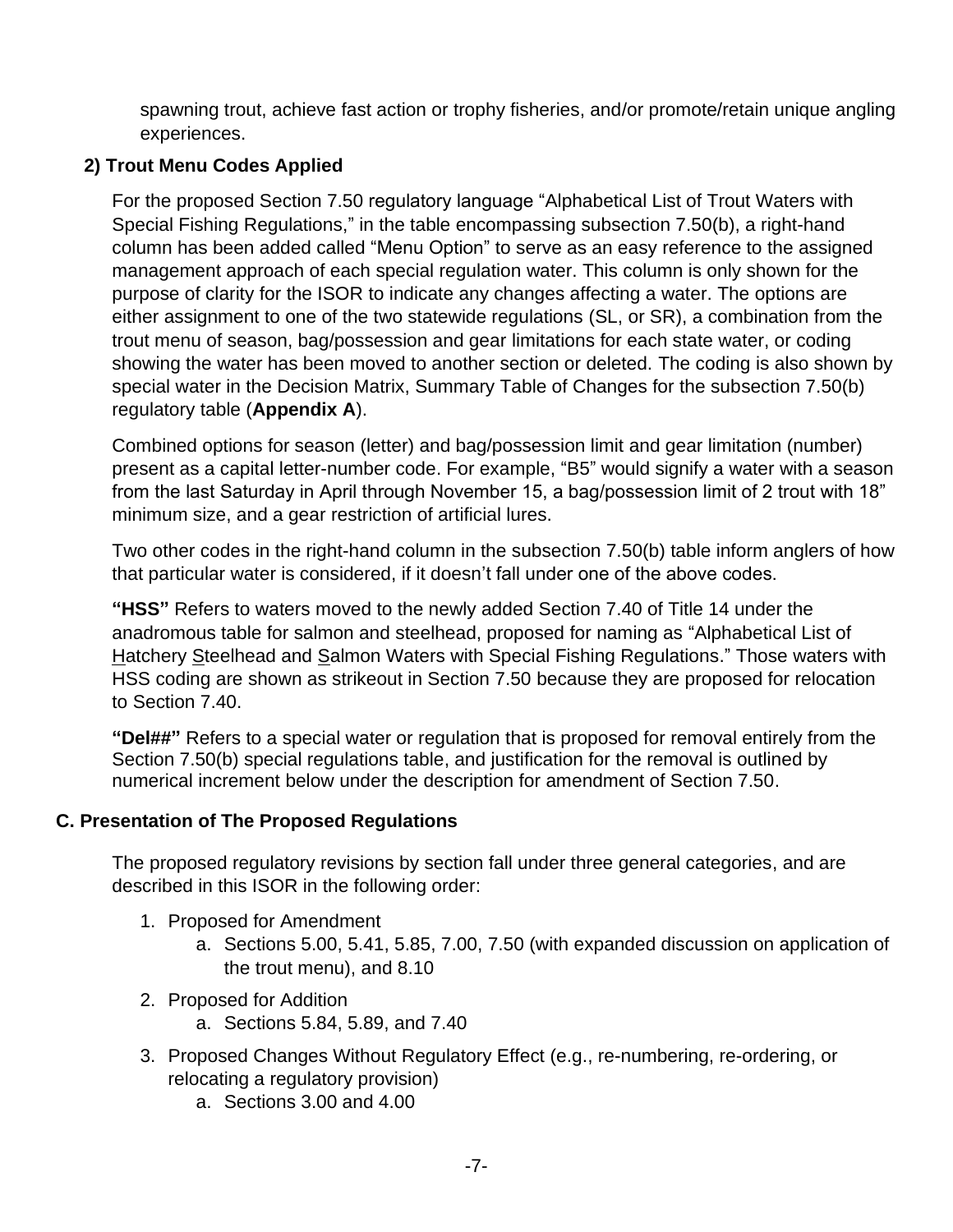spawning trout, achieve fast action or trophy fisheries, and/or promote/retain unique angling experiences.

### 2) Trout Menu Codes Applied

For the proposed Section 7.50 regulatory language "Alphabetical List of Trout Waters with Special Fishing Regulations," in the table encompassing subsection 7.50(b), a right-hand column has been added called "Menu Option" to serve as an easy reference to the assigned management approach of each special regulation water. This column is only shown for the purpose of clarity for the ISOR to indicate any changes affecting a water. The options are either assignment to one of the two statewide regulations (SL, or SR), a combination from the trout menu of season, bag/possession and gear limitations for each state water, or coding showing the water has been moved to another section or deleted. The coding is also shown by special water in the Decision Matrix, Summary Table of Changes for the subsection 7.50(b) regulatory table (**Appendix A**).

Combined options for season (letter) and bag/possession limit and gear limitation (number) present as a capital letter-number code. For example, "B5" would signify a water with a season from the last Saturday in April through November 15, a bag/possession limit of 2 trout with 18" minimum size, and a gear restriction of artificial lures.

Two other codes in the right-hand column in the subsection 7.50(b) table inform anglers of how that particular water is considered, if it doesn't fall under one of the above codes.

**"HSS"** Refers to waters moved to the newly added Section 7.40 of Title 14 under the anadromous table for salmon and steelhead, proposed for naming as "Alphabetical List of Hatchery Steelhead and Salmon Waters with Special Fishing Regulations." Those waters with HSS coding are shown as strikeout in Section 7.50 because they are proposed for relocation to Section 7.40.

**"Del##"** Refers to a special water or regulation that is proposed for removal entirely from the Section 7.50(b) special regulations table, and justification for the removal is outlined by numerical increment below under the description for amendment of Section 7.50.

## C. Presentation of The Proposed Regulations

The proposed regulatory revisions by section fall under three general categories, and are described in this ISOR in the following order:

1. Proposed for Amendment
    a. Sections 5.00, 5.41, 5.85, 7.00, 7.50 (with expanded discussion on application of the trout menu), and 8.10
2. Proposed for Addition
    a. Sections 5.84, 5.89, and 7.40
3. Proposed Changes Without Regulatory Effect (e.g., re-numbering, re-ordering, or relocating a regulatory provision)
    a. Sections 3.00 and 4.00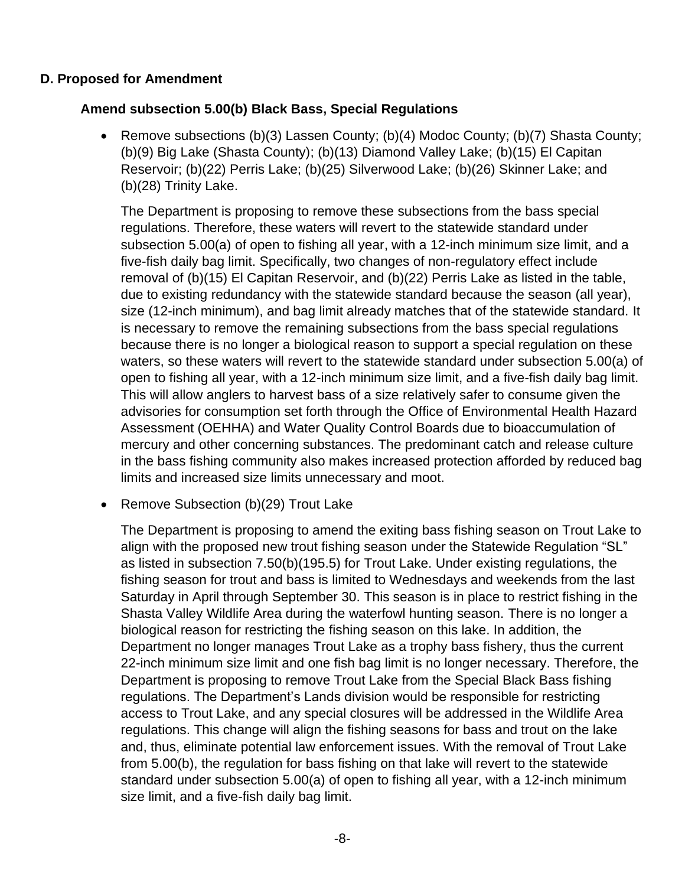## D. Proposed for Amendment

### Amend subsection 5.00(b) Black Bass, Special Regulations

- Remove subsections (b)(3) Lassen County; (b)(4) Modoc County; (b)(7) Shasta County; (b)(9) Big Lake (Shasta County); (b)(13) Diamond Valley Lake; (b)(15) El Capitan Reservoir; (b)(22) Perris Lake; (b)(25) Silverwood Lake; (b)(26) Skinner Lake; and (b)(28) Trinity Lake.

  The Department is proposing to remove these subsections from the bass special regulations. Therefore, these waters will revert to the statewide standard under subsection 5.00(a) of open to fishing all year, with a 12-inch minimum size limit, and a five-fish daily bag limit. Specifically, two changes of non-regulatory effect include removal of (b)(15) El Capitan Reservoir, and (b)(22) Perris Lake as listed in the table, due to existing redundancy with the statewide standard because the season (all year), size (12-inch minimum), and bag limit already matches that of the statewide standard. It is necessary to remove the remaining subsections from the bass special regulations because there is no longer a biological reason to support a special regulation on these waters, so these waters will revert to the statewide standard under subsection 5.00(a) of open to fishing all year, with a 12-inch minimum size limit, and a five-fish daily bag limit. This will allow anglers to harvest bass of a size relatively safer to consume given the advisories for consumption set forth through the Office of Environmental Health Hazard Assessment (OEHHA) and Water Quality Control Boards due to bioaccumulation of mercury and other concerning substances. The predominant catch and release culture in the bass fishing community also makes increased protection afforded by reduced bag limits and increased size limits unnecessary and moot.

- Remove Subsection (b)(29) Trout Lake

  The Department is proposing to amend the exiting bass fishing season on Trout Lake to align with the proposed new trout fishing season under the Statewide Regulation "SL" as listed in subsection 7.50(b)(195.5) for Trout Lake. Under existing regulations, the fishing season for trout and bass is limited to Wednesdays and weekends from the last Saturday in April through September 30. This season is in place to restrict fishing in the Shasta Valley Wildlife Area during the waterfowl hunting season. There is no longer a biological reason for restricting the fishing season on this lake. In addition, the Department no longer manages Trout Lake as a trophy bass fishery, thus the current 22-inch minimum size limit and one fish bag limit is no longer necessary. Therefore, the Department is proposing to remove Trout Lake from the Special Black Bass fishing regulations. The Department's Lands division would be responsible for restricting access to Trout Lake, and any special closures will be addressed in the Wildlife Area regulations. This change will align the fishing seasons for bass and trout on the lake and, thus, eliminate potential law enforcement issues. With the removal of Trout Lake from 5.00(b), the regulation for bass fishing on that lake will revert to the statewide standard under subsection 5.00(a) of open to fishing all year, with a 12-inch minimum size limit, and a five-fish daily bag limit.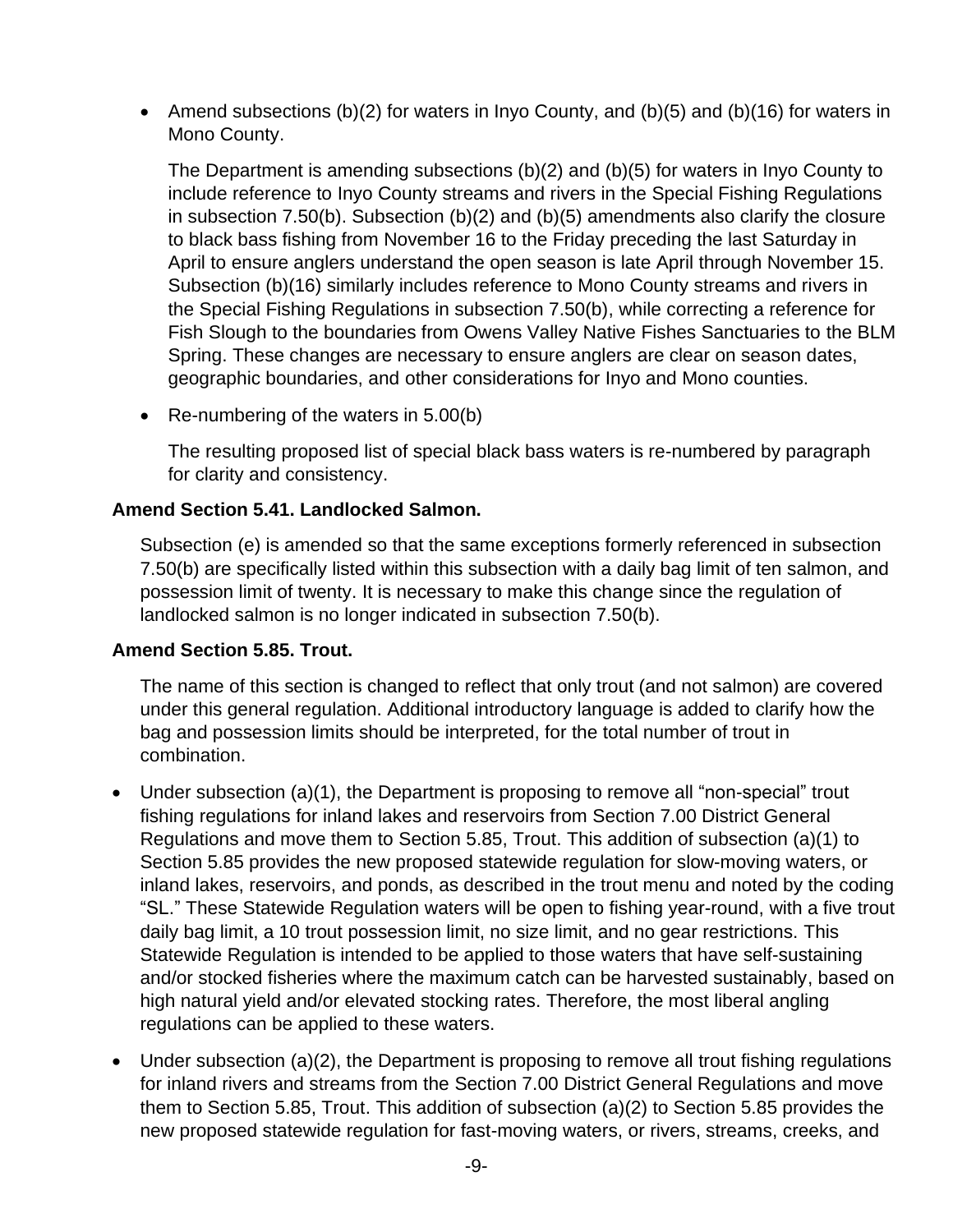- Amend subsections (b)(2) for waters in Inyo County, and (b)(5) and (b)(16) for waters in Mono County.

  The Department is amending subsections (b)(2) and (b)(5) for waters in Inyo County to include reference to Inyo County streams and rivers in the Special Fishing Regulations in subsection 7.50(b). Subsection (b)(2) and (b)(5) amendments also clarify the closure to black bass fishing from November 16 to the Friday preceding the last Saturday in April to ensure anglers understand the open season is late April through November 15. Subsection (b)(16) similarly includes reference to Mono County streams and rivers in the Special Fishing Regulations in subsection 7.50(b), while correcting a reference for Fish Slough to the boundaries from Owens Valley Native Fishes Sanctuaries to the BLM Spring. These changes are necessary to ensure anglers are clear on season dates, geographic boundaries, and other considerations for Inyo and Mono counties.

- Re-numbering of the waters in 5.00(b)

  The resulting proposed list of special black bass waters is re-numbered by paragraph for clarity and consistency.

**Amend Section 5.41. Landlocked Salmon.**

Subsection (e) is amended so that the same exceptions formerly referenced in subsection 7.50(b) are specifically listed within this subsection with a daily bag limit of ten salmon, and possession limit of twenty. It is necessary to make this change since the regulation of landlocked salmon is no longer indicated in subsection 7.50(b).

**Amend Section 5.85. Trout.**

The name of this section is changed to reflect that only trout (and not salmon) are covered under this general regulation. Additional introductory language is added to clarify how the bag and possession limits should be interpreted, for the total number of trout in combination.

- Under subsection (a)(1), the Department is proposing to remove all "non-special" trout fishing regulations for inland lakes and reservoirs from Section 7.00 District General Regulations and move them to Section 5.85, Trout. This addition of subsection (a)(1) to Section 5.85 provides the new proposed statewide regulation for slow-moving waters, or inland lakes, reservoirs, and ponds, as described in the trout menu and noted by the coding "SL." These Statewide Regulation waters will be open to fishing year-round, with a five trout daily bag limit, a 10 trout possession limit, no size limit, and no gear restrictions. This Statewide Regulation is intended to be applied to those waters that have self-sustaining and/or stocked fisheries where the maximum catch can be harvested sustainably, based on high natural yield and/or elevated stocking rates. Therefore, the most liberal angling regulations can be applied to these waters.
- Under subsection (a)(2), the Department is proposing to remove all trout fishing regulations for inland rivers and streams from the Section 7.00 District General Regulations and move them to Section 5.85, Trout. This addition of subsection (a)(2) to Section 5.85 provides the new proposed statewide regulation for fast-moving waters, or rivers, streams, creeks, and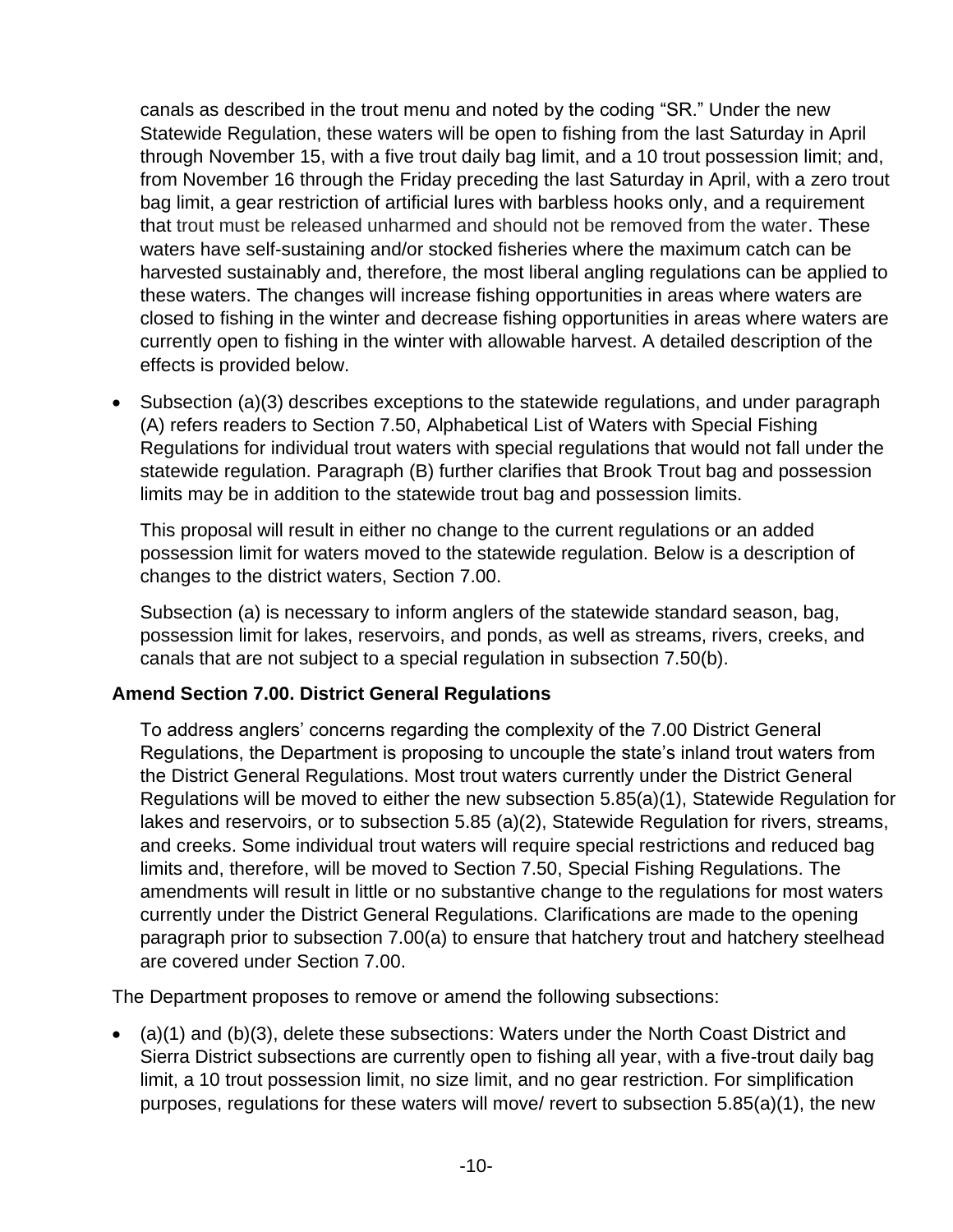canals as described in the trout menu and noted by the coding "SR." Under the new Statewide Regulation, these waters will be open to fishing from the last Saturday in April through November 15, with a five trout daily bag limit, and a 10 trout possession limit; and, from November 16 through the Friday preceding the last Saturday in April, with a zero trout bag limit, a gear restriction of artificial lures with barbless hooks only, and a requirement that trout must be released unharmed and should not be removed from the water. These waters have self-sustaining and/or stocked fisheries where the maximum catch can be harvested sustainably and, therefore, the most liberal angling regulations can be applied to these waters. The changes will increase fishing opportunities in areas where waters are closed to fishing in the winter and decrease fishing opportunities in areas where waters are currently open to fishing in the winter with allowable harvest. A detailed description of the effects is provided below.

- Subsection (a)(3) describes exceptions to the statewide regulations, and under paragraph (A) refers readers to Section 7.50, Alphabetical List of Waters with Special Fishing Regulations for individual trout waters with special regulations that would not fall under the statewide regulation. Paragraph (B) further clarifies that Brook Trout bag and possession limits may be in addition to the statewide trout bag and possession limits.

  This proposal will result in either no change to the current regulations or an added possession limit for waters moved to the statewide regulation. Below is a description of changes to the district waters, Section 7.00.

  Subsection (a) is necessary to inform anglers of the statewide standard season, bag, possession limit for lakes, reservoirs, and ponds, as well as streams, rivers, creeks, and canals that are not subject to a special regulation in subsection 7.50(b).

**Amend Section 7.00. District General Regulations**

To address anglers' concerns regarding the complexity of the 7.00 District General Regulations, the Department is proposing to uncouple the state's inland trout waters from the District General Regulations. Most trout waters currently under the District General Regulations will be moved to either the new subsection 5.85(a)(1), Statewide Regulation for lakes and reservoirs, or to subsection 5.85 (a)(2), Statewide Regulation for rivers, streams, and creeks. Some individual trout waters will require special restrictions and reduced bag limits and, therefore, will be moved to Section 7.50, Special Fishing Regulations. The amendments will result in little or no substantive change to the regulations for most waters currently under the District General Regulations. Clarifications are made to the opening paragraph prior to subsection 7.00(a) to ensure that hatchery trout and hatchery steelhead are covered under Section 7.00.

The Department proposes to remove or amend the following subsections:

- (a)(1) and (b)(3), delete these subsections: Waters under the North Coast District and Sierra District subsections are currently open to fishing all year, with a five-trout daily bag limit, a 10 trout possession limit, no size limit, and no gear restriction. For simplification purposes, regulations for these waters will move/ revert to subsection 5.85(a)(1), the new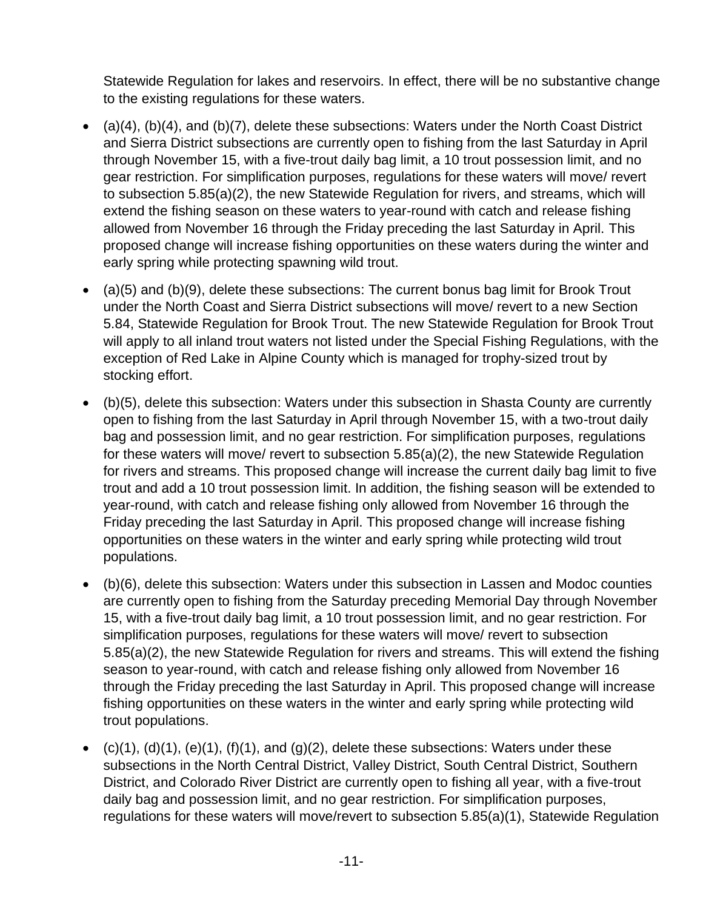Statewide Regulation for lakes and reservoirs. In effect, there will be no substantive change to the existing regulations for these waters.

- (a)(4), (b)(4), and (b)(7), delete these subsections: Waters under the North Coast District and Sierra District subsections are currently open to fishing from the last Saturday in April through November 15, with a five-trout daily bag limit, a 10 trout possession limit, and no gear restriction. For simplification purposes, regulations for these waters will move/ revert to subsection 5.85(a)(2), the new Statewide Regulation for rivers, and streams, which will extend the fishing season on these waters to year-round with catch and release fishing allowed from November 16 through the Friday preceding the last Saturday in April. This proposed change will increase fishing opportunities on these waters during the winter and early spring while protecting spawning wild trout.
- (a)(5) and (b)(9), delete these subsections: The current bonus bag limit for Brook Trout under the North Coast and Sierra District subsections will move/ revert to a new Section 5.84, Statewide Regulation for Brook Trout. The new Statewide Regulation for Brook Trout will apply to all inland trout waters not listed under the Special Fishing Regulations, with the exception of Red Lake in Alpine County which is managed for trophy-sized trout by stocking effort.
- (b)(5), delete this subsection: Waters under this subsection in Shasta County are currently open to fishing from the last Saturday in April through November 15, with a two-trout daily bag and possession limit, and no gear restriction. For simplification purposes, regulations for these waters will move/ revert to subsection 5.85(a)(2), the new Statewide Regulation for rivers and streams. This proposed change will increase the current daily bag limit to five trout and add a 10 trout possession limit. In addition, the fishing season will be extended to year-round, with catch and release fishing only allowed from November 16 through the Friday preceding the last Saturday in April. This proposed change will increase fishing opportunities on these waters in the winter and early spring while protecting wild trout populations.
- (b)(6), delete this subsection: Waters under this subsection in Lassen and Modoc counties are currently open to fishing from the Saturday preceding Memorial Day through November 15, with a five-trout daily bag limit, a 10 trout possession limit, and no gear restriction. For simplification purposes, regulations for these waters will move/ revert to subsection 5.85(a)(2), the new Statewide Regulation for rivers and streams. This will extend the fishing season to year-round, with catch and release fishing only allowed from November 16 through the Friday preceding the last Saturday in April. This proposed change will increase fishing opportunities on these waters in the winter and early spring while protecting wild trout populations.
- (c)(1), (d)(1), (e)(1), (f)(1), and (g)(2), delete these subsections: Waters under these subsections in the North Central District, Valley District, South Central District, Southern District, and Colorado River District are currently open to fishing all year, with a five-trout daily bag and possession limit, and no gear restriction. For simplification purposes, regulations for these waters will move/revert to subsection 5.85(a)(1), Statewide Regulation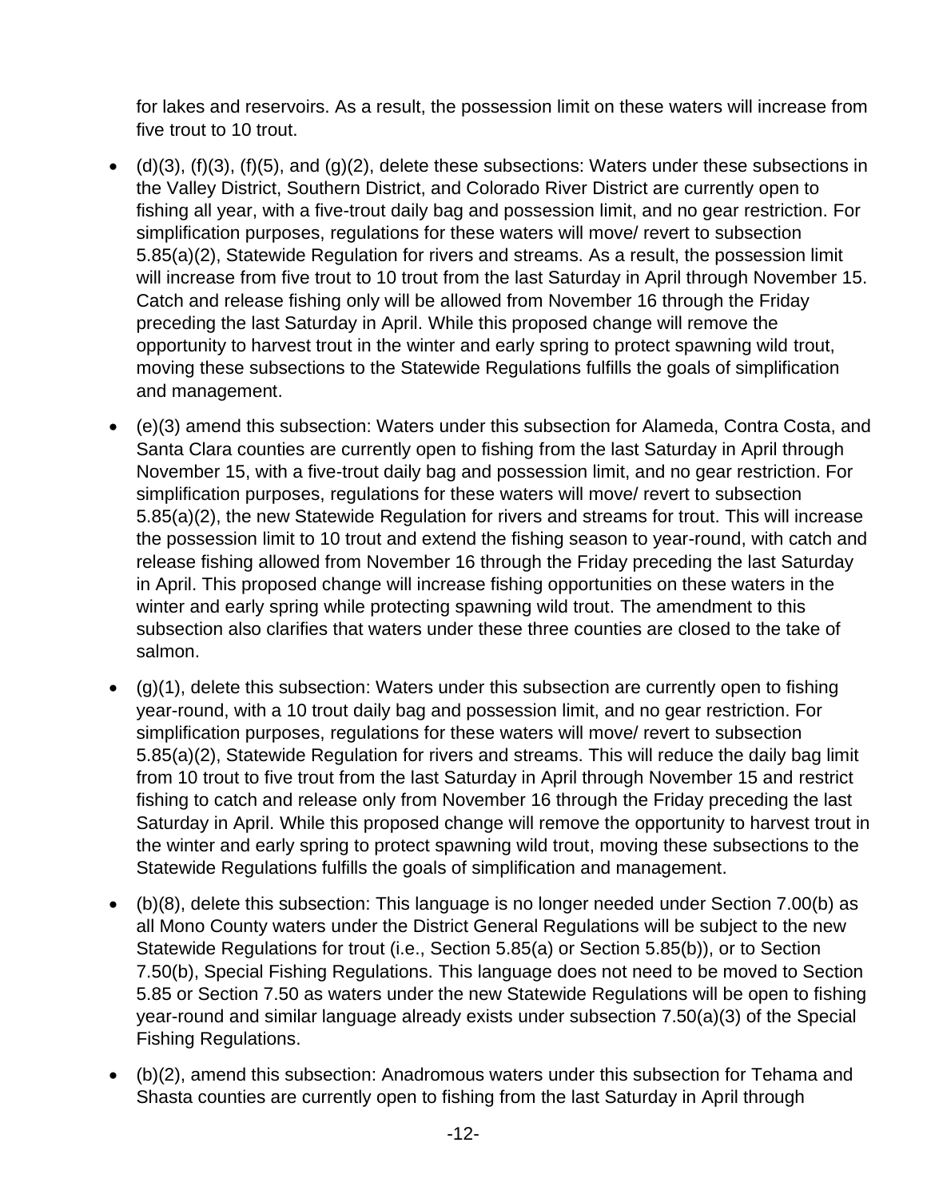for lakes and reservoirs. As a result, the possession limit on these waters will increase from five trout to 10 trout.

- (d)(3), (f)(3), (f)(5), and (g)(2), delete these subsections: Waters under these subsections in the Valley District, Southern District, and Colorado River District are currently open to fishing all year, with a five-trout daily bag and possession limit, and no gear restriction. For simplification purposes, regulations for these waters will move/ revert to subsection 5.85(a)(2), Statewide Regulation for rivers and streams. As a result, the possession limit will increase from five trout to 10 trout from the last Saturday in April through November 15. Catch and release fishing only will be allowed from November 16 through the Friday preceding the last Saturday in April. While this proposed change will remove the opportunity to harvest trout in the winter and early spring to protect spawning wild trout, moving these subsections to the Statewide Regulations fulfills the goals of simplification and management.
- (e)(3) amend this subsection: Waters under this subsection for Alameda, Contra Costa, and Santa Clara counties are currently open to fishing from the last Saturday in April through November 15, with a five-trout daily bag and possession limit, and no gear restriction. For simplification purposes, regulations for these waters will move/ revert to subsection 5.85(a)(2), the new Statewide Regulation for rivers and streams for trout. This will increase the possession limit to 10 trout and extend the fishing season to year-round, with catch and release fishing allowed from November 16 through the Friday preceding the last Saturday in April. This proposed change will increase fishing opportunities on these waters in the winter and early spring while protecting spawning wild trout. The amendment to this subsection also clarifies that waters under these three counties are closed to the take of salmon.
- (g)(1), delete this subsection: Waters under this subsection are currently open to fishing year-round, with a 10 trout daily bag and possession limit, and no gear restriction. For simplification purposes, regulations for these waters will move/ revert to subsection 5.85(a)(2), Statewide Regulation for rivers and streams. This will reduce the daily bag limit from 10 trout to five trout from the last Saturday in April through November 15 and restrict fishing to catch and release only from November 16 through the Friday preceding the last Saturday in April. While this proposed change will remove the opportunity to harvest trout in the winter and early spring to protect spawning wild trout, moving these subsections to the Statewide Regulations fulfills the goals of simplification and management.
- (b)(8), delete this subsection: This language is no longer needed under Section 7.00(b) as all Mono County waters under the District General Regulations will be subject to the new Statewide Regulations for trout (i.e., Section 5.85(a) or Section 5.85(b)), or to Section 7.50(b), Special Fishing Regulations. This language does not need to be moved to Section 5.85 or Section 7.50 as waters under the new Statewide Regulations will be open to fishing year-round and similar language already exists under subsection 7.50(a)(3) of the Special Fishing Regulations.
- (b)(2), amend this subsection: Anadromous waters under this subsection for Tehama and Shasta counties are currently open to fishing from the last Saturday in April through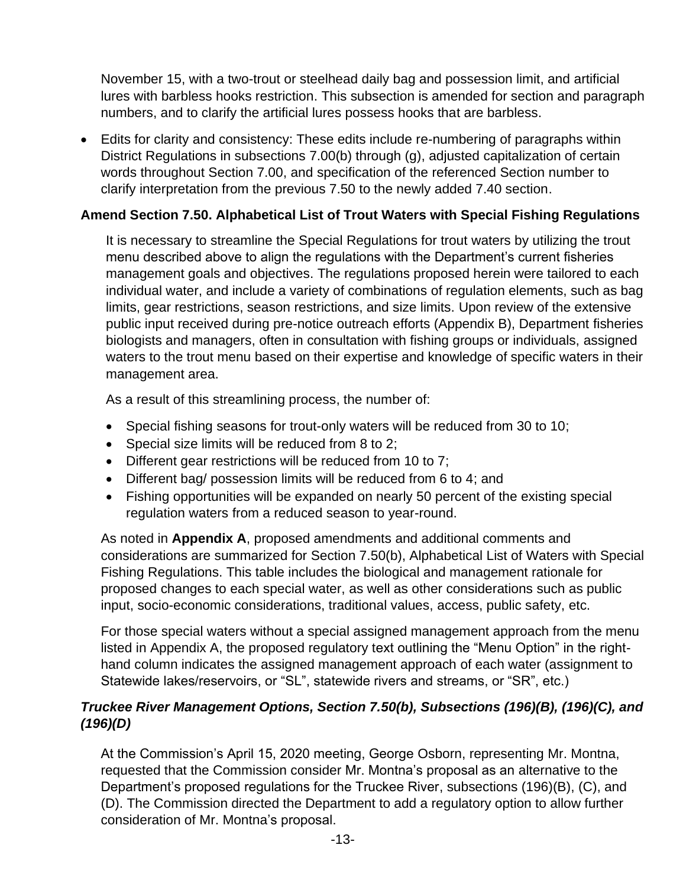November 15, with a two-trout or steelhead daily bag and possession limit, and artificial lures with barbless hooks restriction. This subsection is amended for section and paragraph numbers, and to clarify the artificial lures possess hooks that are barbless.

- Edits for clarity and consistency: These edits include re-numbering of paragraphs within District Regulations in subsections 7.00(b) through (g), adjusted capitalization of certain words throughout Section 7.00, and specification of the referenced Section number to clarify interpretation from the previous 7.50 to the newly added 7.40 section.

### Amend Section 7.50. Alphabetical List of Trout Waters with Special Fishing Regulations

It is necessary to streamline the Special Regulations for trout waters by utilizing the trout menu described above to align the regulations with the Department's current fisheries management goals and objectives. The regulations proposed herein were tailored to each individual water, and include a variety of combinations of regulation elements, such as bag limits, gear restrictions, season restrictions, and size limits. Upon review of the extensive public input received during pre-notice outreach efforts (Appendix B), Department fisheries biologists and managers, often in consultation with fishing groups or individuals, assigned waters to the trout menu based on their expertise and knowledge of specific waters in their management area.

As a result of this streamlining process, the number of:

- Special fishing seasons for trout-only waters will be reduced from 30 to 10;
- Special size limits will be reduced from 8 to 2;
- Different gear restrictions will be reduced from 10 to 7;
- Different bag/ possession limits will be reduced from 6 to 4; and
- Fishing opportunities will be expanded on nearly 50 percent of the existing special regulation waters from a reduced season to year-round.

As noted in **Appendix A**, proposed amendments and additional comments and considerations are summarized for Section 7.50(b), Alphabetical List of Waters with Special Fishing Regulations. This table includes the biological and management rationale for proposed changes to each special water, as well as other considerations such as public input, socio-economic considerations, traditional values, access, public safety, etc.

For those special waters without a special assigned management approach from the menu listed in Appendix A, the proposed regulatory text outlining the "Menu Option" in the right-hand column indicates the assigned management approach of each water (assignment to Statewide lakes/reservoirs, or "SL", statewide rivers and streams, or "SR", etc.)

### *Truckee River Management Options, Section 7.50(b), Subsections (196)(B), (196)(C), and (196)(D)*

At the Commission's April 15, 2020 meeting, George Osborn, representing Mr. Montna, requested that the Commission consider Mr. Montna's proposal as an alternative to the Department's proposed regulations for the Truckee River, subsections (196)(B), (C), and (D). The Commission directed the Department to add a regulatory option to allow further consideration of Mr. Montna's proposal.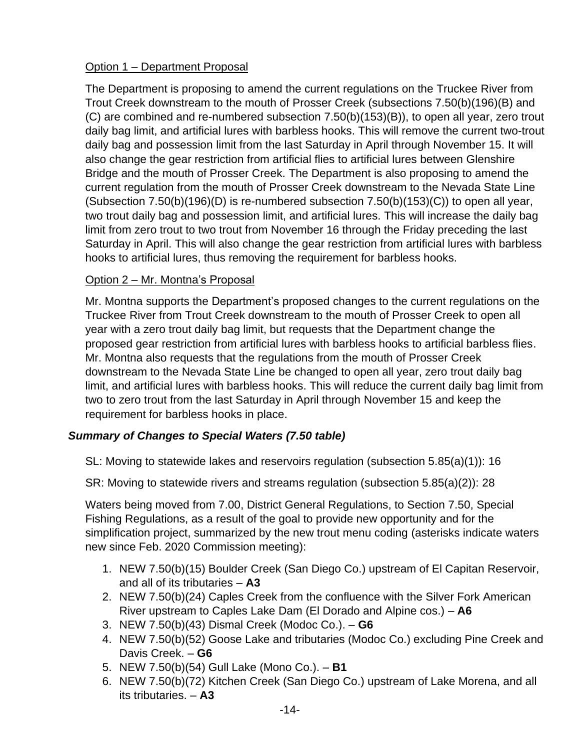Option 1 – Department Proposal

The Department is proposing to amend the current regulations on the Truckee River from Trout Creek downstream to the mouth of Prosser Creek (subsections 7.50(b)(196)(B) and (C) are combined and re-numbered subsection 7.50(b)(153)(B)), to open all year, zero trout daily bag limit, and artificial lures with barbless hooks. This will remove the current two-trout daily bag and possession limit from the last Saturday in April through November 15. It will also change the gear restriction from artificial flies to artificial lures between Glenshire Bridge and the mouth of Prosser Creek. The Department is also proposing to amend the current regulation from the mouth of Prosser Creek downstream to the Nevada State Line (Subsection 7.50(b)(196)(D) is re-numbered subsection 7.50(b)(153)(C)) to open all year, two trout daily bag and possession limit, and artificial lures. This will increase the daily bag limit from zero trout to two trout from November 16 through the Friday preceding the last Saturday in April. This will also change the gear restriction from artificial lures with barbless hooks to artificial lures, thus removing the requirement for barbless hooks.

Option 2 – Mr. Montna's Proposal

Mr. Montna supports the Department's proposed changes to the current regulations on the Truckee River from Trout Creek downstream to the mouth of Prosser Creek to open all year with a zero trout daily bag limit, but requests that the Department change the proposed gear restriction from artificial lures with barbless hooks to artificial barbless flies. Mr. Montna also requests that the regulations from the mouth of Prosser Creek downstream to the Nevada State Line be changed to open all year, zero trout daily bag limit, and artificial lures with barbless hooks. This will reduce the current daily bag limit from two to zero trout from the last Saturday in April through November 15 and keep the requirement for barbless hooks in place.

### *Summary of Changes to Special Waters (7.50 table)*

SL: Moving to statewide lakes and reservoirs regulation (subsection 5.85(a)(1)): 16

SR: Moving to statewide rivers and streams regulation (subsection 5.85(a)(2)): 28

Waters being moved from 7.00, District General Regulations, to Section 7.50, Special Fishing Regulations, as a result of the goal to provide new opportunity and for the simplification project, summarized by the new trout menu coding (asterisks indicate waters new since Feb. 2020 Commission meeting):

1. NEW 7.50(b)(15) Boulder Creek (San Diego Co.) upstream of El Capitan Reservoir, and all of its tributaries – **A3**
2. NEW 7.50(b)(24) Caples Creek from the confluence with the Silver Fork American River upstream to Caples Lake Dam (El Dorado and Alpine cos.) – **A6**
3. NEW 7.50(b)(43) Dismal Creek (Modoc Co.). – **G6**
4. NEW 7.50(b)(52) Goose Lake and tributaries (Modoc Co.) excluding Pine Creek and Davis Creek. – **G6**
5. NEW 7.50(b)(54) Gull Lake (Mono Co.). – **B1**
6. NEW 7.50(b)(72) Kitchen Creek (San Diego Co.) upstream of Lake Morena, and all its tributaries. – **A3**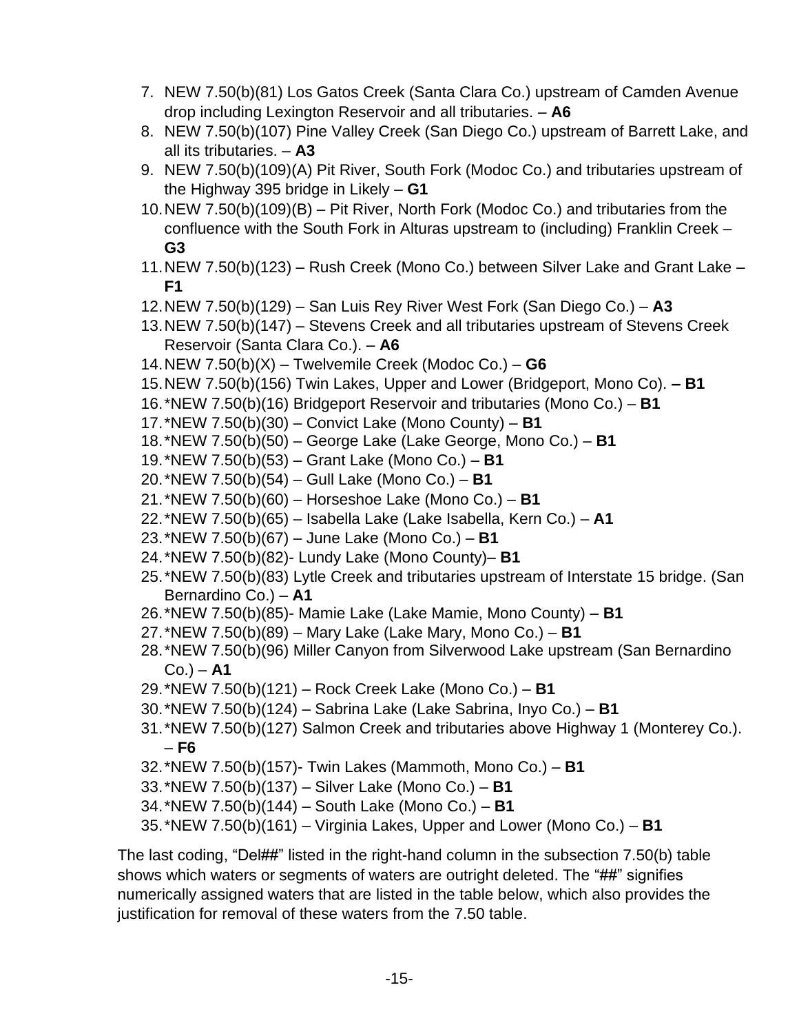7. NEW 7.50(b)(81) Los Gatos Creek (Santa Clara Co.) upstream of Camden Avenue drop including Lexington Reservoir and all tributaries. – **A6**
8. NEW 7.50(b)(107) Pine Valley Creek (San Diego Co.) upstream of Barrett Lake, and all its tributaries. – **A3**
9. NEW 7.50(b)(109)(A) Pit River, South Fork (Modoc Co.) and tributaries upstream of the Highway 395 bridge in Likely – **G1**
10. NEW 7.50(b)(109)(B) – Pit River, North Fork (Modoc Co.) and tributaries from the confluence with the South Fork in Alturas upstream to (including) Franklin Creek – **G3**
11. NEW 7.50(b)(123) – Rush Creek (Mono Co.) between Silver Lake and Grant Lake – **F1**
12. NEW 7.50(b)(129) – San Luis Rey River West Fork (San Diego Co.) – **A3**
13. NEW 7.50(b)(147) – Stevens Creek and all tributaries upstream of Stevens Creek Reservoir (Santa Clara Co.). – **A6**
14. NEW 7.50(b)(X) – Twelvemile Creek (Modoc Co.) – **G6**
15. NEW 7.50(b)(156) Twin Lakes, Upper and Lower (Bridgeport, Mono Co). **– B1**
16. *NEW 7.50(b)(16) Bridgeport Reservoir and tributaries (Mono Co.) – **B1**
17. *NEW 7.50(b)(30) – Convict Lake (Mono County) – **B1**
18. *NEW 7.50(b)(50) – George Lake (Lake George, Mono Co.) – **B1**
19. *NEW 7.50(b)(53) – Grant Lake (Mono Co.) – **B1**
20. *NEW 7.50(b)(54) – Gull Lake (Mono Co.) – **B1**
21. *NEW 7.50(b)(60) – Horseshoe Lake (Mono Co.) – **B1**
22. *NEW 7.50(b)(65) – Isabella Lake (Lake Isabella, Kern Co.) – **A1**
23. *NEW 7.50(b)(67) – June Lake (Mono Co.) – **B1**
24. *NEW 7.50(b)(82)- Lundy Lake (Mono County)– **B1**
25. *NEW 7.50(b)(83) Lytle Creek and tributaries upstream of Interstate 15 bridge. (San Bernardino Co.) – **A1**
26. *NEW 7.50(b)(85)- Mamie Lake (Lake Mamie, Mono County) – **B1**
27. *NEW 7.50(b)(89) – Mary Lake (Lake Mary, Mono Co.) – **B1**
28. *NEW 7.50(b)(96) Miller Canyon from Silverwood Lake upstream (San Bernardino Co.) – **A1**
29. *NEW 7.50(b)(121) – Rock Creek Lake (Mono Co.) – **B1**
30. *NEW 7.50(b)(124) – Sabrina Lake (Lake Sabrina, Inyo Co.) – **B1**
31. *NEW 7.50(b)(127) Salmon Creek and tributaries above Highway 1 (Monterey Co.). – **F6**
32. *NEW 7.50(b)(157)- Twin Lakes (Mammoth, Mono Co.) – **B1**
33. *NEW 7.50(b)(137) – Silver Lake (Mono Co.) – **B1**
34. *NEW 7.50(b)(144) – South Lake (Mono Co.) – **B1**
35. *NEW 7.50(b)(161) – Virginia Lakes, Upper and Lower (Mono Co.) – **B1**

The last coding, "Del##" listed in the right-hand column in the subsection 7.50(b) table shows which waters or segments of waters are outright deleted. The "##" signifies numerically assigned waters that are listed in the table below, which also provides the justification for removal of these waters from the 7.50 table.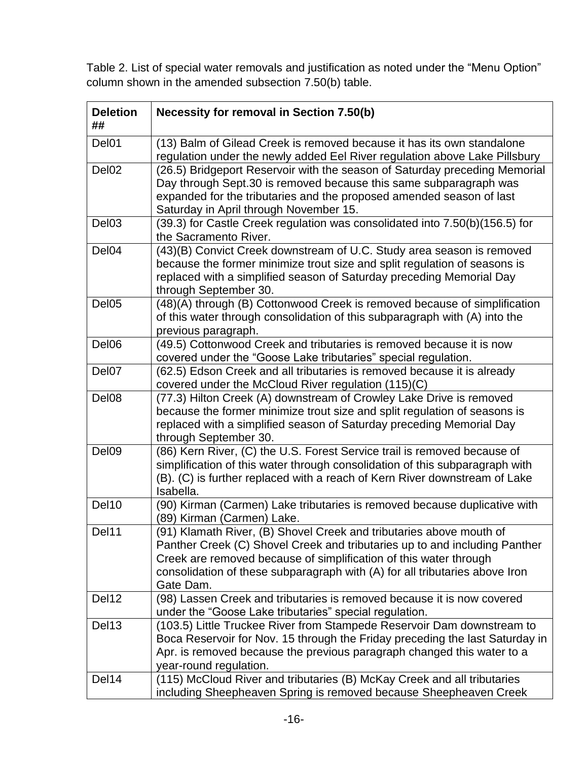Table 2. List of special water removals and justification as noted under the "Menu Option" column shown in the amended subsection 7.50(b) table.

| Deletion ## | Necessity for removal in Section 7.50(b) |
|---|---|
| Del01 | (13) Balm of Gilead Creek is removed because it has its own standalone regulation under the newly added Eel River regulation above Lake Pillsbury |
| Del02 | (26.5) Bridgeport Reservoir with the season of Saturday preceding Memorial Day through Sept.30 is removed because this same subparagraph was expanded for the tributaries and the proposed amended season of last Saturday in April through November 15. |
| Del03 | (39.3) for Castle Creek regulation was consolidated into 7.50(b)(156.5) for the Sacramento River. |
| Del04 | (43)(B) Convict Creek downstream of U.C. Study area season is removed because the former minimize trout size and split regulation of seasons is replaced with a simplified season of Saturday preceding Memorial Day through September 30. |
| Del05 | (48)(A) through (B) Cottonwood Creek is removed because of simplification of this water through consolidation of this subparagraph with (A) into the previous paragraph. |
| Del06 | (49.5) Cottonwood Creek and tributaries is removed because it is now covered under the "Goose Lake tributaries" special regulation. |
| Del07 | (62.5) Edson Creek and all tributaries is removed because it is already covered under the McCloud River regulation (115)(C) |
| Del08 | (77.3) Hilton Creek (A) downstream of Crowley Lake Drive is removed because the former minimize trout size and split regulation of seasons is replaced with a simplified season of Saturday preceding Memorial Day through September 30. |
| Del09 | (86) Kern River, (C) the U.S. Forest Service trail is removed because of simplification of this water through consolidation of this subparagraph with (B). (C) is further replaced with a reach of Kern River downstream of Lake Isabella. |
| Del10 | (90) Kirman (Carmen) Lake tributaries is removed because duplicative with (89) Kirman (Carmen) Lake. |
| Del11 | (91) Klamath River, (B) Shovel Creek and tributaries above mouth of Panther Creek (C) Shovel Creek and tributaries up to and including Panther Creek are removed because of simplification of this water through consolidation of these subparagraph with (A) for all tributaries above Iron Gate Dam. |
| Del12 | (98) Lassen Creek and tributaries is removed because it is now covered under the "Goose Lake tributaries" special regulation. |
| Del13 | (103.5) Little Truckee River from Stampede Reservoir Dam downstream to Boca Reservoir for Nov. 15 through the Friday preceding the last Saturday in Apr. is removed because the previous paragraph changed this water to a year-round regulation. |
| Del14 | (115) McCloud River and tributaries (B) McKay Creek and all tributaries including Sheepheaven Spring is removed because Sheepheaven Creek |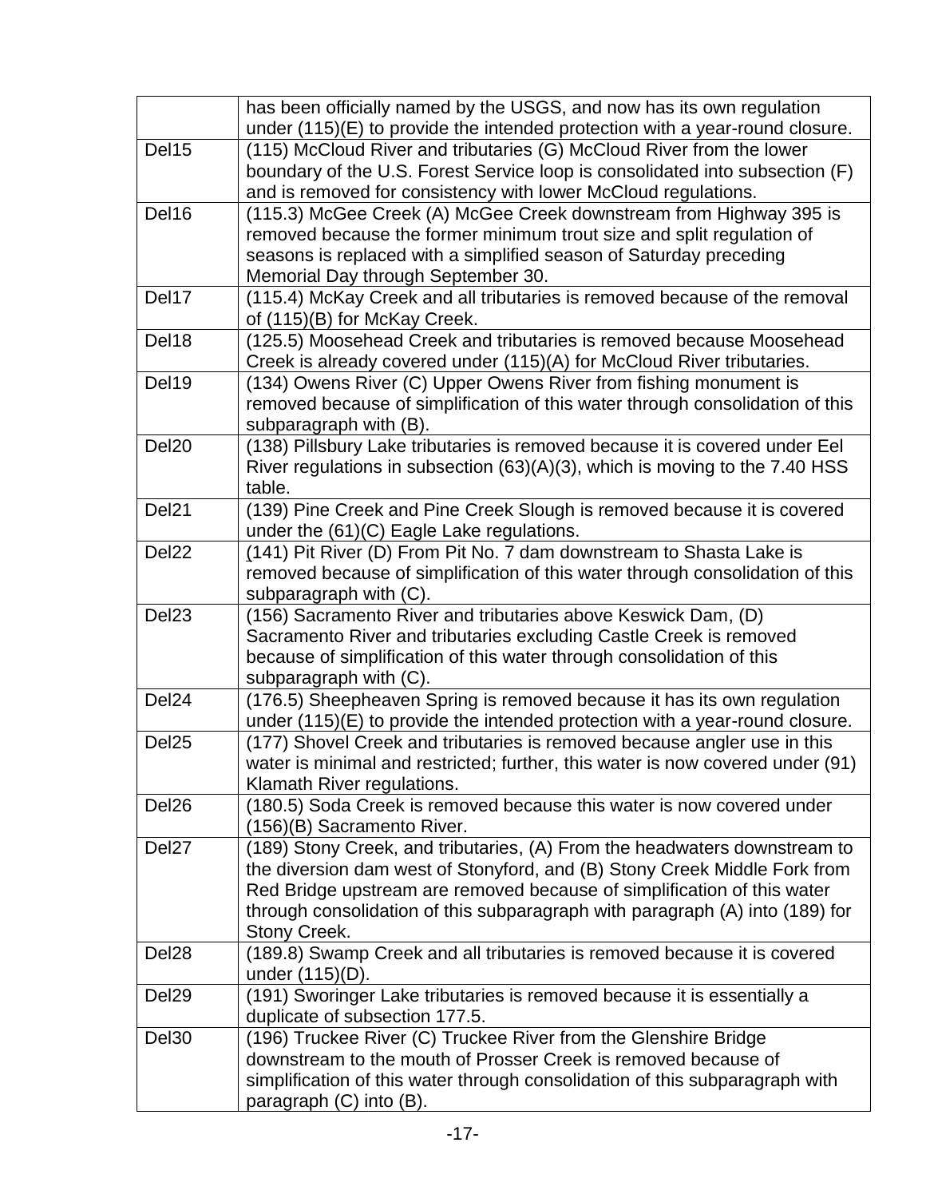| | |
|---|---|
| | has been officially named by the USGS, and now has its own regulation under (115)(E) to provide the intended protection with a year-round closure. |
| Del15 | (115) McCloud River and tributaries (G) McCloud River from the lower boundary of the U.S. Forest Service loop is consolidated into subsection (F) and is removed for consistency with lower McCloud regulations. |
| Del16 | (115.3) McGee Creek (A) McGee Creek downstream from Highway 395 is removed because the former minimum trout size and split regulation of seasons is replaced with a simplified season of Saturday preceding Memorial Day through September 30. |
| Del17 | (115.4) McKay Creek and all tributaries is removed because of the removal of (115)(B) for McKay Creek. |
| Del18 | (125.5) Moosehead Creek and tributaries is removed because Moosehead Creek is already covered under (115)(A) for McCloud River tributaries. |
| Del19 | (134) Owens River (C) Upper Owens River from fishing monument is removed because of simplification of this water through consolidation of this subparagraph with (B). |
| Del20 | (138) Pillsbury Lake tributaries is removed because it is covered under Eel River regulations in subsection (63)(A)(3), which is moving to the 7.40 HSS table. |
| Del21 | (139) Pine Creek and Pine Creek Slough is removed because it is covered under the (61)(C) Eagle Lake regulations. |
| Del22 | (141) Pit River (D) From Pit No. 7 dam downstream to Shasta Lake is removed because of simplification of this water through consolidation of this subparagraph with (C). |
| Del23 | (156) Sacramento River and tributaries above Keswick Dam, (D) Sacramento River and tributaries excluding Castle Creek is removed because of simplification of this water through consolidation of this subparagraph with (C). |
| Del24 | (176.5) Sheepheaven Spring is removed because it has its own regulation under (115)(E) to provide the intended protection with a year-round closure. |
| Del25 | (177) Shovel Creek and tributaries is removed because angler use in this water is minimal and restricted; further, this water is now covered under (91) Klamath River regulations. |
| Del26 | (180.5) Soda Creek is removed because this water is now covered under (156)(B) Sacramento River. |
| Del27 | (189) Stony Creek, and tributaries, (A) From the headwaters downstream to the diversion dam west of Stonyford, and (B) Stony Creek Middle Fork from Red Bridge upstream are removed because of simplification of this water through consolidation of this subparagraph with paragraph (A) into (189) for Stony Creek. |
| Del28 | (189.8) Swamp Creek and all tributaries is removed because it is covered under (115)(D). |
| Del29 | (191) Sworinger Lake tributaries is removed because it is essentially a duplicate of subsection 177.5. |
| Del30 | (196) Truckee River (C) Truckee River from the Glenshire Bridge downstream to the mouth of Prosser Creek is removed because of simplification of this water through consolidation of this subparagraph with paragraph (C) into (B). |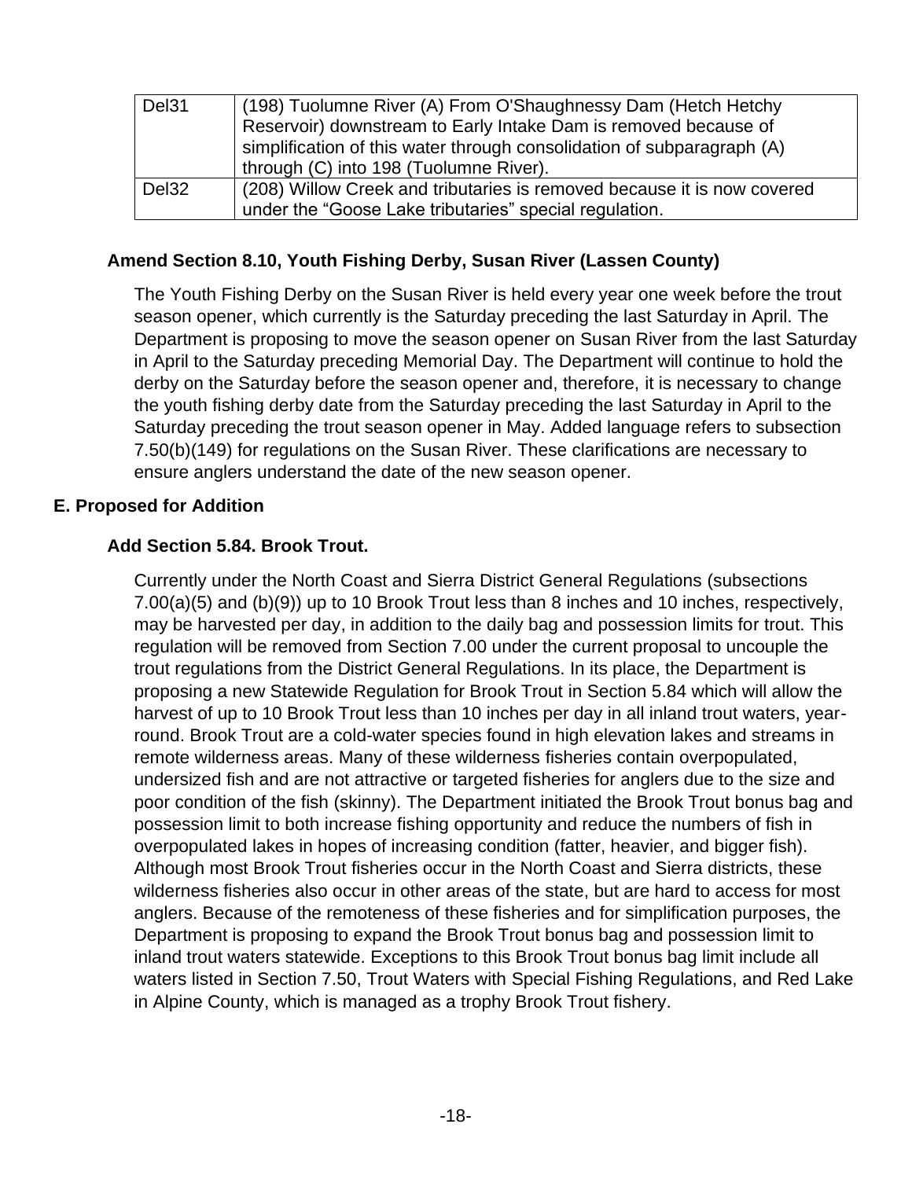| Del31 | (198) Tuolumne River (A) From O'Shaughnessy Dam (Hetch Hetchy Reservoir) downstream to Early Intake Dam is removed because of simplification of this water through consolidation of subparagraph (A) through (C) into 198 (Tuolumne River). |
|---|---|
| Del32 | (208) Willow Creek and tributaries is removed because it is now covered under the “Goose Lake tributaries” special regulation. |

### Amend Section 8.10, Youth Fishing Derby, Susan River (Lassen County)

The Youth Fishing Derby on the Susan River is held every year one week before the trout season opener, which currently is the Saturday preceding the last Saturday in April. The Department is proposing to move the season opener on Susan River from the last Saturday in April to the Saturday preceding Memorial Day. The Department will continue to hold the derby on the Saturday before the season opener and, therefore, it is necessary to change the youth fishing derby date from the Saturday preceding the last Saturday in April to the Saturday preceding the trout season opener in May. Added language refers to subsection 7.50(b)(149) for regulations on the Susan River. These clarifications are necessary to ensure anglers understand the date of the new season opener.

## E. Proposed for Addition

### Add Section 5.84. Brook Trout.

Currently under the North Coast and Sierra District General Regulations (subsections 7.00(a)(5) and (b)(9)) up to 10 Brook Trout less than 8 inches and 10 inches, respectively, may be harvested per day, in addition to the daily bag and possession limits for trout. This regulation will be removed from Section 7.00 under the current proposal to uncouple the trout regulations from the District General Regulations. In its place, the Department is proposing a new Statewide Regulation for Brook Trout in Section 5.84 which will allow the harvest of up to 10 Brook Trout less than 10 inches per day in all inland trout waters, year-round. Brook Trout are a cold-water species found in high elevation lakes and streams in remote wilderness areas. Many of these wilderness fisheries contain overpopulated, undersized fish and are not attractive or targeted fisheries for anglers due to the size and poor condition of the fish (skinny). The Department initiated the Brook Trout bonus bag and possession limit to both increase fishing opportunity and reduce the numbers of fish in overpopulated lakes in hopes of increasing condition (fatter, heavier, and bigger fish). Although most Brook Trout fisheries occur in the North Coast and Sierra districts, these wilderness fisheries also occur in other areas of the state, but are hard to access for most anglers. Because of the remoteness of these fisheries and for simplification purposes, the Department is proposing to expand the Brook Trout bonus bag and possession limit to inland trout waters statewide. Exceptions to this Brook Trout bonus bag limit include all waters listed in Section 7.50, Trout Waters with Special Fishing Regulations, and Red Lake in Alpine County, which is managed as a trophy Brook Trout fishery.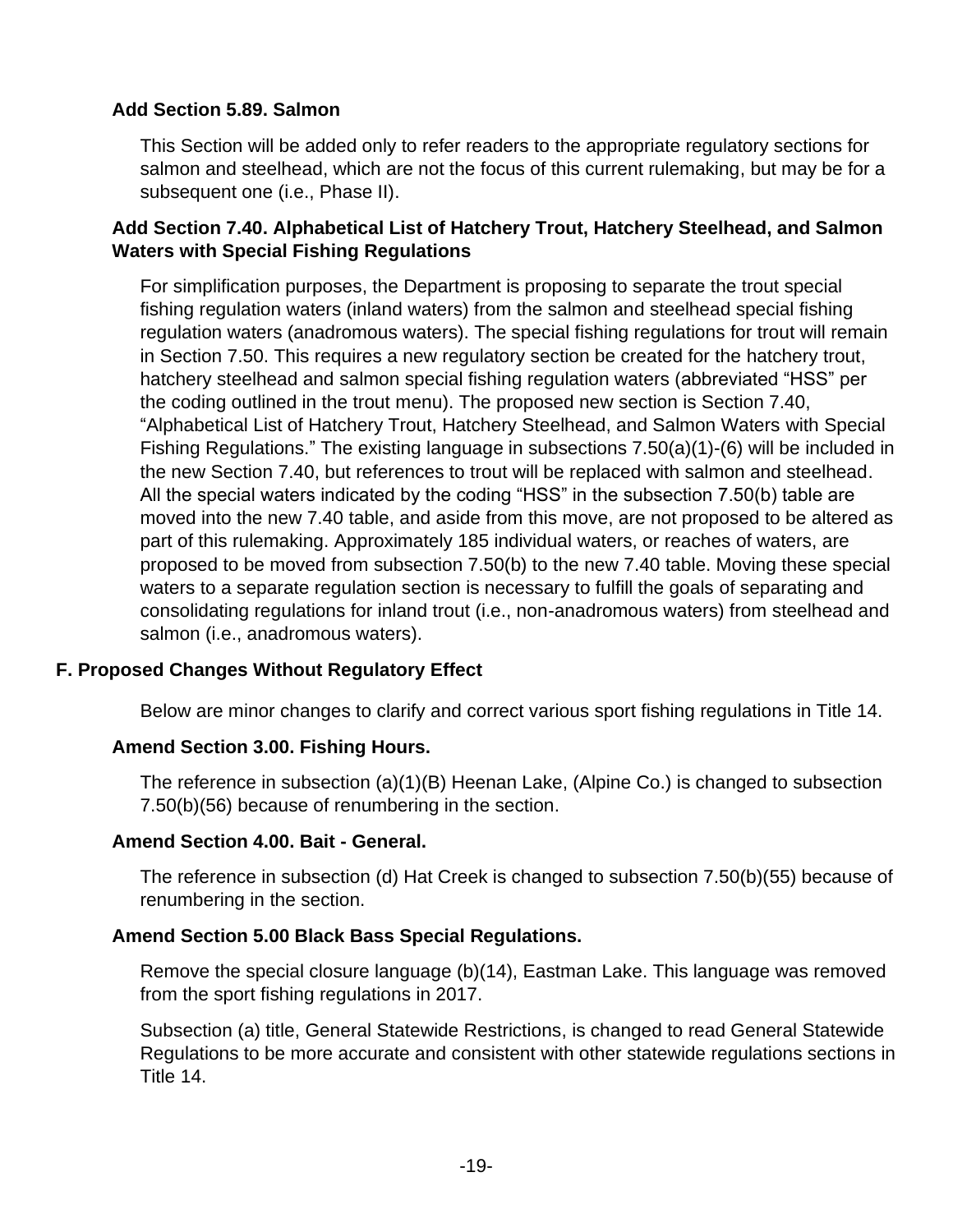### Add Section 5.89. Salmon

This Section will be added only to refer readers to the appropriate regulatory sections for salmon and steelhead, which are not the focus of this current rulemaking, but may be for a subsequent one (i.e., Phase II).

### Add Section 7.40. Alphabetical List of Hatchery Trout, Hatchery Steelhead, and Salmon Waters with Special Fishing Regulations

For simplification purposes, the Department is proposing to separate the trout special fishing regulation waters (inland waters) from the salmon and steelhead special fishing regulation waters (anadromous waters). The special fishing regulations for trout will remain in Section 7.50. This requires a new regulatory section be created for the hatchery trout, hatchery steelhead and salmon special fishing regulation waters (abbreviated "HSS" per the coding outlined in the trout menu). The proposed new section is Section 7.40, "Alphabetical List of Hatchery Trout, Hatchery Steelhead, and Salmon Waters with Special Fishing Regulations." The existing language in subsections 7.50(a)(1)-(6) will be included in the new Section 7.40, but references to trout will be replaced with salmon and steelhead. All the special waters indicated by the coding "HSS" in the subsection 7.50(b) table are moved into the new 7.40 table, and aside from this move, are not proposed to be altered as part of this rulemaking. Approximately 185 individual waters, or reaches of waters, are proposed to be moved from subsection 7.50(b) to the new 7.40 table. Moving these special waters to a separate regulation section is necessary to fulfill the goals of separating and consolidating regulations for inland trout (i.e., non-anadromous waters) from steelhead and salmon (i.e., anadromous waters).

## F. Proposed Changes Without Regulatory Effect

Below are minor changes to clarify and correct various sport fishing regulations in Title 14.

### Amend Section 3.00. Fishing Hours.

The reference in subsection (a)(1)(B) Heenan Lake, (Alpine Co.) is changed to subsection 7.50(b)(56) because of renumbering in the section.

### Amend Section 4.00. Bait - General.

The reference in subsection (d) Hat Creek is changed to subsection 7.50(b)(55) because of renumbering in the section.

### Amend Section 5.00 Black Bass Special Regulations.

Remove the special closure language (b)(14), Eastman Lake. This language was removed from the sport fishing regulations in 2017.

Subsection (a) title, General Statewide Restrictions, is changed to read General Statewide Regulations to be more accurate and consistent with other statewide regulations sections in Title 14.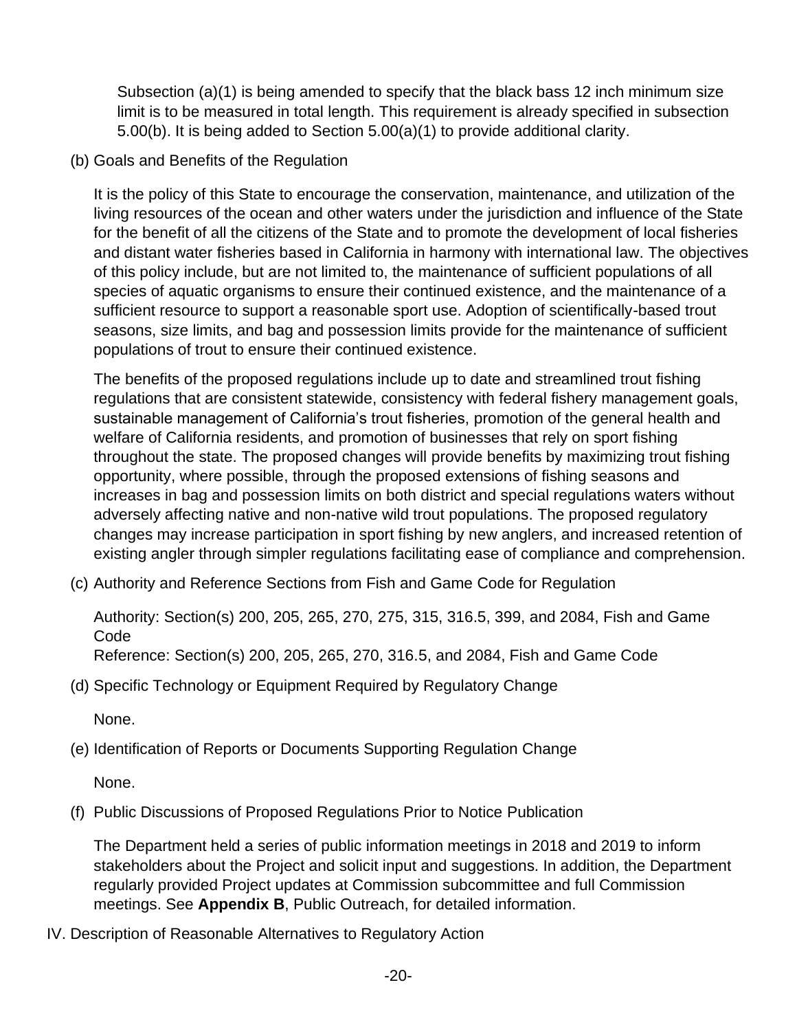Subsection (a)(1) is being amended to specify that the black bass 12 inch minimum size limit is to be measured in total length. This requirement is already specified in subsection 5.00(b). It is being added to Section 5.00(a)(1) to provide additional clarity.

(b) Goals and Benefits of the Regulation

It is the policy of this State to encourage the conservation, maintenance, and utilization of the living resources of the ocean and other waters under the jurisdiction and influence of the State for the benefit of all the citizens of the State and to promote the development of local fisheries and distant water fisheries based in California in harmony with international law. The objectives of this policy include, but are not limited to, the maintenance of sufficient populations of all species of aquatic organisms to ensure their continued existence, and the maintenance of a sufficient resource to support a reasonable sport use. Adoption of scientifically-based trout seasons, size limits, and bag and possession limits provide for the maintenance of sufficient populations of trout to ensure their continued existence.

The benefits of the proposed regulations include up to date and streamlined trout fishing regulations that are consistent statewide, consistency with federal fishery management goals, sustainable management of California's trout fisheries, promotion of the general health and welfare of California residents, and promotion of businesses that rely on sport fishing throughout the state. The proposed changes will provide benefits by maximizing trout fishing opportunity, where possible, through the proposed extensions of fishing seasons and increases in bag and possession limits on both district and special regulations waters without adversely affecting native and non-native wild trout populations. The proposed regulatory changes may increase participation in sport fishing by new anglers, and increased retention of existing angler through simpler regulations facilitating ease of compliance and comprehension.

(c) Authority and Reference Sections from Fish and Game Code for Regulation

Authority: Section(s) 200, 205, 265, 270, 275, 315, 316.5, 399, and 2084, Fish and Game Code
Reference: Section(s) 200, 205, 265, 270, 316.5, and 2084, Fish and Game Code

(d) Specific Technology or Equipment Required by Regulatory Change

None.

(e) Identification of Reports or Documents Supporting Regulation Change

None.

(f) Public Discussions of Proposed Regulations Prior to Notice Publication

The Department held a series of public information meetings in 2018 and 2019 to inform stakeholders about the Project and solicit input and suggestions. In addition, the Department regularly provided Project updates at Commission subcommittee and full Commission meetings. See **Appendix B**, Public Outreach, for detailed information.

IV. Description of Reasonable Alternatives to Regulatory Action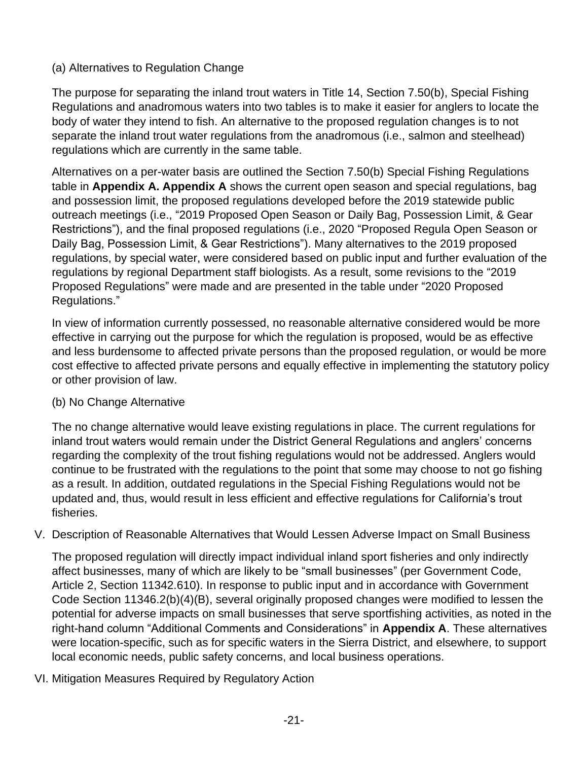(a) Alternatives to Regulation Change

The purpose for separating the inland trout waters in Title 14, Section 7.50(b), Special Fishing Regulations and anadromous waters into two tables is to make it easier for anglers to locate the body of water they intend to fish. An alternative to the proposed regulation changes is to not separate the inland trout water regulations from the anadromous (i.e., salmon and steelhead) regulations which are currently in the same table.

Alternatives on a per-water basis are outlined the Section 7.50(b) Special Fishing Regulations table in **Appendix A. Appendix A** shows the current open season and special regulations, bag and possession limit, the proposed regulations developed before the 2019 statewide public outreach meetings (i.e., "2019 Proposed Open Season or Daily Bag, Possession Limit, & Gear Restrictions"), and the final proposed regulations (i.e., 2020 "Proposed Regula Open Season or Daily Bag, Possession Limit, & Gear Restrictions"). Many alternatives to the 2019 proposed regulations, by special water, were considered based on public input and further evaluation of the regulations by regional Department staff biologists. As a result, some revisions to the "2019 Proposed Regulations" were made and are presented in the table under "2020 Proposed Regulations."

In view of information currently possessed, no reasonable alternative considered would be more effective in carrying out the purpose for which the regulation is proposed, would be as effective and less burdensome to affected private persons than the proposed regulation, or would be more cost effective to affected private persons and equally effective in implementing the statutory policy or other provision of law.

(b) No Change Alternative

The no change alternative would leave existing regulations in place. The current regulations for inland trout waters would remain under the District General Regulations and anglers' concerns regarding the complexity of the trout fishing regulations would not be addressed. Anglers would continue to be frustrated with the regulations to the point that some may choose to not go fishing as a result. In addition, outdated regulations in the Special Fishing Regulations would not be updated and, thus, would result in less efficient and effective regulations for California's trout fisheries.

V. Description of Reasonable Alternatives that Would Lessen Adverse Impact on Small Business

The proposed regulation will directly impact individual inland sport fisheries and only indirectly affect businesses, many of which are likely to be "small businesses" (per Government Code, Article 2, Section 11342.610). In response to public input and in accordance with Government Code Section 11346.2(b)(4)(B), several originally proposed changes were modified to lessen the potential for adverse impacts on small businesses that serve sportfishing activities, as noted in the right-hand column "Additional Comments and Considerations" in **Appendix A**. These alternatives were location-specific, such as for specific waters in the Sierra District, and elsewhere, to support local economic needs, public safety concerns, and local business operations.

VI. Mitigation Measures Required by Regulatory Action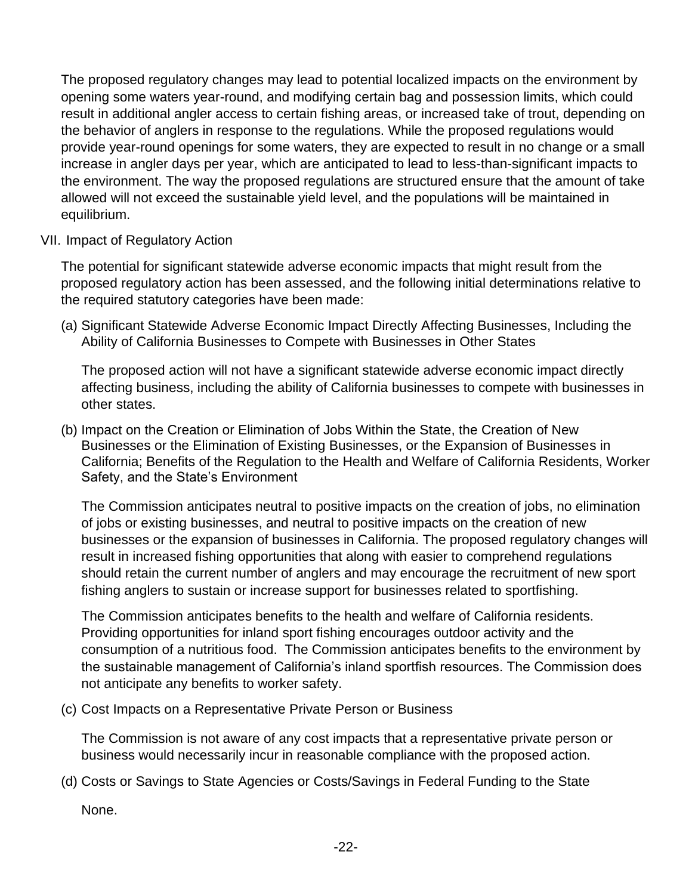The proposed regulatory changes may lead to potential localized impacts on the environment by opening some waters year-round, and modifying certain bag and possession limits, which could result in additional angler access to certain fishing areas, or increased take of trout, depending on the behavior of anglers in response to the regulations. While the proposed regulations would provide year-round openings for some waters, they are expected to result in no change or a small increase in angler days per year, which are anticipated to lead to less-than-significant impacts to the environment. The way the proposed regulations are structured ensure that the amount of take allowed will not exceed the sustainable yield level, and the populations will be maintained in equilibrium.

## VII. Impact of Regulatory Action

The potential for significant statewide adverse economic impacts that might result from the proposed regulatory action has been assessed, and the following initial determinations relative to the required statutory categories have been made:

### (a) Significant Statewide Adverse Economic Impact Directly Affecting Businesses, Including the Ability of California Businesses to Compete with Businesses in Other States

The proposed action will not have a significant statewide adverse economic impact directly affecting business, including the ability of California businesses to compete with businesses in other states.

### (b) Impact on the Creation or Elimination of Jobs Within the State, the Creation of New Businesses or the Elimination of Existing Businesses, or the Expansion of Businesses in California; Benefits of the Regulation to the Health and Welfare of California Residents, Worker Safety, and the State's Environment

The Commission anticipates neutral to positive impacts on the creation of jobs, no elimination of jobs or existing businesses, and neutral to positive impacts on the creation of new businesses or the expansion of businesses in California. The proposed regulatory changes will result in increased fishing opportunities that along with easier to comprehend regulations should retain the current number of anglers and may encourage the recruitment of new sport fishing anglers to sustain or increase support for businesses related to sportfishing.

The Commission anticipates benefits to the health and welfare of California residents. Providing opportunities for inland sport fishing encourages outdoor activity and the consumption of a nutritious food. The Commission anticipates benefits to the environment by the sustainable management of California's inland sportfish resources. The Commission does not anticipate any benefits to worker safety.

### (c) Cost Impacts on a Representative Private Person or Business

The Commission is not aware of any cost impacts that a representative private person or business would necessarily incur in reasonable compliance with the proposed action.

### (d) Costs or Savings to State Agencies or Costs/Savings in Federal Funding to the State

None.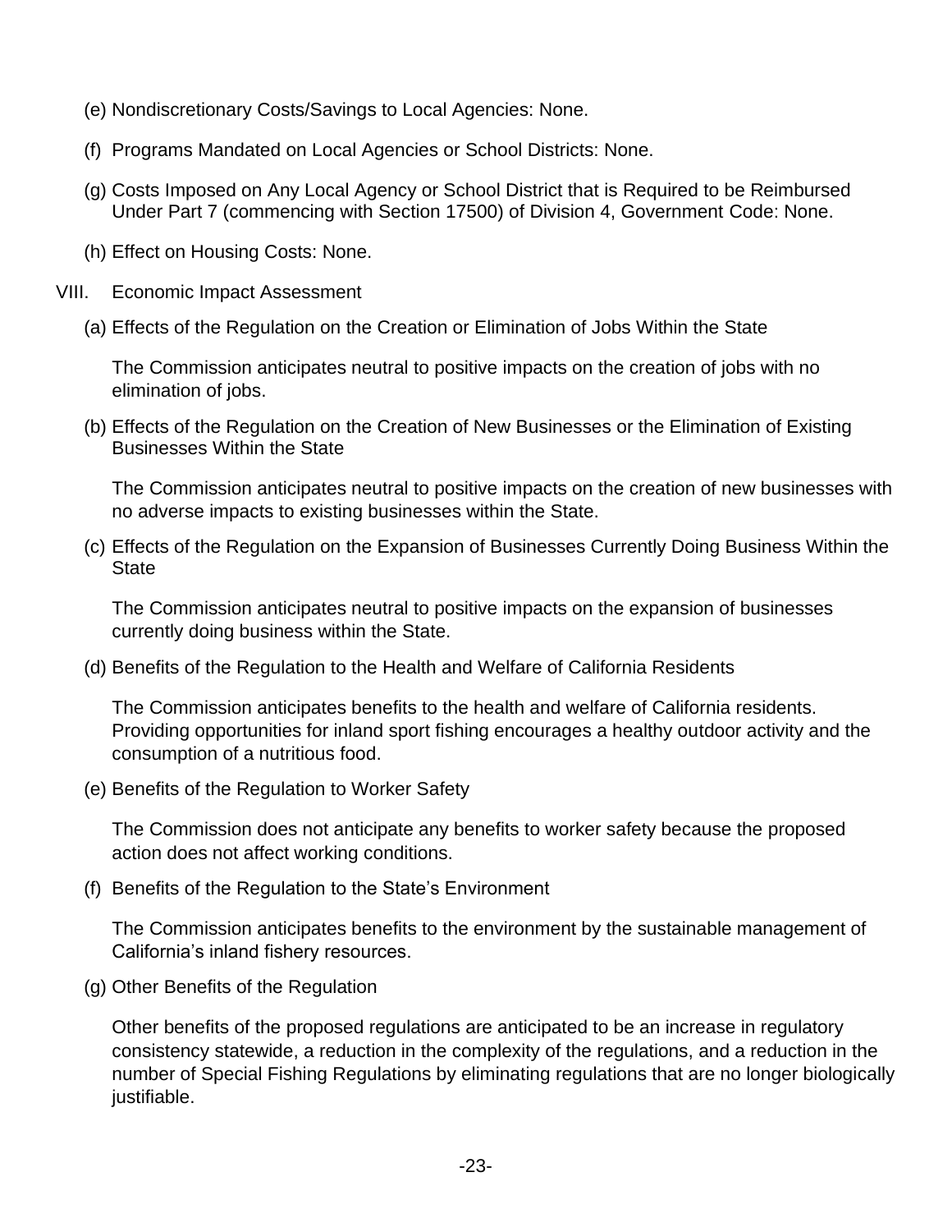(e) Nondiscretionary Costs/Savings to Local Agencies: None.

(f) Programs Mandated on Local Agencies or School Districts: None.

(g) Costs Imposed on Any Local Agency or School District that is Required to be Reimbursed Under Part 7 (commencing with Section 17500) of Division 4, Government Code: None.

(h) Effect on Housing Costs: None.

VIII. Economic Impact Assessment

(a) Effects of the Regulation on the Creation or Elimination of Jobs Within the State

The Commission anticipates neutral to positive impacts on the creation of jobs with no elimination of jobs.

(b) Effects of the Regulation on the Creation of New Businesses or the Elimination of Existing Businesses Within the State

The Commission anticipates neutral to positive impacts on the creation of new businesses with no adverse impacts to existing businesses within the State.

(c) Effects of the Regulation on the Expansion of Businesses Currently Doing Business Within the State

The Commission anticipates neutral to positive impacts on the expansion of businesses currently doing business within the State.

(d) Benefits of the Regulation to the Health and Welfare of California Residents

The Commission anticipates benefits to the health and welfare of California residents. Providing opportunities for inland sport fishing encourages a healthy outdoor activity and the consumption of a nutritious food.

(e) Benefits of the Regulation to Worker Safety

The Commission does not anticipate any benefits to worker safety because the proposed action does not affect working conditions.

(f) Benefits of the Regulation to the State's Environment

The Commission anticipates benefits to the environment by the sustainable management of California's inland fishery resources.

(g) Other Benefits of the Regulation

Other benefits of the proposed regulations are anticipated to be an increase in regulatory consistency statewide, a reduction in the complexity of the regulations, and a reduction in the number of Special Fishing Regulations by eliminating regulations that are no longer biologically justifiable.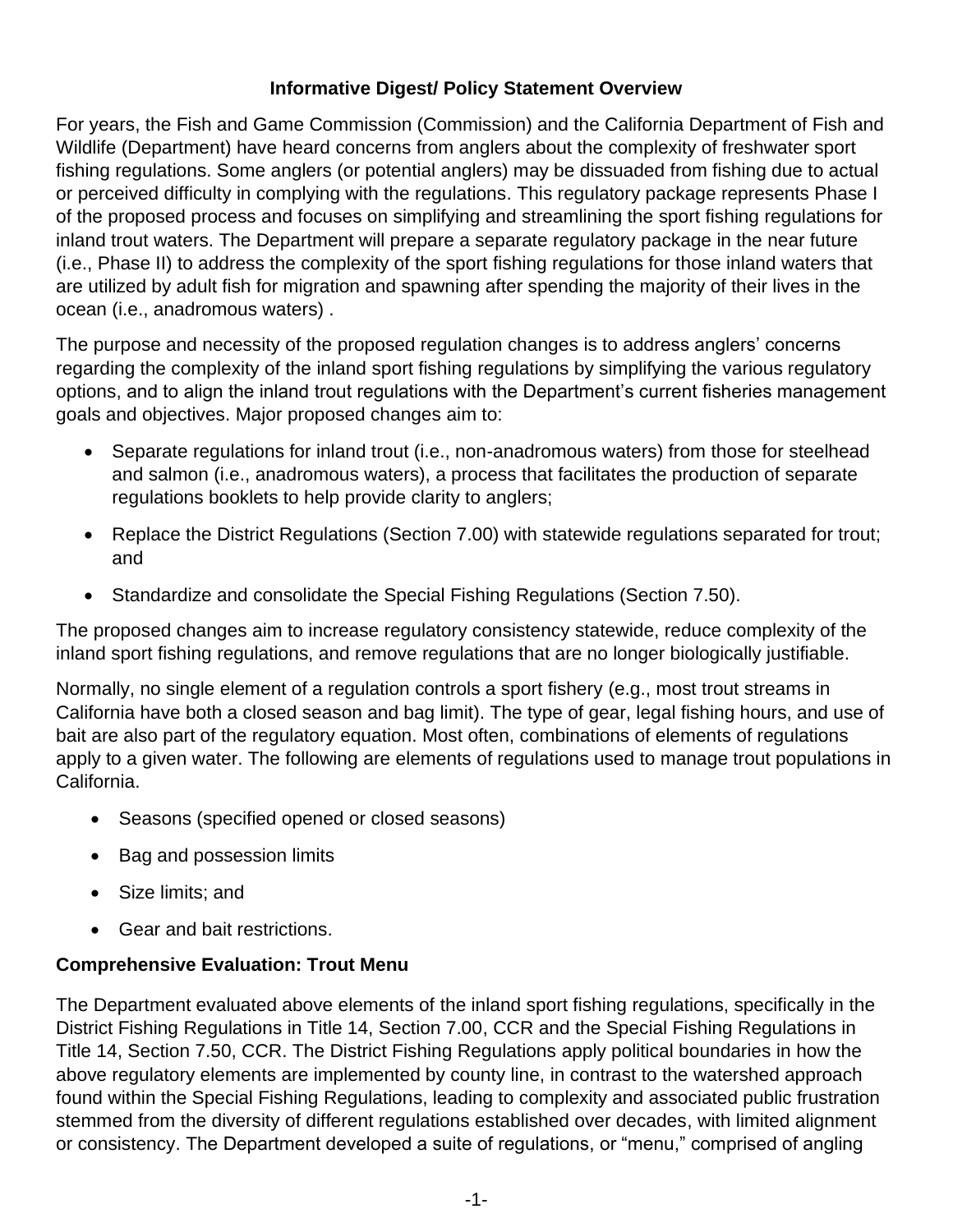**Informative Digest/ Policy Statement Overview**

For years, the Fish and Game Commission (Commission) and the California Department of Fish and Wildlife (Department) have heard concerns from anglers about the complexity of freshwater sport fishing regulations. Some anglers (or potential anglers) may be dissuaded from fishing due to actual or perceived difficulty in complying with the regulations. This regulatory package represents Phase I of the proposed process and focuses on simplifying and streamlining the sport fishing regulations for inland trout waters. The Department will prepare a separate regulatory package in the near future (i.e., Phase II) to address the complexity of the sport fishing regulations for those inland waters that are utilized by adult fish for migration and spawning after spending the majority of their lives in the ocean (i.e., anadromous waters) .

The purpose and necessity of the proposed regulation changes is to address anglers' concerns regarding the complexity of the inland sport fishing regulations by simplifying the various regulatory options, and to align the inland trout regulations with the Department's current fisheries management goals and objectives. Major proposed changes aim to:

- Separate regulations for inland trout (i.e., non-anadromous waters) from those for steelhead and salmon (i.e., anadromous waters), a process that facilitates the production of separate regulations booklets to help provide clarity to anglers;
- Replace the District Regulations (Section 7.00) with statewide regulations separated for trout; and
- Standardize and consolidate the Special Fishing Regulations (Section 7.50).

The proposed changes aim to increase regulatory consistency statewide, reduce complexity of the inland sport fishing regulations, and remove regulations that are no longer biologically justifiable.

Normally, no single element of a regulation controls a sport fishery (e.g., most trout streams in California have both a closed season and bag limit). The type of gear, legal fishing hours, and use of bait are also part of the regulatory equation. Most often, combinations of elements of regulations apply to a given water. The following are elements of regulations used to manage trout populations in California.

- Seasons (specified opened or closed seasons)
- Bag and possession limits
- Size limits; and
- Gear and bait restrictions.

**Comprehensive Evaluation: Trout Menu**

The Department evaluated above elements of the inland sport fishing regulations, specifically in the District Fishing Regulations in Title 14, Section 7.00, CCR and the Special Fishing Regulations in Title 14, Section 7.50, CCR. The District Fishing Regulations apply political boundaries in how the above regulatory elements are implemented by county line, in contrast to the watershed approach found within the Special Fishing Regulations, leading to complexity and associated public frustration stemmed from the diversity of different regulations established over decades, with limited alignment or consistency. The Department developed a suite of regulations, or "menu," comprised of angling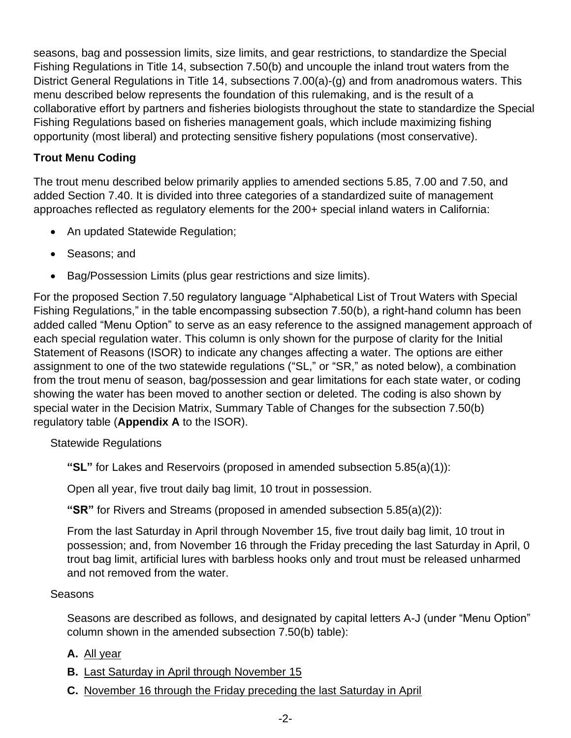seasons, bag and possession limits, size limits, and gear restrictions, to standardize the Special Fishing Regulations in Title 14, subsection 7.50(b) and uncouple the inland trout waters from the District General Regulations in Title 14, subsections 7.00(a)-(g) and from anadromous waters. This menu described below represents the foundation of this rulemaking, and is the result of a collaborative effort by partners and fisheries biologists throughout the state to standardize the Special Fishing Regulations based on fisheries management goals, which include maximizing fishing opportunity (most liberal) and protecting sensitive fishery populations (most conservative).

**Trout Menu Coding**

The trout menu described below primarily applies to amended sections 5.85, 7.00 and 7.50, and added Section 7.40. It is divided into three categories of a standardized suite of management approaches reflected as regulatory elements for the 200+ special inland waters in California:

- An updated Statewide Regulation;
- Seasons; and
- Bag/Possession Limits (plus gear restrictions and size limits).

For the proposed Section 7.50 regulatory language "Alphabetical List of Trout Waters with Special Fishing Regulations," in the table encompassing subsection 7.50(b), a right-hand column has been added called "Menu Option" to serve as an easy reference to the assigned management approach of each special regulation water. This column is only shown for the purpose of clarity for the Initial Statement of Reasons (ISOR) to indicate any changes affecting a water. The options are either assignment to one of the two statewide regulations ("SL," or "SR," as noted below), a combination from the trout menu of season, bag/possession and gear limitations for each state water, or coding showing the water has been moved to another section or deleted. The coding is also shown by special water in the Decision Matrix, Summary Table of Changes for the subsection 7.50(b) regulatory table (**Appendix A** to the ISOR).

Statewide Regulations

**"SL"** for Lakes and Reservoirs (proposed in amended subsection 5.85(a)(1)):

Open all year, five trout daily bag limit, 10 trout in possession.

**"SR"** for Rivers and Streams (proposed in amended subsection 5.85(a)(2)):

From the last Saturday in April through November 15, five trout daily bag limit, 10 trout in possession; and, from November 16 through the Friday preceding the last Saturday in April, 0 trout bag limit, artificial lures with barbless hooks only and trout must be released unharmed and not removed from the water.

Seasons

Seasons are described as follows, and designated by capital letters A-J (under "Menu Option" column shown in the amended subsection 7.50(b) table):

**A.** <u>All year</u>

**B.** <u>Last Saturday in April through November 15</u>

**C.** <u>November 16 through the Friday preceding the last Saturday in April</u>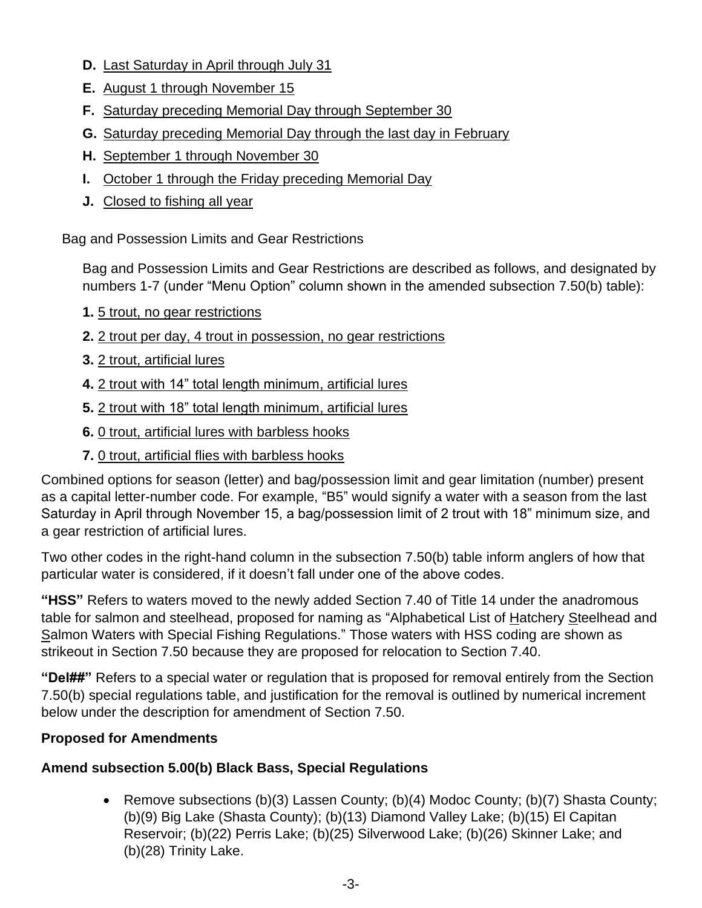**D.** Last Saturday in April through July 31

**E.** August 1 through November 15

**F.** Saturday preceding Memorial Day through September 30

**G.** Saturday preceding Memorial Day through the last day in February

**H.** September 1 through November 30

**I.** October 1 through the Friday preceding Memorial Day

**J.** Closed to fishing all year

Bag and Possession Limits and Gear Restrictions

Bag and Possession Limits and Gear Restrictions are described as follows, and designated by numbers 1-7 (under "Menu Option" column shown in the amended subsection 7.50(b) table):

**1.** 5 trout, no gear restrictions

**2.** 2 trout per day, 4 trout in possession, no gear restrictions

**3.** 2 trout, artificial lures

**4.** 2 trout with 14" total length minimum, artificial lures

**5.** 2 trout with 18" total length minimum, artificial lures

**6.** 0 trout, artificial lures with barbless hooks

**7.** 0 trout, artificial flies with barbless hooks

Combined options for season (letter) and bag/possession limit and gear limitation (number) present as a capital letter-number code. For example, "B5" would signify a water with a season from the last Saturday in April through November 15, a bag/possession limit of 2 trout with 18" minimum size, and a gear restriction of artificial lures.

Two other codes in the right-hand column in the subsection 7.50(b) table inform anglers of how that particular water is considered, if it doesn't fall under one of the above codes.

**"HSS"** Refers to waters moved to the newly added Section 7.40 of Title 14 under the anadromous table for salmon and steelhead, proposed for naming as "Alphabetical List of Hatchery Steelhead and Salmon Waters with Special Fishing Regulations." Those waters with HSS coding are shown as strikeout in Section 7.50 because they are proposed for relocation to Section 7.40.

**"Del##"** Refers to a special water or regulation that is proposed for removal entirely from the Section 7.50(b) special regulations table, and justification for the removal is outlined by numerical increment below under the description for amendment of Section 7.50.

**Proposed for Amendments**

**Amend subsection 5.00(b) Black Bass, Special Regulations**

- Remove subsections (b)(3) Lassen County; (b)(4) Modoc County; (b)(7) Shasta County; (b)(9) Big Lake (Shasta County); (b)(13) Diamond Valley Lake; (b)(15) El Capitan Reservoir; (b)(22) Perris Lake; (b)(25) Silverwood Lake; (b)(26) Skinner Lake; and (b)(28) Trinity Lake.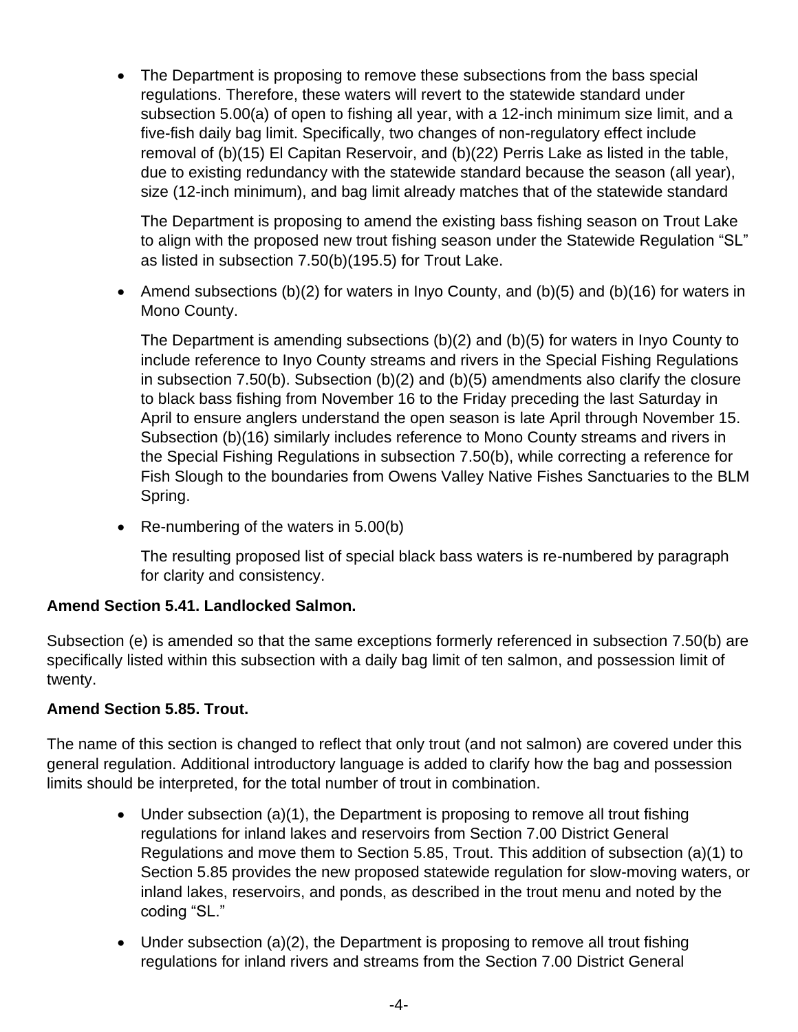- The Department is proposing to remove these subsections from the bass special regulations. Therefore, these waters will revert to the statewide standard under subsection 5.00(a) of open to fishing all year, with a 12-inch minimum size limit, and a five-fish daily bag limit. Specifically, two changes of non-regulatory effect include removal of (b)(15) El Capitan Reservoir, and (b)(22) Perris Lake as listed in the table, due to existing redundancy with the statewide standard because the season (all year), size (12-inch minimum), and bag limit already matches that of the statewide standard

  The Department is proposing to amend the existing bass fishing season on Trout Lake to align with the proposed new trout fishing season under the Statewide Regulation “SL” as listed in subsection 7.50(b)(195.5) for Trout Lake.

- Amend subsections (b)(2) for waters in Inyo County, and (b)(5) and (b)(16) for waters in Mono County.

  The Department is amending subsections (b)(2) and (b)(5) for waters in Inyo County to include reference to Inyo County streams and rivers in the Special Fishing Regulations in subsection 7.50(b). Subsection (b)(2) and (b)(5) amendments also clarify the closure to black bass fishing from November 16 to the Friday preceding the last Saturday in April to ensure anglers understand the open season is late April through November 15. Subsection (b)(16) similarly includes reference to Mono County streams and rivers in the Special Fishing Regulations in subsection 7.50(b), while correcting a reference for Fish Slough to the boundaries from Owens Valley Native Fishes Sanctuaries to the BLM Spring.

- Re-numbering of the waters in 5.00(b)

  The resulting proposed list of special black bass waters is re-numbered by paragraph for clarity and consistency.

**Amend Section 5.41. Landlocked Salmon.**

Subsection (e) is amended so that the same exceptions formerly referenced in subsection 7.50(b) are specifically listed within this subsection with a daily bag limit of ten salmon, and possession limit of twenty.

**Amend Section 5.85. Trout.**

The name of this section is changed to reflect that only trout (and not salmon) are covered under this general regulation. Additional introductory language is added to clarify how the bag and possession limits should be interpreted, for the total number of trout in combination.

- Under subsection (a)(1), the Department is proposing to remove all trout fishing regulations for inland lakes and reservoirs from Section 7.00 District General Regulations and move them to Section 5.85, Trout. This addition of subsection (a)(1) to Section 5.85 provides the new proposed statewide regulation for slow-moving waters, or inland lakes, reservoirs, and ponds, as described in the trout menu and noted by the coding “SL.”

- Under subsection (a)(2), the Department is proposing to remove all trout fishing regulations for inland rivers and streams from the Section 7.00 District General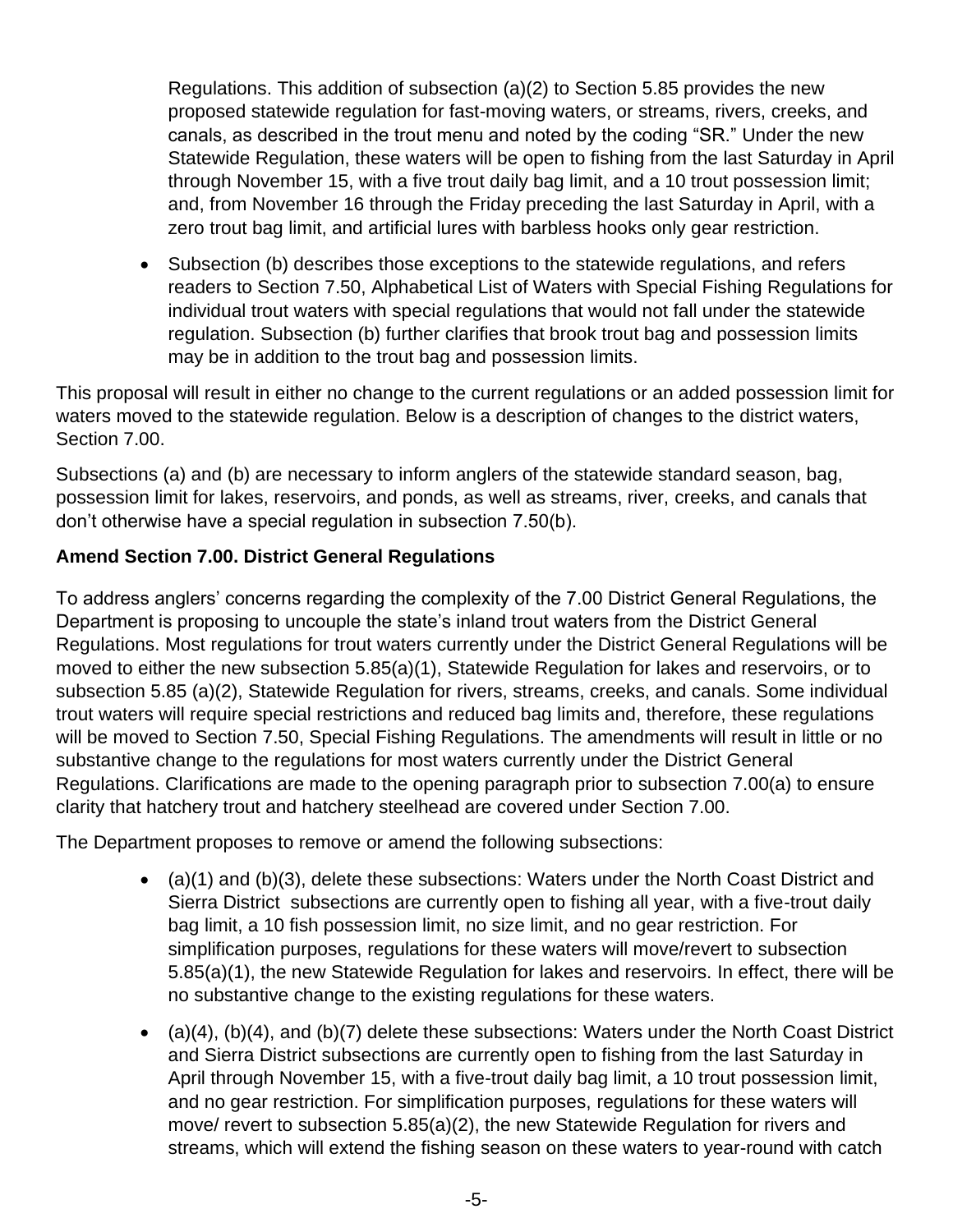Regulations. This addition of subsection (a)(2) to Section 5.85 provides the new proposed statewide regulation for fast-moving waters, or streams, rivers, creeks, and canals, as described in the trout menu and noted by the coding "SR." Under the new Statewide Regulation, these waters will be open to fishing from the last Saturday in April through November 15, with a five trout daily bag limit, and a 10 trout possession limit; and, from November 16 through the Friday preceding the last Saturday in April, with a zero trout bag limit, and artificial lures with barbless hooks only gear restriction.

- Subsection (b) describes those exceptions to the statewide regulations, and refers readers to Section 7.50, Alphabetical List of Waters with Special Fishing Regulations for individual trout waters with special regulations that would not fall under the statewide regulation. Subsection (b) further clarifies that brook trout bag and possession limits may be in addition to the trout bag and possession limits.

This proposal will result in either no change to the current regulations or an added possession limit for waters moved to the statewide regulation. Below is a description of changes to the district waters, Section 7.00.

Subsections (a) and (b) are necessary to inform anglers of the statewide standard season, bag, possession limit for lakes, reservoirs, and ponds, as well as streams, river, creeks, and canals that don't otherwise have a special regulation in subsection 7.50(b).

**Amend Section 7.00. District General Regulations**

To address anglers' concerns regarding the complexity of the 7.00 District General Regulations, the Department is proposing to uncouple the state's inland trout waters from the District General Regulations. Most regulations for trout waters currently under the District General Regulations will be moved to either the new subsection 5.85(a)(1), Statewide Regulation for lakes and reservoirs, or to subsection 5.85 (a)(2), Statewide Regulation for rivers, streams, creeks, and canals. Some individual trout waters will require special restrictions and reduced bag limits and, therefore, these regulations will be moved to Section 7.50, Special Fishing Regulations. The amendments will result in little or no substantive change to the regulations for most waters currently under the District General Regulations. Clarifications are made to the opening paragraph prior to subsection 7.00(a) to ensure clarity that hatchery trout and hatchery steelhead are covered under Section 7.00.

The Department proposes to remove or amend the following subsections:

- (a)(1) and (b)(3), delete these subsections: Waters under the North Coast District and Sierra District subsections are currently open to fishing all year, with a five-trout daily bag limit, a 10 fish possession limit, no size limit, and no gear restriction. For simplification purposes, regulations for these waters will move/revert to subsection 5.85(a)(1), the new Statewide Regulation for lakes and reservoirs. In effect, there will be no substantive change to the existing regulations for these waters.
- (a)(4), (b)(4), and (b)(7) delete these subsections: Waters under the North Coast District and Sierra District subsections are currently open to fishing from the last Saturday in April through November 15, with a five-trout daily bag limit, a 10 trout possession limit, and no gear restriction. For simplification purposes, regulations for these waters will move/ revert to subsection 5.85(a)(2), the new Statewide Regulation for rivers and streams, which will extend the fishing season on these waters to year-round with catch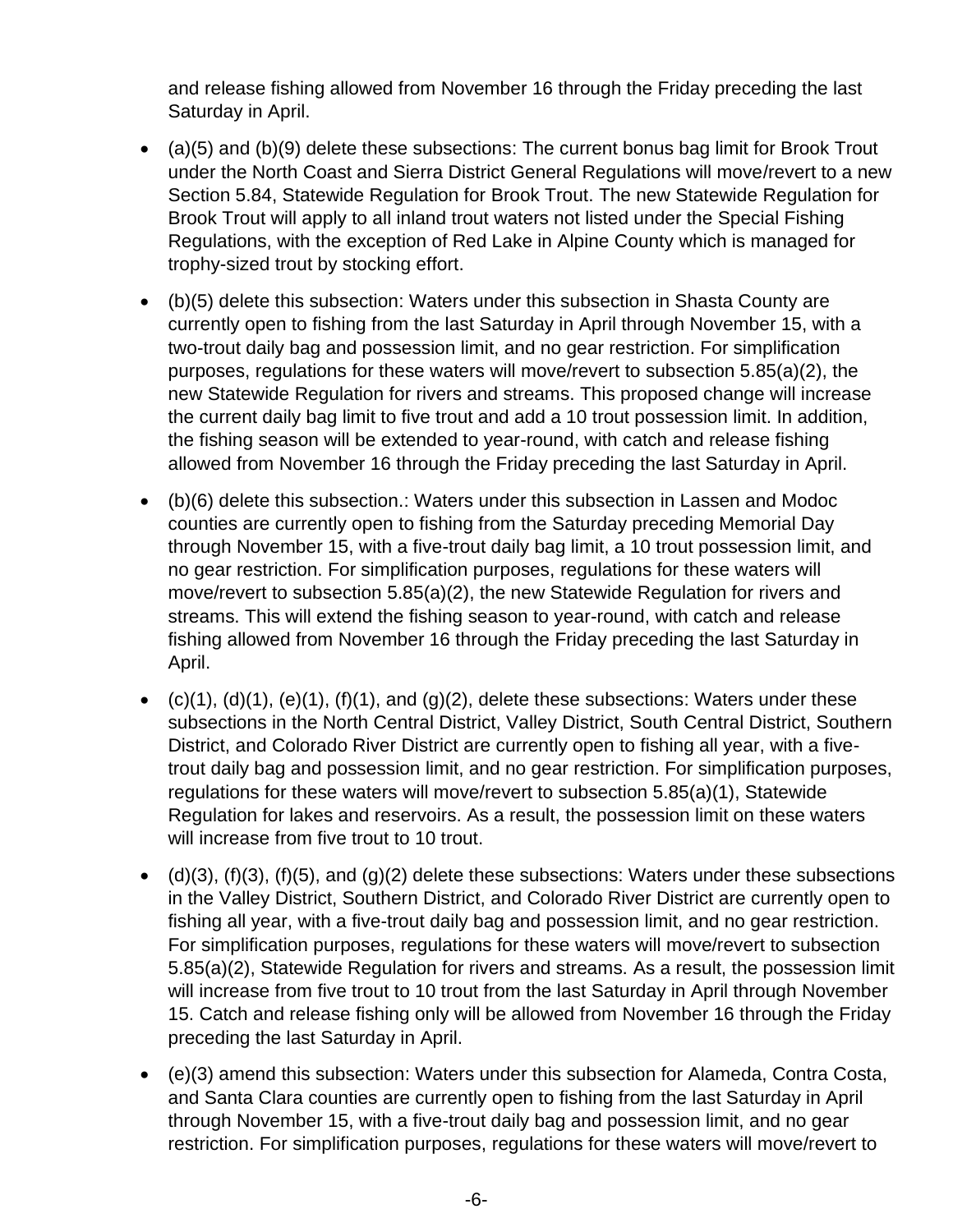and release fishing allowed from November 16 through the Friday preceding the last Saturday in April.

- (a)(5) and (b)(9) delete these subsections: The current bonus bag limit for Brook Trout under the North Coast and Sierra District General Regulations will move/revert to a new Section 5.84, Statewide Regulation for Brook Trout. The new Statewide Regulation for Brook Trout will apply to all inland trout waters not listed under the Special Fishing Regulations, with the exception of Red Lake in Alpine County which is managed for trophy-sized trout by stocking effort.
- (b)(5) delete this subsection: Waters under this subsection in Shasta County are currently open to fishing from the last Saturday in April through November 15, with a two-trout daily bag and possession limit, and no gear restriction. For simplification purposes, regulations for these waters will move/revert to subsection 5.85(a)(2), the new Statewide Regulation for rivers and streams. This proposed change will increase the current daily bag limit to five trout and add a 10 trout possession limit. In addition, the fishing season will be extended to year-round, with catch and release fishing allowed from November 16 through the Friday preceding the last Saturday in April.
- (b)(6) delete this subsection.: Waters under this subsection in Lassen and Modoc counties are currently open to fishing from the Saturday preceding Memorial Day through November 15, with a five-trout daily bag limit, a 10 trout possession limit, and no gear restriction. For simplification purposes, regulations for these waters will move/revert to subsection 5.85(a)(2), the new Statewide Regulation for rivers and streams. This will extend the fishing season to year-round, with catch and release fishing allowed from November 16 through the Friday preceding the last Saturday in April.
- (c)(1), (d)(1), (e)(1), (f)(1), and (g)(2), delete these subsections: Waters under these subsections in the North Central District, Valley District, South Central District, Southern District, and Colorado River District are currently open to fishing all year, with a five-trout daily bag and possession limit, and no gear restriction. For simplification purposes, regulations for these waters will move/revert to subsection 5.85(a)(1), Statewide Regulation for lakes and reservoirs. As a result, the possession limit on these waters will increase from five trout to 10 trout.
- (d)(3), (f)(3), (f)(5), and (g)(2) delete these subsections: Waters under these subsections in the Valley District, Southern District, and Colorado River District are currently open to fishing all year, with a five-trout daily bag and possession limit, and no gear restriction. For simplification purposes, regulations for these waters will move/revert to subsection 5.85(a)(2), Statewide Regulation for rivers and streams. As a result, the possession limit will increase from five trout to 10 trout from the last Saturday in April through November 15. Catch and release fishing only will be allowed from November 16 through the Friday preceding the last Saturday in April.
- (e)(3) amend this subsection: Waters under this subsection for Alameda, Contra Costa, and Santa Clara counties are currently open to fishing from the last Saturday in April through November 15, with a five-trout daily bag and possession limit, and no gear restriction. For simplification purposes, regulations for these waters will move/revert to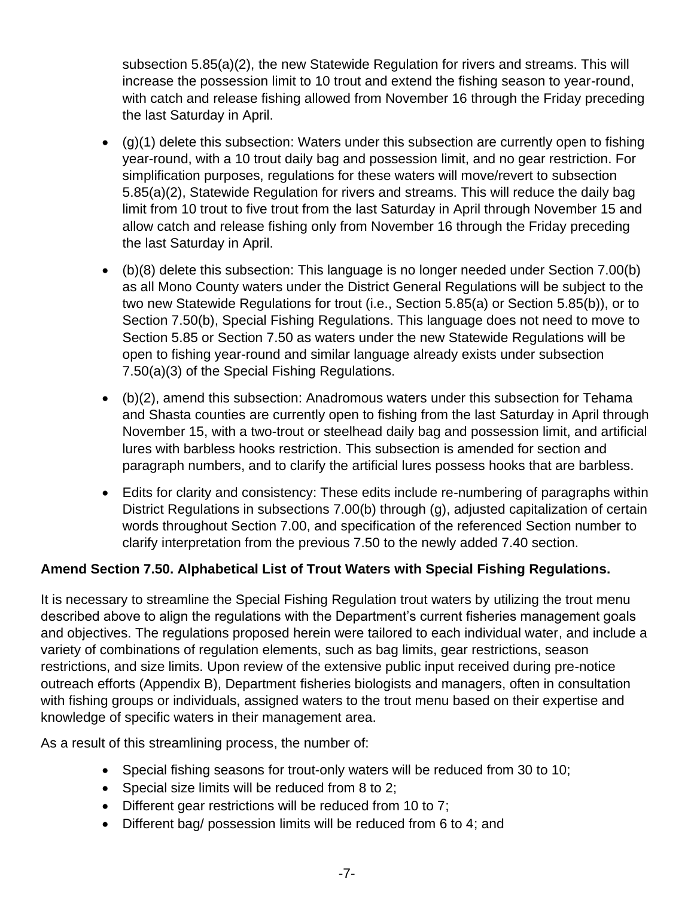subsection 5.85(a)(2), the new Statewide Regulation for rivers and streams. This will increase the possession limit to 10 trout and extend the fishing season to year-round, with catch and release fishing allowed from November 16 through the Friday preceding the last Saturday in April.

- (g)(1) delete this subsection: Waters under this subsection are currently open to fishing year-round, with a 10 trout daily bag and possession limit, and no gear restriction. For simplification purposes, regulations for these waters will move/revert to subsection 5.85(a)(2), Statewide Regulation for rivers and streams. This will reduce the daily bag limit from 10 trout to five trout from the last Saturday in April through November 15 and allow catch and release fishing only from November 16 through the Friday preceding the last Saturday in April.
- (b)(8) delete this subsection: This language is no longer needed under Section 7.00(b) as all Mono County waters under the District General Regulations will be subject to the two new Statewide Regulations for trout (i.e., Section 5.85(a) or Section 5.85(b)), or to Section 7.50(b), Special Fishing Regulations. This language does not need to move to Section 5.85 or Section 7.50 as waters under the new Statewide Regulations will be open to fishing year-round and similar language already exists under subsection 7.50(a)(3) of the Special Fishing Regulations.
- (b)(2), amend this subsection: Anadromous waters under this subsection for Tehama and Shasta counties are currently open to fishing from the last Saturday in April through November 15, with a two-trout or steelhead daily bag and possession limit, and artificial lures with barbless hooks restriction. This subsection is amended for section and paragraph numbers, and to clarify the artificial lures possess hooks that are barbless.
- Edits for clarity and consistency: These edits include re-numbering of paragraphs within District Regulations in subsections 7.00(b) through (g), adjusted capitalization of certain words throughout Section 7.00, and specification of the referenced Section number to clarify interpretation from the previous 7.50 to the newly added 7.40 section.

**Amend Section 7.50. Alphabetical List of Trout Waters with Special Fishing Regulations.**

It is necessary to streamline the Special Fishing Regulation trout waters by utilizing the trout menu described above to align the regulations with the Department's current fisheries management goals and objectives. The regulations proposed herein were tailored to each individual water, and include a variety of combinations of regulation elements, such as bag limits, gear restrictions, season restrictions, and size limits. Upon review of the extensive public input received during pre-notice outreach efforts (Appendix B), Department fisheries biologists and managers, often in consultation with fishing groups or individuals, assigned waters to the trout menu based on their expertise and knowledge of specific waters in their management area.

As a result of this streamlining process, the number of:

- Special fishing seasons for trout-only waters will be reduced from 30 to 10;
- Special size limits will be reduced from 8 to 2;
- Different gear restrictions will be reduced from 10 to 7;
- Different bag/ possession limits will be reduced from 6 to 4; and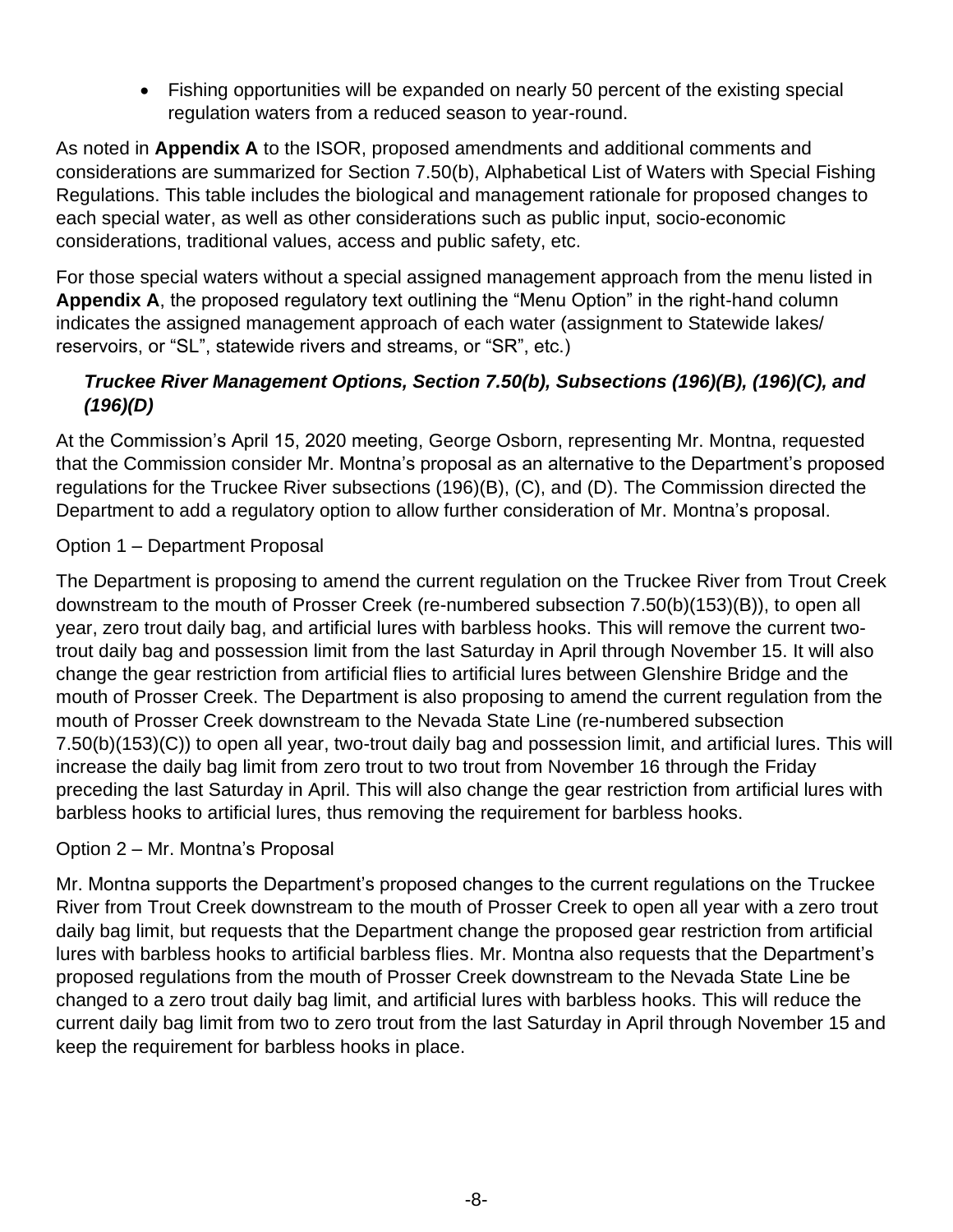- Fishing opportunities will be expanded on nearly 50 percent of the existing special regulation waters from a reduced season to year-round.

As noted in **Appendix A** to the ISOR, proposed amendments and additional comments and considerations are summarized for Section 7.50(b), Alphabetical List of Waters with Special Fishing Regulations. This table includes the biological and management rationale for proposed changes to each special water, as well as other considerations such as public input, socio-economic considerations, traditional values, access and public safety, etc.

For those special waters without a special assigned management approach from the menu listed in **Appendix A**, the proposed regulatory text outlining the "Menu Option" in the right-hand column indicates the assigned management approach of each water (assignment to Statewide lakes/ reservoirs, or "SL", statewide rivers and streams, or "SR", etc.)

***Truckee River Management Options, Section 7.50(b), Subsections (196)(B), (196)(C), and (196)(D)***

At the Commission's April 15, 2020 meeting, George Osborn, representing Mr. Montna, requested that the Commission consider Mr. Montna's proposal as an alternative to the Department's proposed regulations for the Truckee River subsections (196)(B), (C), and (D). The Commission directed the Department to add a regulatory option to allow further consideration of Mr. Montna's proposal.

Option 1 – Department Proposal

The Department is proposing to amend the current regulation on the Truckee River from Trout Creek downstream to the mouth of Prosser Creek (re-numbered subsection 7.50(b)(153)(B)), to open all year, zero trout daily bag, and artificial lures with barbless hooks. This will remove the current two-trout daily bag and possession limit from the last Saturday in April through November 15. It will also change the gear restriction from artificial flies to artificial lures between Glenshire Bridge and the mouth of Prosser Creek. The Department is also proposing to amend the current regulation from the mouth of Prosser Creek downstream to the Nevada State Line (re-numbered subsection 7.50(b)(153)(C)) to open all year, two-trout daily bag and possession limit, and artificial lures. This will increase the daily bag limit from zero trout to two trout from November 16 through the Friday preceding the last Saturday in April. This will also change the gear restriction from artificial lures with barbless hooks to artificial lures, thus removing the requirement for barbless hooks.

Option 2 – Mr. Montna's Proposal

Mr. Montna supports the Department's proposed changes to the current regulations on the Truckee River from Trout Creek downstream to the mouth of Prosser Creek to open all year with a zero trout daily bag limit, but requests that the Department change the proposed gear restriction from artificial lures with barbless hooks to artificial barbless flies. Mr. Montna also requests that the Department's proposed regulations from the mouth of Prosser Creek downstream to the Nevada State Line be changed to a zero trout daily bag limit, and artificial lures with barbless hooks. This will reduce the current daily bag limit from two to zero trout from the last Saturday in April through November 15 and keep the requirement for barbless hooks in place.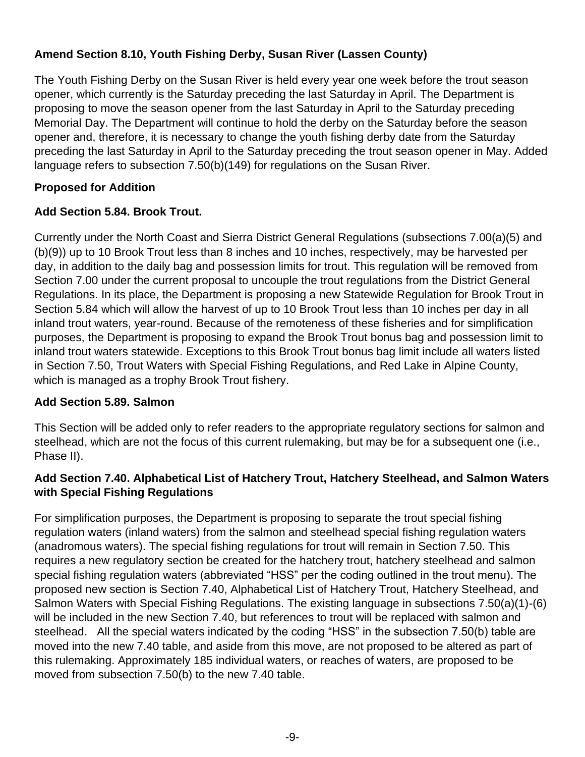**Amend Section 8.10, Youth Fishing Derby, Susan River (Lassen County)**

The Youth Fishing Derby on the Susan River is held every year one week before the trout season opener, which currently is the Saturday preceding the last Saturday in April. The Department is proposing to move the season opener from the last Saturday in April to the Saturday preceding Memorial Day. The Department will continue to hold the derby on the Saturday before the season opener and, therefore, it is necessary to change the youth fishing derby date from the Saturday preceding the last Saturday in April to the Saturday preceding the trout season opener in May. Added language refers to subsection 7.50(b)(149) for regulations on the Susan River.

**Proposed for Addition**

**Add Section 5.84. Brook Trout.**

Currently under the North Coast and Sierra District General Regulations (subsections 7.00(a)(5) and (b)(9)) up to 10 Brook Trout less than 8 inches and 10 inches, respectively, may be harvested per day, in addition to the daily bag and possession limits for trout. This regulation will be removed from Section 7.00 under the current proposal to uncouple the trout regulations from the District General Regulations. In its place, the Department is proposing a new Statewide Regulation for Brook Trout in Section 5.84 which will allow the harvest of up to 10 Brook Trout less than 10 inches per day in all inland trout waters, year-round. Because of the remoteness of these fisheries and for simplification purposes, the Department is proposing to expand the Brook Trout bonus bag and possession limit to inland trout waters statewide. Exceptions to this Brook Trout bonus bag limit include all waters listed in Section 7.50, Trout Waters with Special Fishing Regulations, and Red Lake in Alpine County, which is managed as a trophy Brook Trout fishery.

**Add Section 5.89. Salmon**

This Section will be added only to refer readers to the appropriate regulatory sections for salmon and steelhead, which are not the focus of this current rulemaking, but may be for a subsequent one (i.e., Phase II).

**Add Section 7.40. Alphabetical List of Hatchery Trout, Hatchery Steelhead, and Salmon Waters with Special Fishing Regulations**

For simplification purposes, the Department is proposing to separate the trout special fishing regulation waters (inland waters) from the salmon and steelhead special fishing regulation waters (anadromous waters). The special fishing regulations for trout will remain in Section 7.50. This requires a new regulatory section be created for the hatchery trout, hatchery steelhead and salmon special fishing regulation waters (abbreviated "HSS" per the coding outlined in the trout menu). The proposed new section is Section 7.40, Alphabetical List of Hatchery Trout, Hatchery Steelhead, and Salmon Waters with Special Fishing Regulations. The existing language in subsections 7.50(a)(1)-(6) will be included in the new Section 7.40, but references to trout will be replaced with salmon and steelhead. All the special waters indicated by the coding "HSS" in the subsection 7.50(b) table are moved into the new 7.40 table, and aside from this move, are not proposed to be altered as part of this rulemaking. Approximately 185 individual waters, or reaches of waters, are proposed to be moved from subsection 7.50(b) to the new 7.40 table.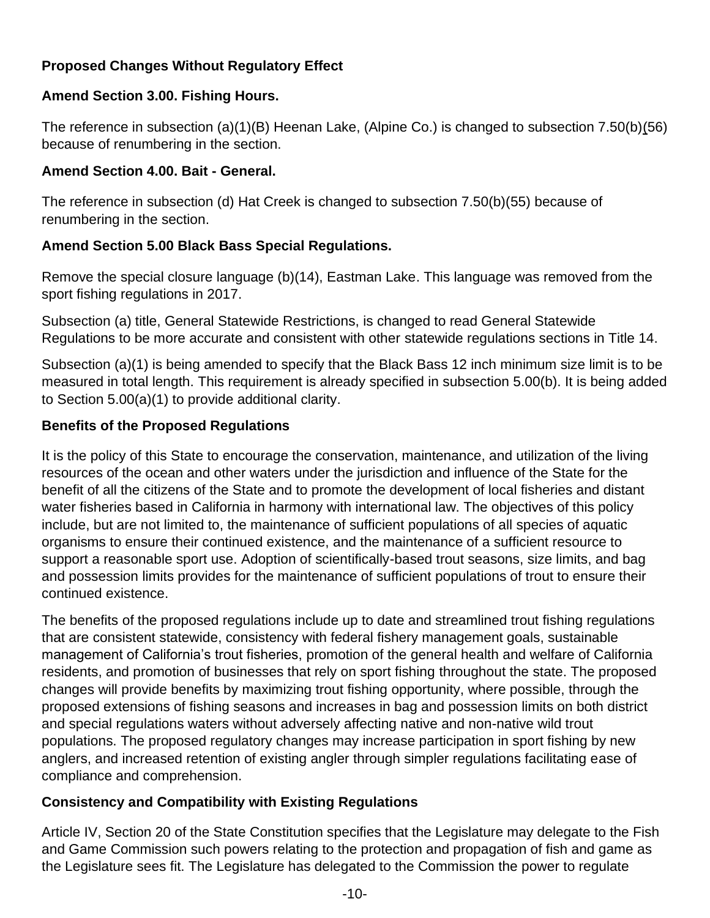**Proposed Changes Without Regulatory Effect**

**Amend Section 3.00. Fishing Hours.**

The reference in subsection (a)(1)(B) Heenan Lake, (Alpine Co.) is changed to subsection 7.50(b)(56) because of renumbering in the section.

**Amend Section 4.00. Bait - General.**

The reference in subsection (d) Hat Creek is changed to subsection 7.50(b)(55) because of renumbering in the section.

**Amend Section 5.00 Black Bass Special Regulations.**

Remove the special closure language (b)(14), Eastman Lake. This language was removed from the sport fishing regulations in 2017.

Subsection (a) title, General Statewide Restrictions, is changed to read General Statewide Regulations to be more accurate and consistent with other statewide regulations sections in Title 14.

Subsection (a)(1) is being amended to specify that the Black Bass 12 inch minimum size limit is to be measured in total length. This requirement is already specified in subsection 5.00(b). It is being added to Section 5.00(a)(1) to provide additional clarity.

**Benefits of the Proposed Regulations**

It is the policy of this State to encourage the conservation, maintenance, and utilization of the living resources of the ocean and other waters under the jurisdiction and influence of the State for the benefit of all the citizens of the State and to promote the development of local fisheries and distant water fisheries based in California in harmony with international law. The objectives of this policy include, but are not limited to, the maintenance of sufficient populations of all species of aquatic organisms to ensure their continued existence, and the maintenance of a sufficient resource to support a reasonable sport use. Adoption of scientifically-based trout seasons, size limits, and bag and possession limits provides for the maintenance of sufficient populations of trout to ensure their continued existence.

The benefits of the proposed regulations include up to date and streamlined trout fishing regulations that are consistent statewide, consistency with federal fishery management goals, sustainable management of California's trout fisheries, promotion of the general health and welfare of California residents, and promotion of businesses that rely on sport fishing throughout the state. The proposed changes will provide benefits by maximizing trout fishing opportunity, where possible, through the proposed extensions of fishing seasons and increases in bag and possession limits on both district and special regulations waters without adversely affecting native and non-native wild trout populations. The proposed regulatory changes may increase participation in sport fishing by new anglers, and increased retention of existing angler through simpler regulations facilitating ease of compliance and comprehension.

**Consistency and Compatibility with Existing Regulations**

Article IV, Section 20 of the State Constitution specifies that the Legislature may delegate to the Fish and Game Commission such powers relating to the protection and propagation of fish and game as the Legislature sees fit. The Legislature has delegated to the Commission the power to regulate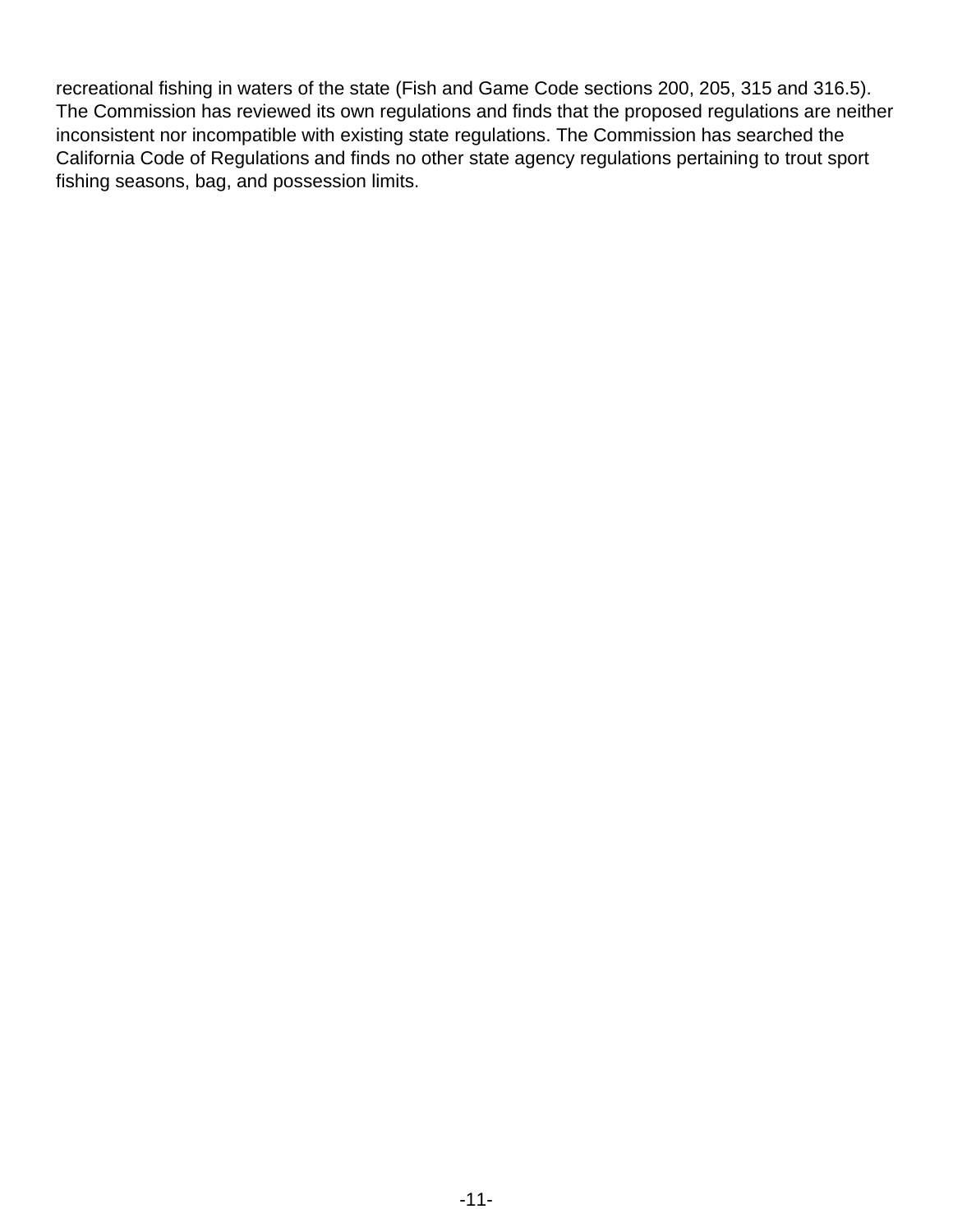recreational fishing in waters of the state (Fish and Game Code sections 200, 205, 315 and 316.5). The Commission has reviewed its own regulations and finds that the proposed regulations are neither inconsistent nor incompatible with existing state regulations. The Commission has searched the California Code of Regulations and finds no other state agency regulations pertaining to trout sport fishing seasons, bag, and possession limits.